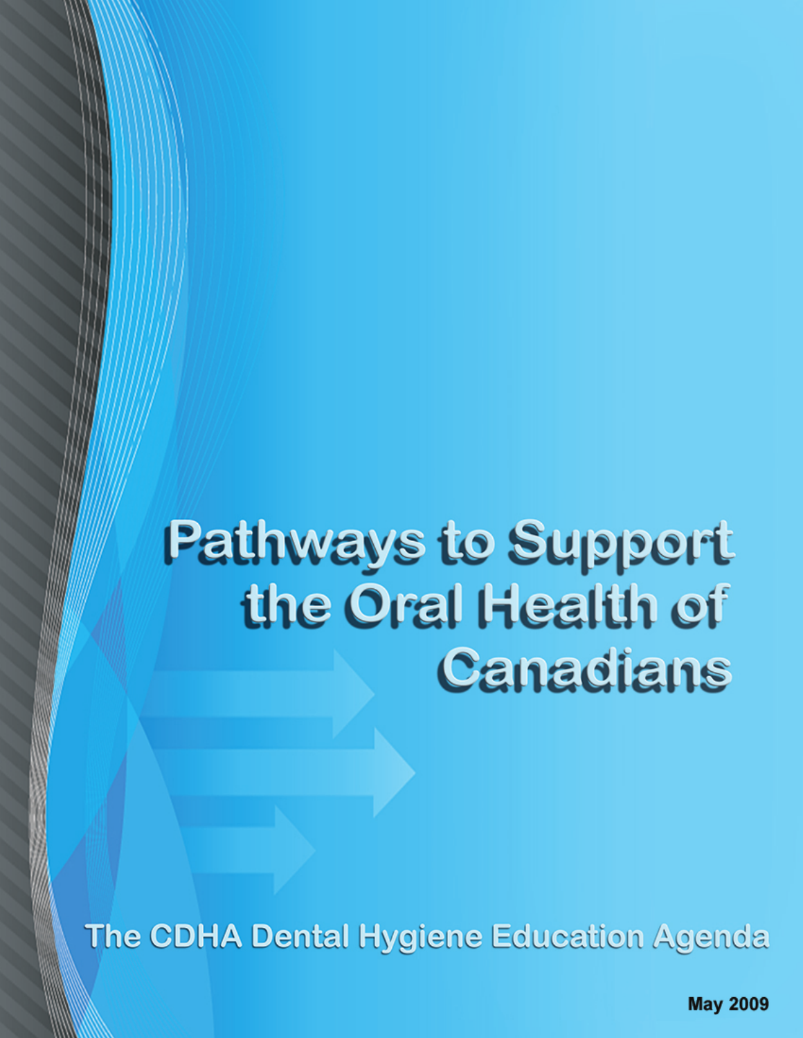# Pathways to Support the Oral Health of Canadians

## The CDHA Dental Hygiene Education Agenda

**May 2009**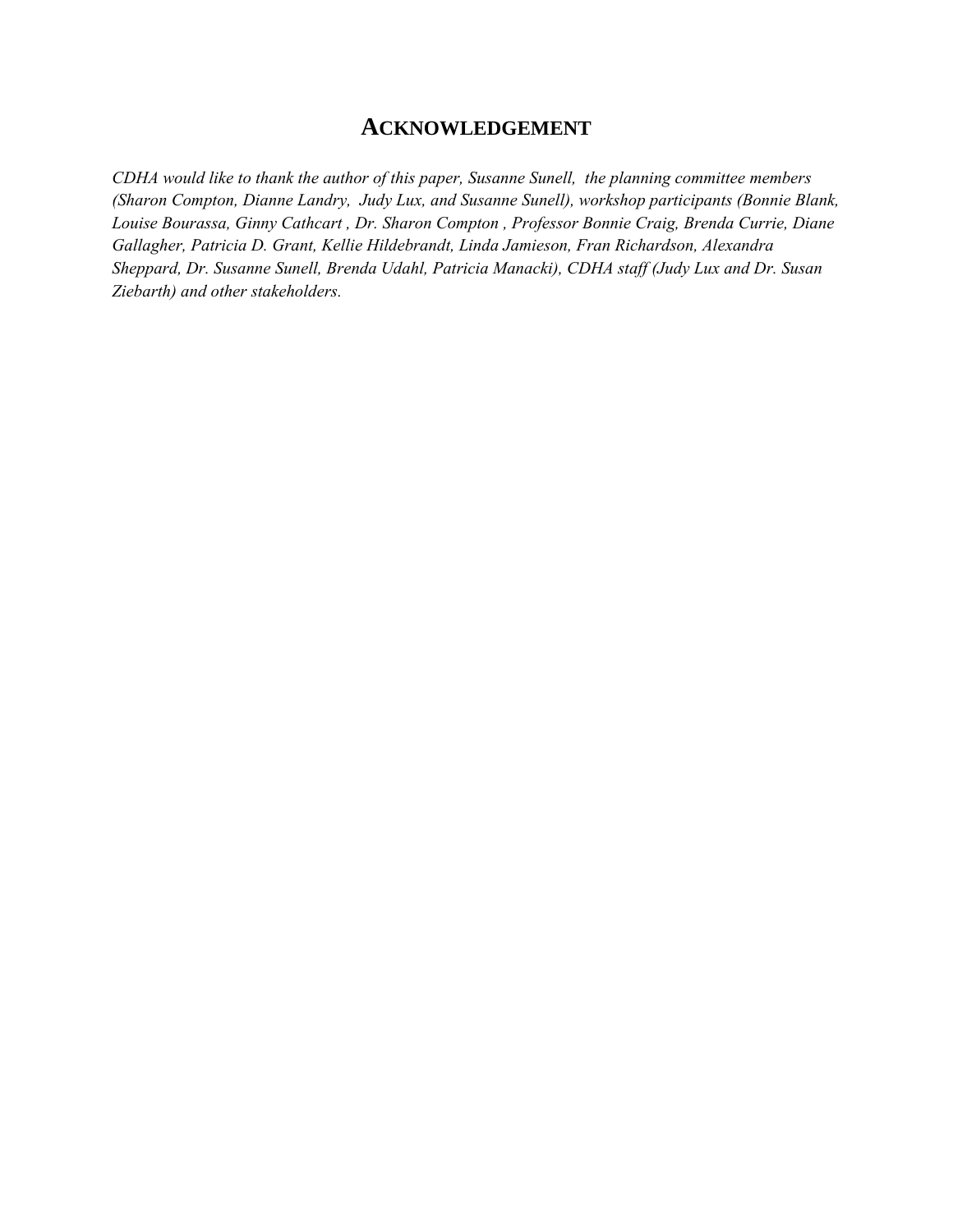# ACKNOWLEDGEMENT

*CDHA would like to thank the author of this paper, Susanne Sunell, the planning committee members (Sharon Compton, Dianne Landry, Judy Lux, and Susanne Sunell), workshop participants (Bonnie Blank, Louise Bourassa, Ginny Cathcart , Dr. Sharon Compton , Professor Bonnie Craig, Brenda Currie, Diane Gallagher, Patricia D. Grant, Kellie Hildebrandt, Linda Jamieson, Fran Richardson, Alexandra Sheppard, Dr. Susanne Sunell, Brenda Udahl, Patricia Manacki), CDHA staff (Judy Lux and Dr. Susan Ziebarth) and other stakeholders.*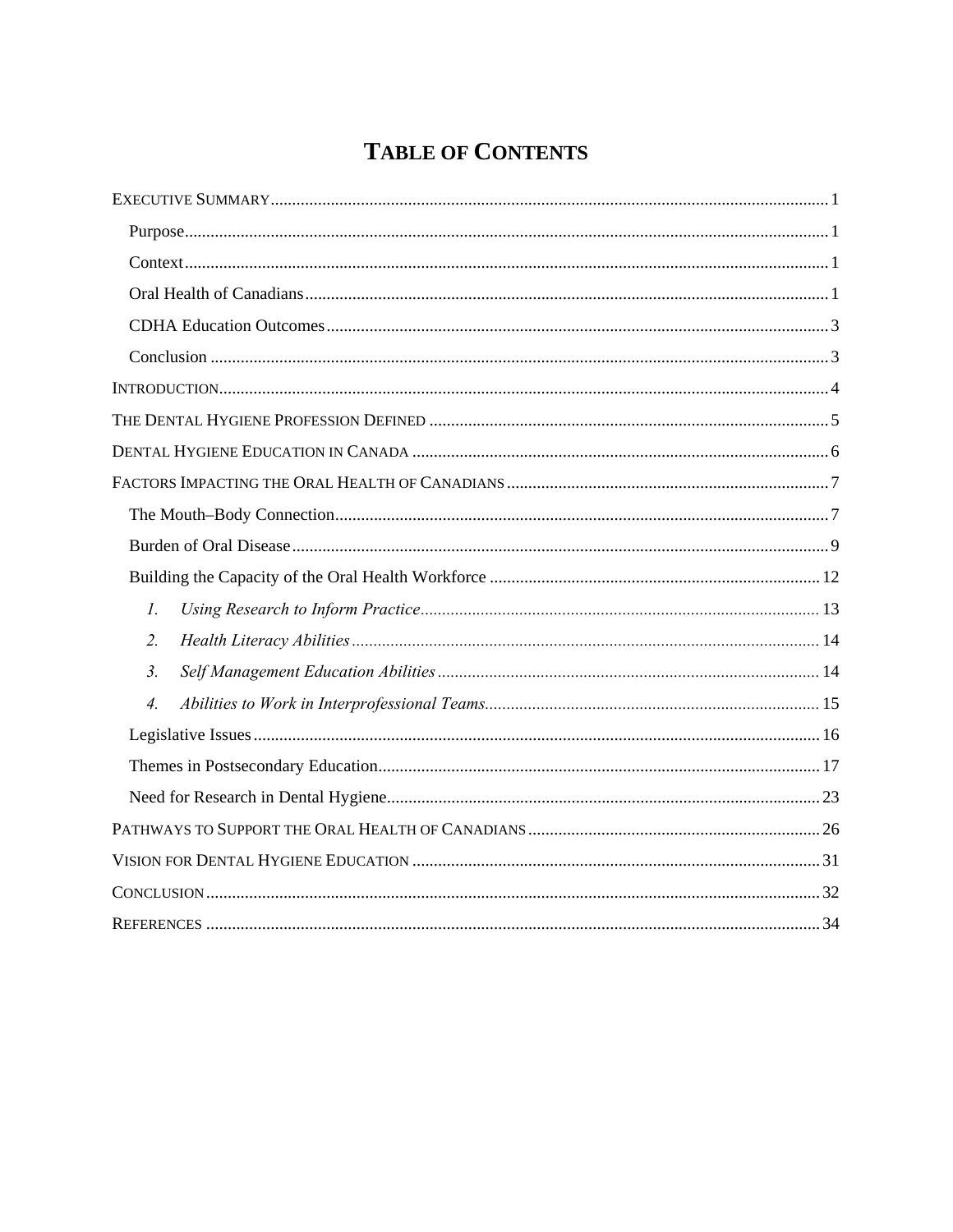# TABLE OF CONTENTS

EXECUTIVE SUMMARY ........ 1

- Purpose ........ 1
- Context ........ 1
- Oral Health of Canadians ........ 1
- CDHA Education Outcomes ........ 3
- Conclusion ........ 3

INTRODUCTION ........ 4

THE DENTAL HYGIENE PROFESSION DEFINED ........ 5

DENTAL HYGIENE EDUCATION IN CANADA ........ 6

FACTORS IMPACTING THE ORAL HEALTH OF CANADIANS ........ 7

- The Mouth–Body Connection ........ 7
- Burden of Oral Disease ........ 9
- Building the Capacity of the Oral Health Workforce ........ 12
  1. *Using Research to Inform Practice* ........ 13
  2. *Health Literacy Abilities* ........ 14
  3. *Self Management Education Abilities* ........ 14
  4. *Abilities to Work in Interprofessional Teams* ........ 15
- Legislative Issues ........ 16
- Themes in Postsecondary Education ........ 17
- Need for Research in Dental Hygiene ........ 23

PATHWAYS TO SUPPORT THE ORAL HEALTH OF CANADIANS ........ 26

VISION FOR DENTAL HYGIENE EDUCATION ........ 31

CONCLUSION ........ 32

REFERENCES ........ 34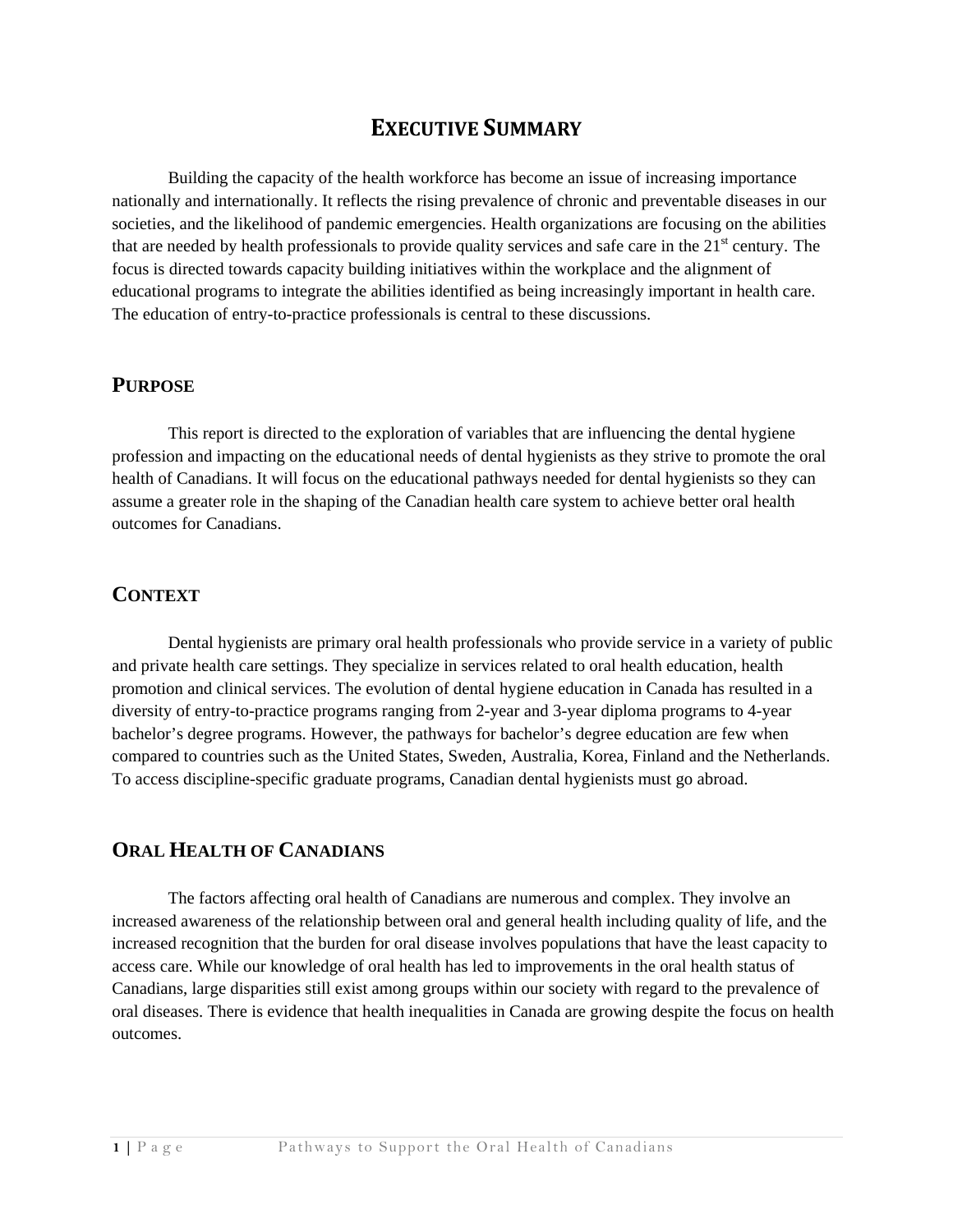# EXECUTIVE SUMMARY

Building the capacity of the health workforce has become an issue of increasing importance nationally and internationally. It reflects the rising prevalence of chronic and preventable diseases in our societies, and the likelihood of pandemic emergencies. Health organizations are focusing on the abilities that are needed by health professionals to provide quality services and safe care in the 21st century. The focus is directed towards capacity building initiatives within the workplace and the alignment of educational programs to integrate the abilities identified as being increasingly important in health care. The education of entry-to-practice professionals is central to these discussions.

## PURPOSE

This report is directed to the exploration of variables that are influencing the dental hygiene profession and impacting on the educational needs of dental hygienists as they strive to promote the oral health of Canadians. It will focus on the educational pathways needed for dental hygienists so they can assume a greater role in the shaping of the Canadian health care system to achieve better oral health outcomes for Canadians.

## CONTEXT

Dental hygienists are primary oral health professionals who provide service in a variety of public and private health care settings. They specialize in services related to oral health education, health promotion and clinical services. The evolution of dental hygiene education in Canada has resulted in a diversity of entry-to-practice programs ranging from 2-year and 3-year diploma programs to 4-year bachelor's degree programs. However, the pathways for bachelor's degree education are few when compared to countries such as the United States, Sweden, Australia, Korea, Finland and the Netherlands. To access discipline-specific graduate programs, Canadian dental hygienists must go abroad.

## ORAL HEALTH OF CANADIANS

The factors affecting oral health of Canadians are numerous and complex. They involve an increased awareness of the relationship between oral and general health including quality of life, and the increased recognition that the burden for oral disease involves populations that have the least capacity to access care. While our knowledge of oral health has led to improvements in the oral health status of Canadians, large disparities still exist among groups within our society with regard to the prevalence of oral diseases. There is evidence that health inequalities in Canada are growing despite the focus on health outcomes.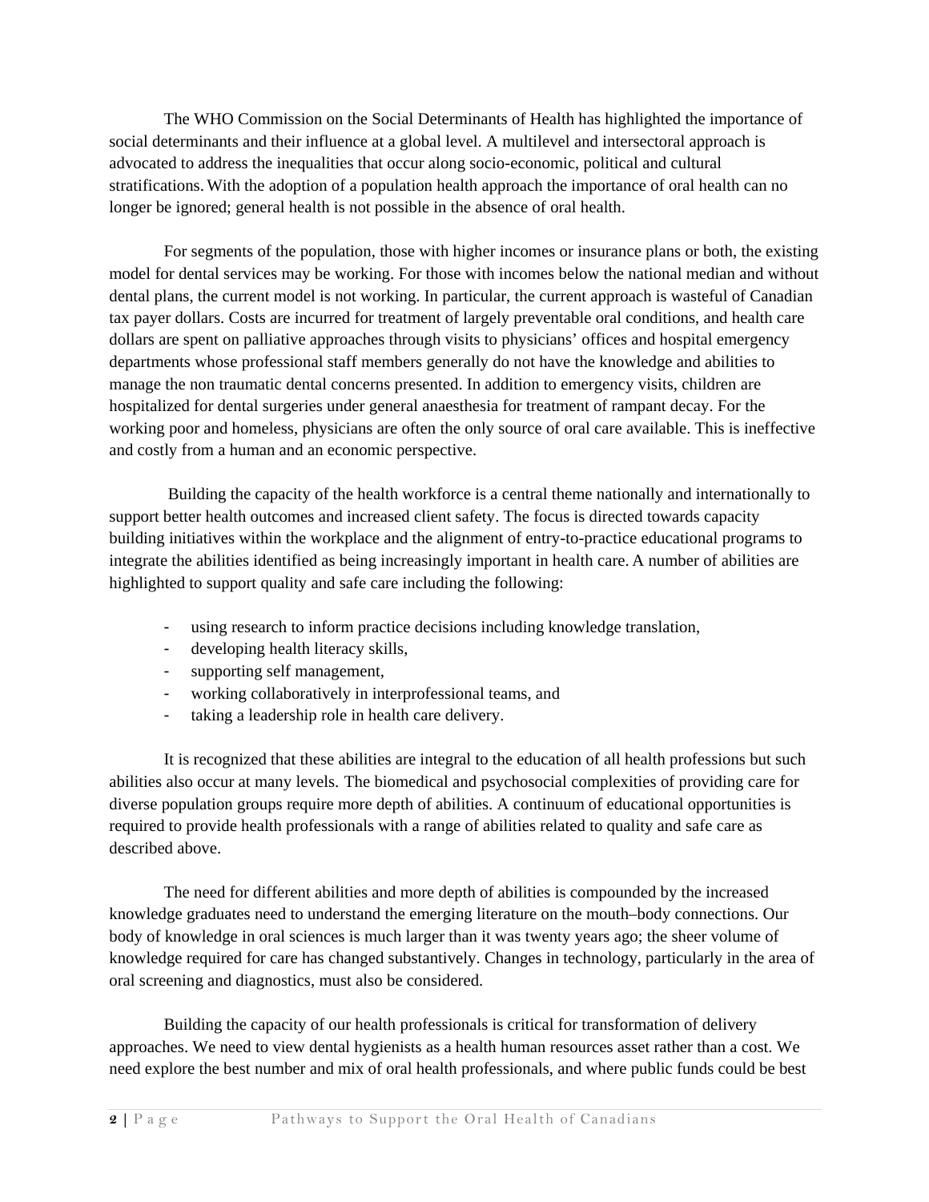The WHO Commission on the Social Determinants of Health has highlighted the importance of social determinants and their influence at a global level. A multilevel and intersectoral approach is advocated to address the inequalities that occur along socio-economic, political and cultural stratifications. With the adoption of a population health approach the importance of oral health can no longer be ignored; general health is not possible in the absence of oral health.

For segments of the population, those with higher incomes or insurance plans or both, the existing model for dental services may be working. For those with incomes below the national median and without dental plans, the current model is not working. In particular, the current approach is wasteful of Canadian tax payer dollars. Costs are incurred for treatment of largely preventable oral conditions, and health care dollars are spent on palliative approaches through visits to physicians' offices and hospital emergency departments whose professional staff members generally do not have the knowledge and abilities to manage the non traumatic dental concerns presented. In addition to emergency visits, children are hospitalized for dental surgeries under general anaesthesia for treatment of rampant decay. For the working poor and homeless, physicians are often the only source of oral care available. This is ineffective and costly from a human and an economic perspective.

Building the capacity of the health workforce is a central theme nationally and internationally to support better health outcomes and increased client safety. The focus is directed towards capacity building initiatives within the workplace and the alignment of entry-to-practice educational programs to integrate the abilities identified as being increasingly important in health care. A number of abilities are highlighted to support quality and safe care including the following:

- using research to inform practice decisions including knowledge translation,
- developing health literacy skills,
- supporting self management,
- working collaboratively in interprofessional teams, and
- taking a leadership role in health care delivery.

It is recognized that these abilities are integral to the education of all health professions but such abilities also occur at many levels. The biomedical and psychosocial complexities of providing care for diverse population groups require more depth of abilities. A continuum of educational opportunities is required to provide health professionals with a range of abilities related to quality and safe care as described above.

The need for different abilities and more depth of abilities is compounded by the increased knowledge graduates need to understand the emerging literature on the mouth–body connections. Our body of knowledge in oral sciences is much larger than it was twenty years ago; the sheer volume of knowledge required for care has changed substantively. Changes in technology, particularly in the area of oral screening and diagnostics, must also be considered.

Building the capacity of our health professionals is critical for transformation of delivery approaches. We need to view dental hygienists as a health human resources asset rather than a cost. We need explore the best number and mix of oral health professionals, and where public funds could be best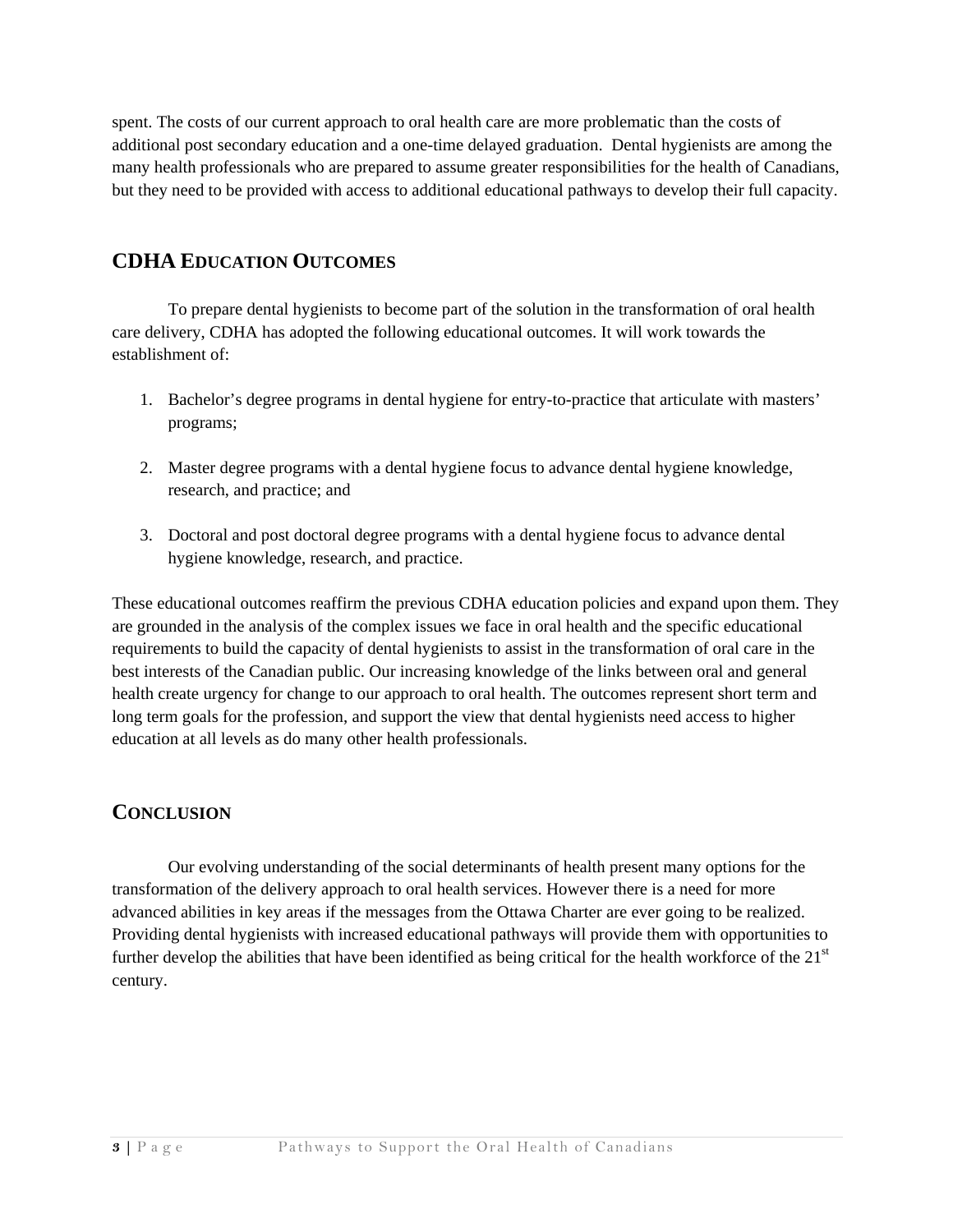spent. The costs of our current approach to oral health care are more problematic than the costs of additional post secondary education and a one-time delayed graduation. Dental hygienists are among the many health professionals who are prepared to assume greater responsibilities for the health of Canadians, but they need to be provided with access to additional educational pathways to develop their full capacity.

## CDHA Education Outcomes

To prepare dental hygienists to become part of the solution in the transformation of oral health care delivery, CDHA has adopted the following educational outcomes. It will work towards the establishment of:

1. Bachelor's degree programs in dental hygiene for entry-to-practice that articulate with masters' programs;

2. Master degree programs with a dental hygiene focus to advance dental hygiene knowledge, research, and practice; and

3. Doctoral and post doctoral degree programs with a dental hygiene focus to advance dental hygiene knowledge, research, and practice.

These educational outcomes reaffirm the previous CDHA education policies and expand upon them. They are grounded in the analysis of the complex issues we face in oral health and the specific educational requirements to build the capacity of dental hygienists to assist in the transformation of oral care in the best interests of the Canadian public. Our increasing knowledge of the links between oral and general health create urgency for change to our approach to oral health. The outcomes represent short term and long term goals for the profession, and support the view that dental hygienists need access to higher education at all levels as do many other health professionals.

## Conclusion

Our evolving understanding of the social determinants of health present many options for the transformation of the delivery approach to oral health services. However there is a need for more advanced abilities in key areas if the messages from the Ottawa Charter are ever going to be realized. Providing dental hygienists with increased educational pathways will provide them with opportunities to further develop the abilities that have been identified as being critical for the health workforce of the 21st century.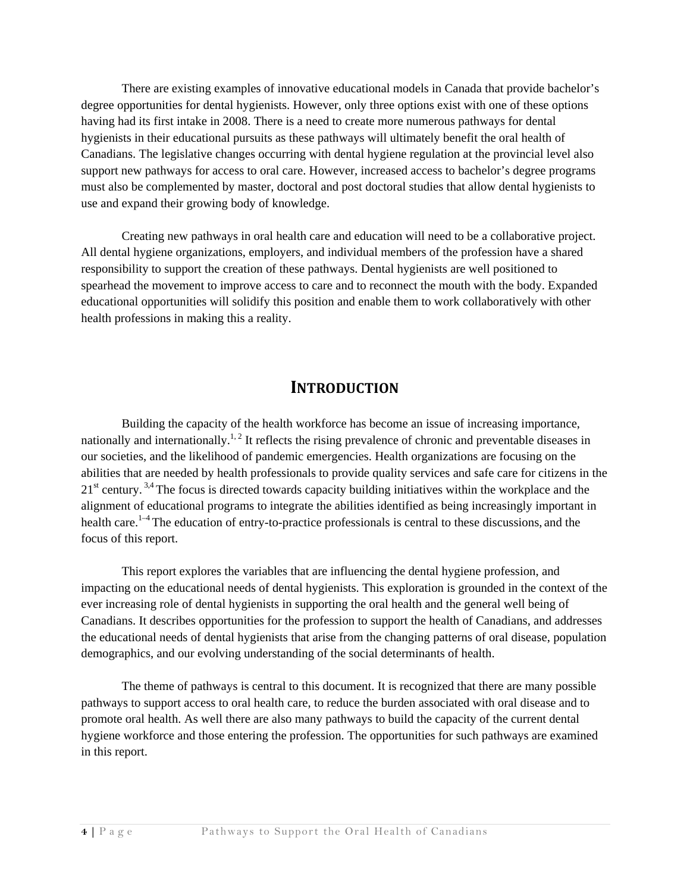There are existing examples of innovative educational models in Canada that provide bachelor's degree opportunities for dental hygienists. However, only three options exist with one of these options having had its first intake in 2008. There is a need to create more numerous pathways for dental hygienists in their educational pursuits as these pathways will ultimately benefit the oral health of Canadians. The legislative changes occurring with dental hygiene regulation at the provincial level also support new pathways for access to oral care. However, increased access to bachelor's degree programs must also be complemented by master, doctoral and post doctoral studies that allow dental hygienists to use and expand their growing body of knowledge.

Creating new pathways in oral health care and education will need to be a collaborative project. All dental hygiene organizations, employers, and individual members of the profession have a shared responsibility to support the creation of these pathways. Dental hygienists are well positioned to spearhead the movement to improve access to care and to reconnect the mouth with the body. Expanded educational opportunities will solidify this position and enable them to work collaboratively with other health professions in making this a reality.

# INTRODUCTION

Building the capacity of the health workforce has become an issue of increasing importance, nationally and internationally.[1, 2] It reflects the rising prevalence of chronic and preventable diseases in our societies, and the likelihood of pandemic emergencies. Health organizations are focusing on the abilities that are needed by health professionals to provide quality services and safe care for citizens in the 21st century.[3,4] The focus is directed towards capacity building initiatives within the workplace and the alignment of educational programs to integrate the abilities identified as being increasingly important in health care.[1–4] The education of entry-to-practice professionals is central to these discussions, and the focus of this report.

This report explores the variables that are influencing the dental hygiene profession, and impacting on the educational needs of dental hygienists. This exploration is grounded in the context of the ever increasing role of dental hygienists in supporting the oral health and the general well being of Canadians. It describes opportunities for the profession to support the health of Canadians, and addresses the educational needs of dental hygienists that arise from the changing patterns of oral disease, population demographics, and our evolving understanding of the social determinants of health.

The theme of pathways is central to this document. It is recognized that there are many possible pathways to support access to oral health care, to reduce the burden associated with oral disease and to promote oral health. As well there are also many pathways to build the capacity of the current dental hygiene workforce and those entering the profession. The opportunities for such pathways are examined in this report.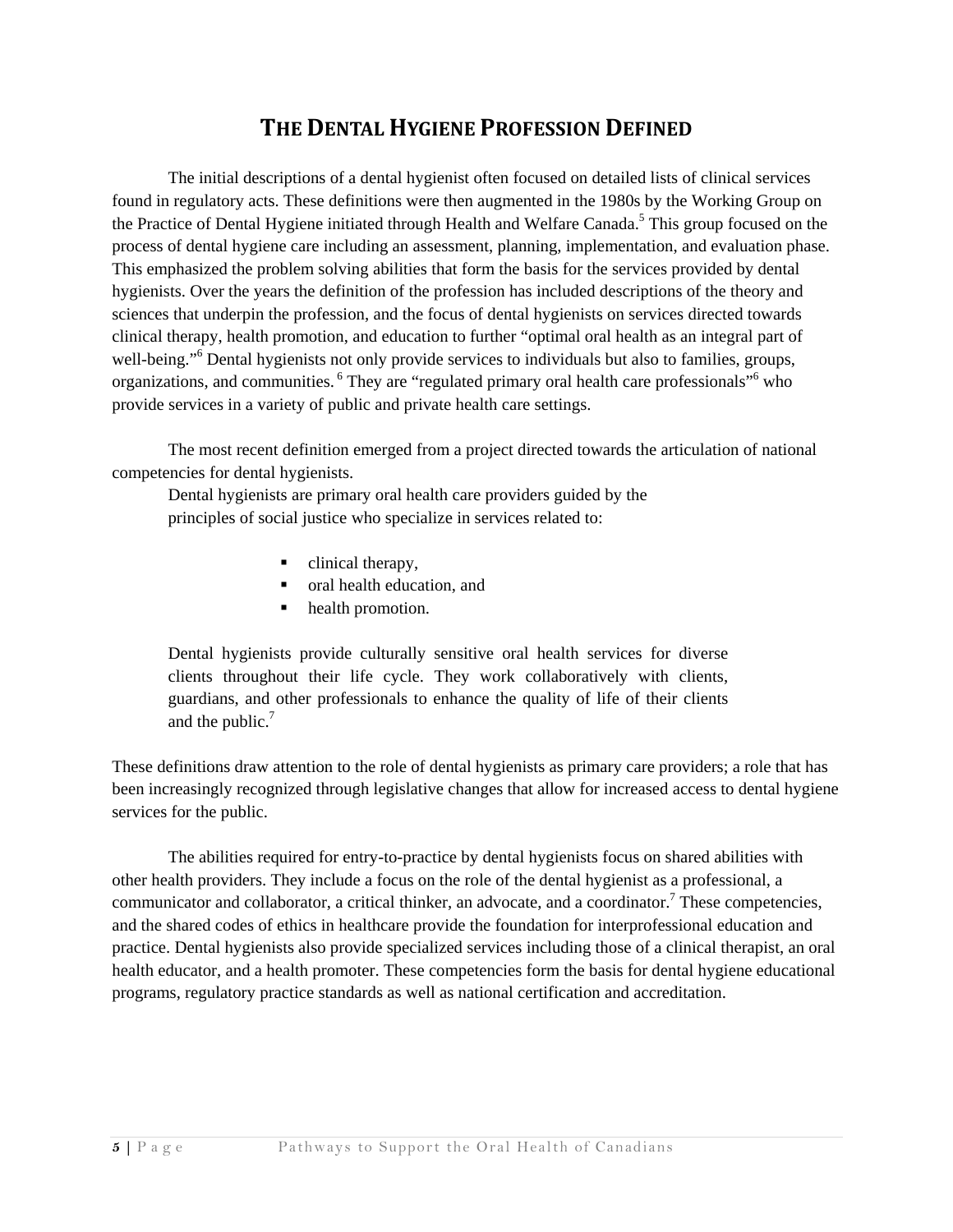# The Dental Hygiene Profession Defined

The initial descriptions of a dental hygienist often focused on detailed lists of clinical services found in regulatory acts. These definitions were then augmented in the 1980s by the Working Group on the Practice of Dental Hygiene initiated through Health and Welfare Canada.[5] This group focused on the process of dental hygiene care including an assessment, planning, implementation, and evaluation phase. This emphasized the problem solving abilities that form the basis for the services provided by dental hygienists. Over the years the definition of the profession has included descriptions of the theory and sciences that underpin the profession, and the focus of dental hygienists on services directed towards clinical therapy, health promotion, and education to further "optimal oral health as an integral part of well-being."[6] Dental hygienists not only provide services to individuals but also to families, groups, organizations, and communities.[6] They are "regulated primary oral health care professionals"[6] who provide services in a variety of public and private health care settings.

The most recent definition emerged from a project directed towards the articulation of national competencies for dental hygienists.

> Dental hygienists are primary oral health care providers guided by the principles of social justice who specialize in services related to:
>
> - clinical therapy,
> - oral health education, and
> - health promotion.
>
> Dental hygienists provide culturally sensitive oral health services for diverse clients throughout their life cycle. They work collaboratively with clients, guardians, and other professionals to enhance the quality of life of their clients and the public.[7]

These definitions draw attention to the role of dental hygienists as primary care providers; a role that has been increasingly recognized through legislative changes that allow for increased access to dental hygiene services for the public.

The abilities required for entry-to-practice by dental hygienists focus on shared abilities with other health providers. They include a focus on the role of the dental hygienist as a professional, a communicator and collaborator, a critical thinker, an advocate, and a coordinator.[7] These competencies, and the shared codes of ethics in healthcare provide the foundation for interprofessional education and practice. Dental hygienists also provide specialized services including those of a clinical therapist, an oral health educator, and a health promoter. These competencies form the basis for dental hygiene educational programs, regulatory practice standards as well as national certification and accreditation.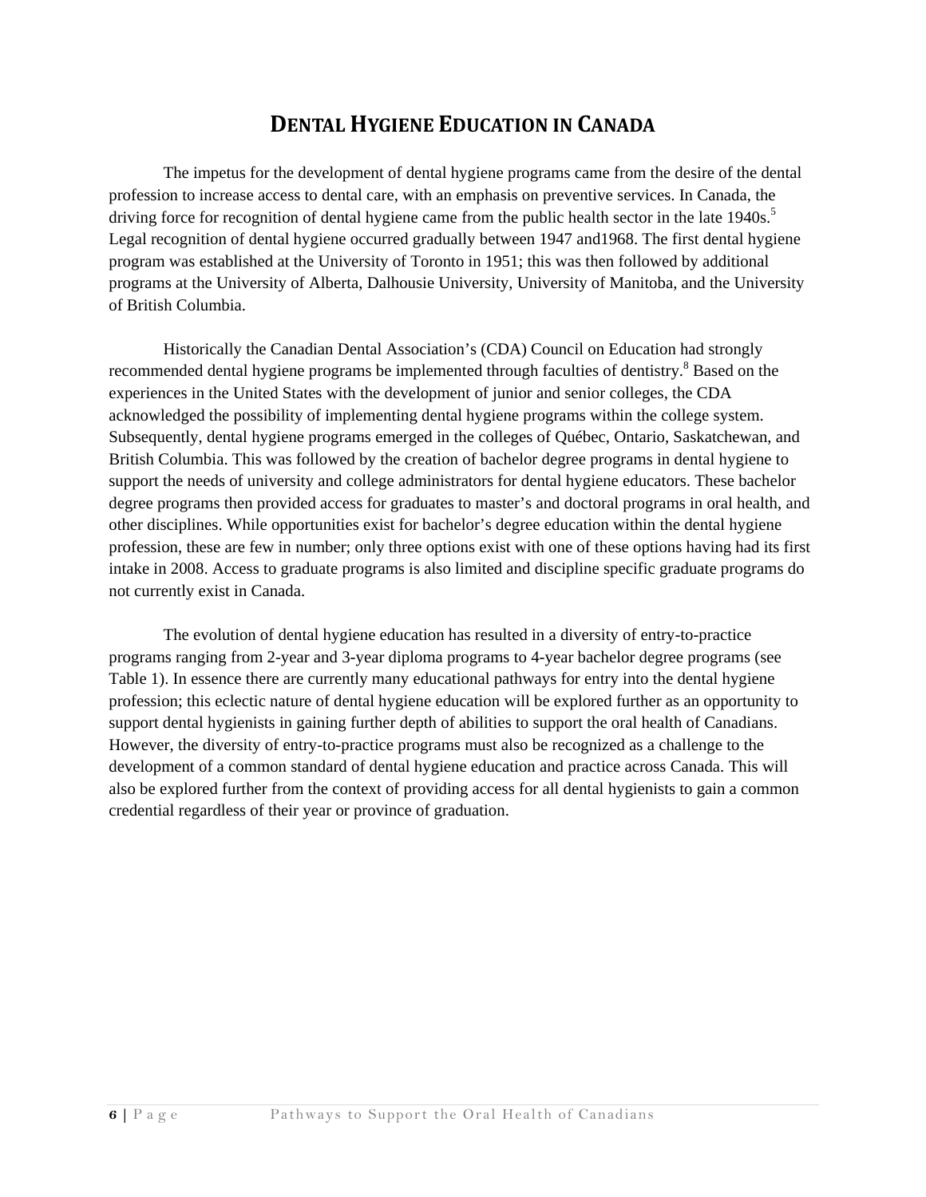# DENTAL HYGIENE EDUCATION IN CANADA

The impetus for the development of dental hygiene programs came from the desire of the dental profession to increase access to dental care, with an emphasis on preventive services. In Canada, the driving force for recognition of dental hygiene came from the public health sector in the late 1940s.[5] Legal recognition of dental hygiene occurred gradually between 1947 and1968. The first dental hygiene program was established at the University of Toronto in 1951; this was then followed by additional programs at the University of Alberta, Dalhousie University, University of Manitoba, and the University of British Columbia.

Historically the Canadian Dental Association's (CDA) Council on Education had strongly recommended dental hygiene programs be implemented through faculties of dentistry.[8] Based on the experiences in the United States with the development of junior and senior colleges, the CDA acknowledged the possibility of implementing dental hygiene programs within the college system. Subsequently, dental hygiene programs emerged in the colleges of Québec, Ontario, Saskatchewan, and British Columbia. This was followed by the creation of bachelor degree programs in dental hygiene to support the needs of university and college administrators for dental hygiene educators. These bachelor degree programs then provided access for graduates to master's and doctoral programs in oral health, and other disciplines. While opportunities exist for bachelor's degree education within the dental hygiene profession, these are few in number; only three options exist with one of these options having had its first intake in 2008. Access to graduate programs is also limited and discipline specific graduate programs do not currently exist in Canada.

The evolution of dental hygiene education has resulted in a diversity of entry-to-practice programs ranging from 2-year and 3-year diploma programs to 4-year bachelor degree programs (see Table 1). In essence there are currently many educational pathways for entry into the dental hygiene profession; this eclectic nature of dental hygiene education will be explored further as an opportunity to support dental hygienists in gaining further depth of abilities to support the oral health of Canadians. However, the diversity of entry-to-practice programs must also be recognized as a challenge to the development of a common standard of dental hygiene education and practice across Canada. This will also be explored further from the context of providing access for all dental hygienists to gain a common credential regardless of their year or province of graduation.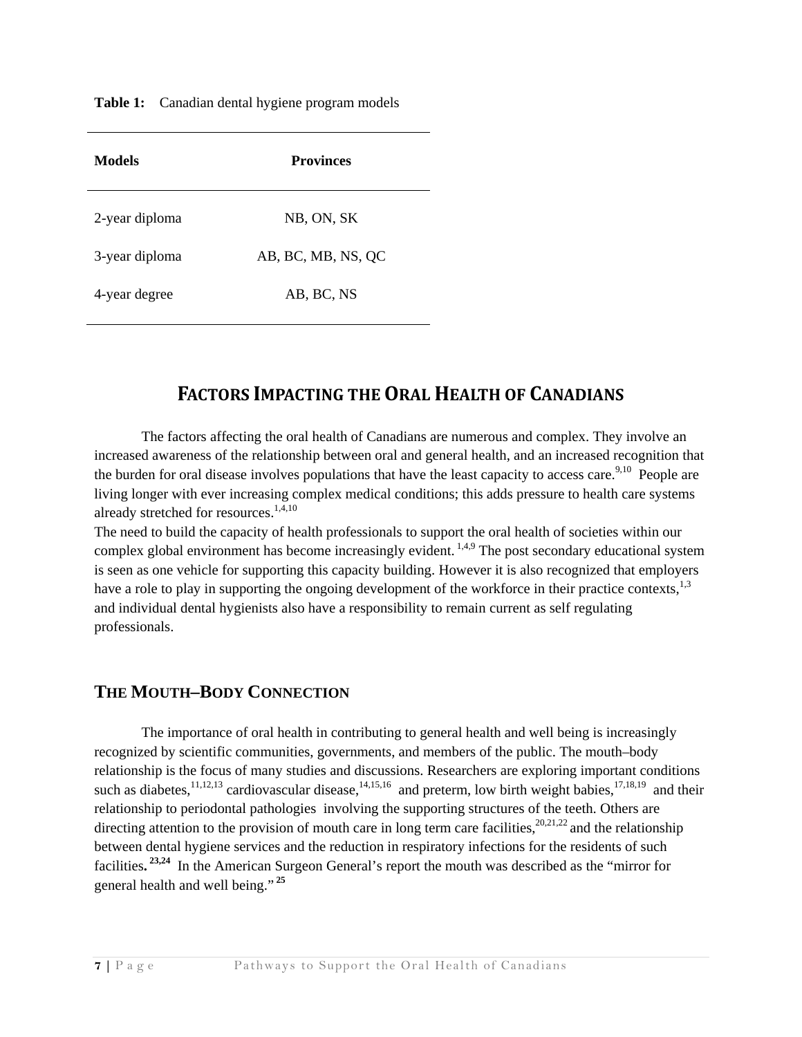**Table 1:** Canadian dental hygiene program models

| Models | Provinces |
|---|---|
| 2-year diploma | NB, ON, SK |
| 3-year diploma | AB, BC, MB, NS, QC |
| 4-year degree | AB, BC, NS |

## FACTORS IMPACTING THE ORAL HEALTH OF CANADIANS

The factors affecting the oral health of Canadians are numerous and complex. They involve an increased awareness of the relationship between oral and general health, and an increased recognition that the burden for oral disease involves populations that have the least capacity to access care.[9,10] People are living longer with ever increasing complex medical conditions; this adds pressure to health care systems already stretched for resources.[1,4,10]

The need to build the capacity of health professionals to support the oral health of societies within our complex global environment has become increasingly evident. [1,4,9] The post secondary educational system is seen as one vehicle for supporting this capacity building. However it is also recognized that employers have a role to play in supporting the ongoing development of the workforce in their practice contexts,[1,3] and individual dental hygienists also have a responsibility to remain current as self regulating professionals.

### THE MOUTH–BODY CONNECTION

The importance of oral health in contributing to general health and well being is increasingly recognized by scientific communities, governments, and members of the public. The mouth–body relationship is the focus of many studies and discussions. Researchers are exploring important conditions such as diabetes,[11,12,13] cardiovascular disease,[14,15,16] and preterm, low birth weight babies,[17,18,19] and their relationship to periodontal pathologies involving the supporting structures of the teeth. Others are directing attention to the provision of mouth care in long term care facilities,[20,21,22] and the relationship between dental hygiene services and the reduction in respiratory infections for the residents of such facilities**.** [23,24] In the American Surgeon General's report the mouth was described as the "mirror for general health and well being." [25]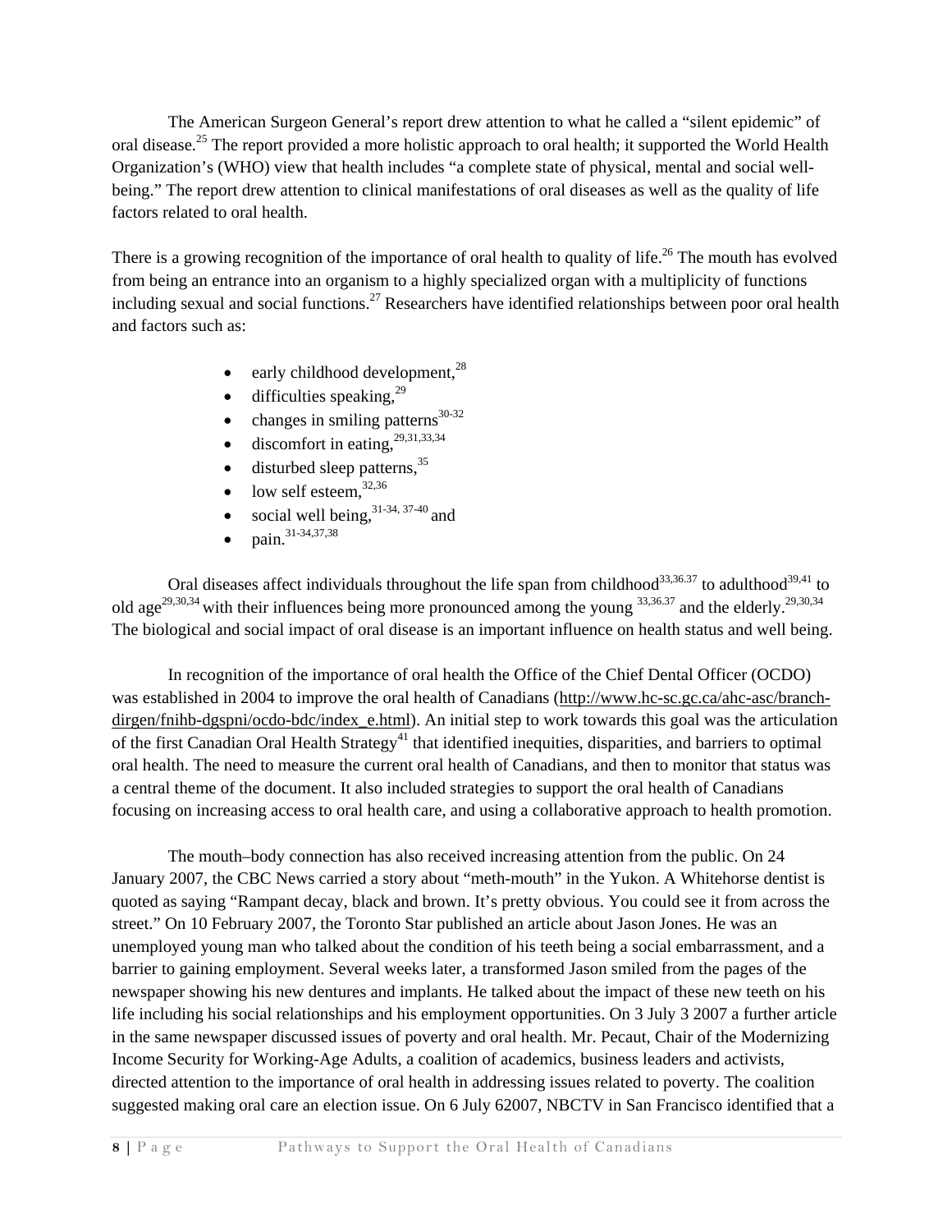The American Surgeon General's report drew attention to what he called a "silent epidemic" of oral disease.[25] The report provided a more holistic approach to oral health; it supported the World Health Organization's (WHO) view that health includes "a complete state of physical, mental and social well-being." The report drew attention to clinical manifestations of oral diseases as well as the quality of life factors related to oral health.

There is a growing recognition of the importance of oral health to quality of life.[26] The mouth has evolved from being an entrance into an organism to a highly specialized organ with a multiplicity of functions including sexual and social functions.[27] Researchers have identified relationships between poor oral health and factors such as:

- early childhood development,[28]
- difficulties speaking,[29]
- changes in smiling patterns[30-32]
- discomfort in eating,[29,31,33,34]
- disturbed sleep patterns,[35]
- low self esteem,[32,36]
- social well being,[31-34, 37-40] and
- pain.[31-34,37,38]

Oral diseases affect individuals throughout the life span from childhood[33,36.37] to adulthood[39,41] to old age[29,30,34] with their influences being more pronounced among the young [33,36.37] and the elderly.[29,30,34] The biological and social impact of oral disease is an important influence on health status and well being.

In recognition of the importance of oral health the Office of the Chief Dental Officer (OCDO) was established in 2004 to improve the oral health of Canadians (http://www.hc-sc.gc.ca/ahc-asc/branch-dirgen/fnihb-dgspni/ocdo-bdc/index_e.html). An initial step to work towards this goal was the articulation of the first Canadian Oral Health Strategy[41] that identified inequities, disparities, and barriers to optimal oral health. The need to measure the current oral health of Canadians, and then to monitor that status was a central theme of the document. It also included strategies to support the oral health of Canadians focusing on increasing access to oral health care, and using a collaborative approach to health promotion.

The mouth–body connection has also received increasing attention from the public. On 24 January 2007, the CBC News carried a story about "meth-mouth" in the Yukon. A Whitehorse dentist is quoted as saying "Rampant decay, black and brown. It's pretty obvious. You could see it from across the street." On 10 February 2007, the Toronto Star published an article about Jason Jones. He was an unemployed young man who talked about the condition of his teeth being a social embarrassment, and a barrier to gaining employment. Several weeks later, a transformed Jason smiled from the pages of the newspaper showing his new dentures and implants. He talked about the impact of these new teeth on his life including his social relationships and his employment opportunities. On 3 July 3 2007 a further article in the same newspaper discussed issues of poverty and oral health. Mr. Pecaut, Chair of the Modernizing Income Security for Working-Age Adults, a coalition of academics, business leaders and activists, directed attention to the importance of oral health in addressing issues related to poverty. The coalition suggested making oral care an election issue. On 6 July 62007, NBCTV in San Francisco identified that a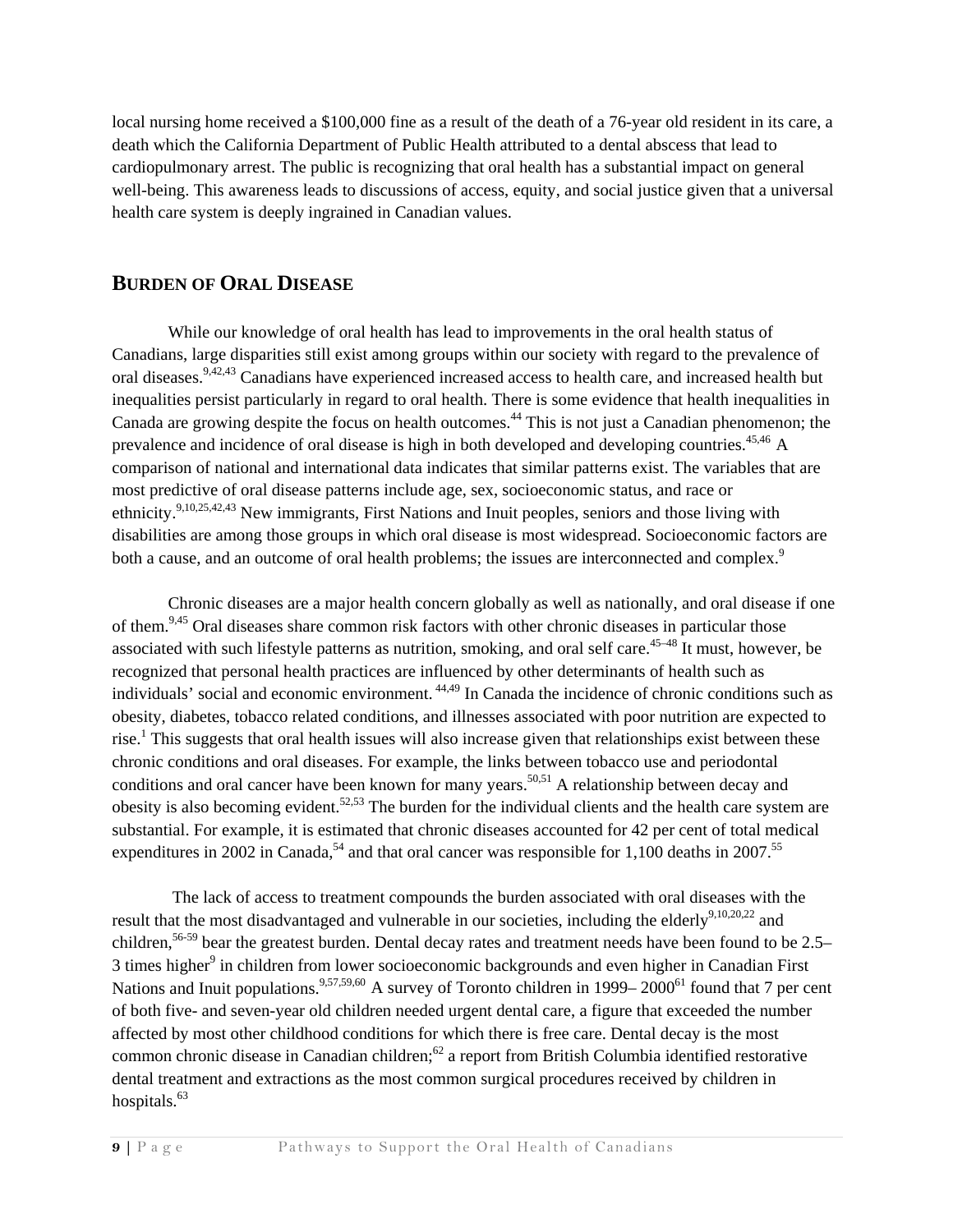local nursing home received a $100,000 fine as a result of the death of a 76-year old resident in its care, a death which the California Department of Public Health attributed to a dental abscess that lead to cardiopulmonary arrest. The public is recognizing that oral health has a substantial impact on general well-being. This awareness leads to discussions of access, equity, and social justice given that a universal health care system is deeply ingrained in Canadian values.

## BURDEN OF ORAL DISEASE

While our knowledge of oral health has lead to improvements in the oral health status of Canadians, large disparities still exist among groups within our society with regard to the prevalence of oral diseases.[9,42,43] Canadians have experienced increased access to health care, and increased health but inequalities persist particularly in regard to oral health. There is some evidence that health inequalities in Canada are growing despite the focus on health outcomes.[44] This is not just a Canadian phenomenon; the prevalence and incidence of oral disease is high in both developed and developing countries.[45,46] A comparison of national and international data indicates that similar patterns exist. The variables that are most predictive of oral disease patterns include age, sex, socioeconomic status, and race or ethnicity.[9,10,25,42,43] New immigrants, First Nations and Inuit peoples, seniors and those living with disabilities are among those groups in which oral disease is most widespread. Socioeconomic factors are both a cause, and an outcome of oral health problems; the issues are interconnected and complex.[9]

Chronic diseases are a major health concern globally as well as nationally, and oral disease if one of them.[9,45] Oral diseases share common risk factors with other chronic diseases in particular those associated with such lifestyle patterns as nutrition, smoking, and oral self care.[45–48] It must, however, be recognized that personal health practices are influenced by other determinants of health such as individuals' social and economic environment.[44,49] In Canada the incidence of chronic conditions such as obesity, diabetes, tobacco related conditions, and illnesses associated with poor nutrition are expected to rise.[1] This suggests that oral health issues will also increase given that relationships exist between these chronic conditions and oral diseases. For example, the links between tobacco use and periodontal conditions and oral cancer have been known for many years.[50,51] A relationship between decay and obesity is also becoming evident.[52,53] The burden for the individual clients and the health care system are substantial. For example, it is estimated that chronic diseases accounted for 42 per cent of total medical expenditures in 2002 in Canada,[54] and that oral cancer was responsible for 1,100 deaths in 2007.[55]

The lack of access to treatment compounds the burden associated with oral diseases with the result that the most disadvantaged and vulnerable in our societies, including the elderly[9,10,20,22] and children,[56-59] bear the greatest burden. Dental decay rates and treatment needs have been found to be 2.5–3 times higher[9] in children from lower socioeconomic backgrounds and even higher in Canadian First Nations and Inuit populations.[9,57,59,60] A survey of Toronto children in 1999– 2000[61] found that 7 per cent of both five- and seven-year old children needed urgent dental care, a figure that exceeded the number affected by most other childhood conditions for which there is free care. Dental decay is the most common chronic disease in Canadian children;[62] a report from British Columbia identified restorative dental treatment and extractions as the most common surgical procedures received by children in hospitals.[63]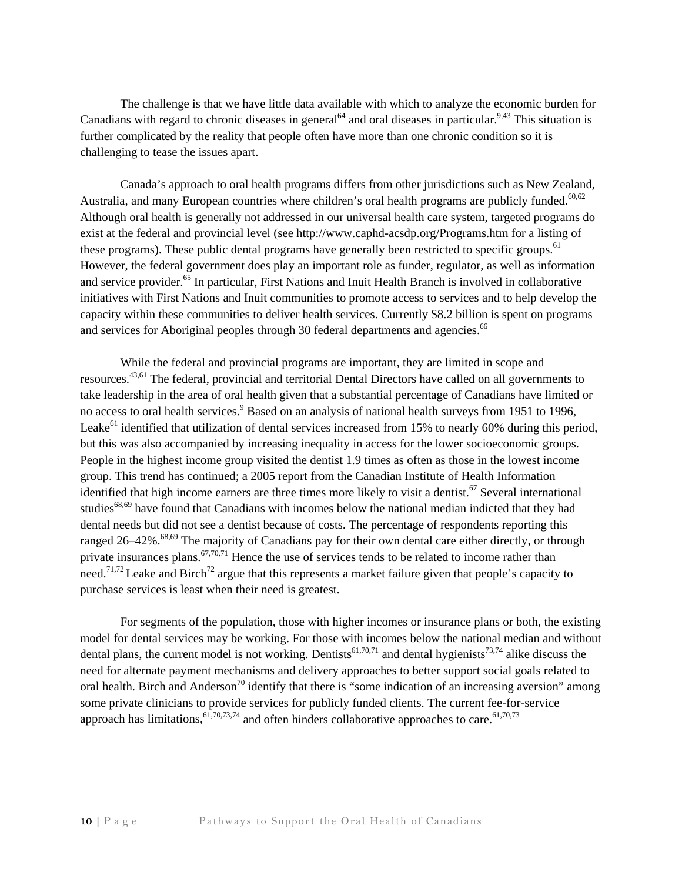The challenge is that we have little data available with which to analyze the economic burden for Canadians with regard to chronic diseases in general[64] and oral diseases in particular.[9,43] This situation is further complicated by the reality that people often have more than one chronic condition so it is challenging to tease the issues apart.

Canada's approach to oral health programs differs from other jurisdictions such as New Zealand, Australia, and many European countries where children's oral health programs are publicly funded.[60,62] Although oral health is generally not addressed in our universal health care system, targeted programs do exist at the federal and provincial level (see http://www.caphd-acsdp.org/Programs.htm for a listing of these programs). These public dental programs have generally been restricted to specific groups.[61] However, the federal government does play an important role as funder, regulator, as well as information and service provider.[65] In particular, First Nations and Inuit Health Branch is involved in collaborative initiatives with First Nations and Inuit communities to promote access to services and to help develop the capacity within these communities to deliver health services. Currently $8.2 billion is spent on programs and services for Aboriginal peoples through 30 federal departments and agencies.[66]

While the federal and provincial programs are important, they are limited in scope and resources.[43,61] The federal, provincial and territorial Dental Directors have called on all governments to take leadership in the area of oral health given that a substantial percentage of Canadians have limited or no access to oral health services.[9] Based on an analysis of national health surveys from 1951 to 1996, Leake[61] identified that utilization of dental services increased from 15% to nearly 60% during this period, but this was also accompanied by increasing inequality in access for the lower socioeconomic groups. People in the highest income group visited the dentist 1.9 times as often as those in the lowest income group. This trend has continued; a 2005 report from the Canadian Institute of Health Information identified that high income earners are three times more likely to visit a dentist.[67] Several international studies[68,69] have found that Canadians with incomes below the national median indicted that they had dental needs but did not see a dentist because of costs. The percentage of respondents reporting this ranged 26–42%.[68,69] The majority of Canadians pay for their own dental care either directly, or through private insurances plans.[67,70,71] Hence the use of services tends to be related to income rather than need.[71,72] Leake and Birch[72] argue that this represents a market failure given that people's capacity to purchase services is least when their need is greatest.

For segments of the population, those with higher incomes or insurance plans or both, the existing model for dental services may be working. For those with incomes below the national median and without dental plans, the current model is not working. Dentists[61,70,71] and dental hygienists[73,74] alike discuss the need for alternate payment mechanisms and delivery approaches to better support social goals related to oral health. Birch and Anderson[70] identify that there is "some indication of an increasing aversion" among some private clinicians to provide services for publicly funded clients. The current fee-for-service approach has limitations,[61,70,73,74] and often hinders collaborative approaches to care.[61,70,73]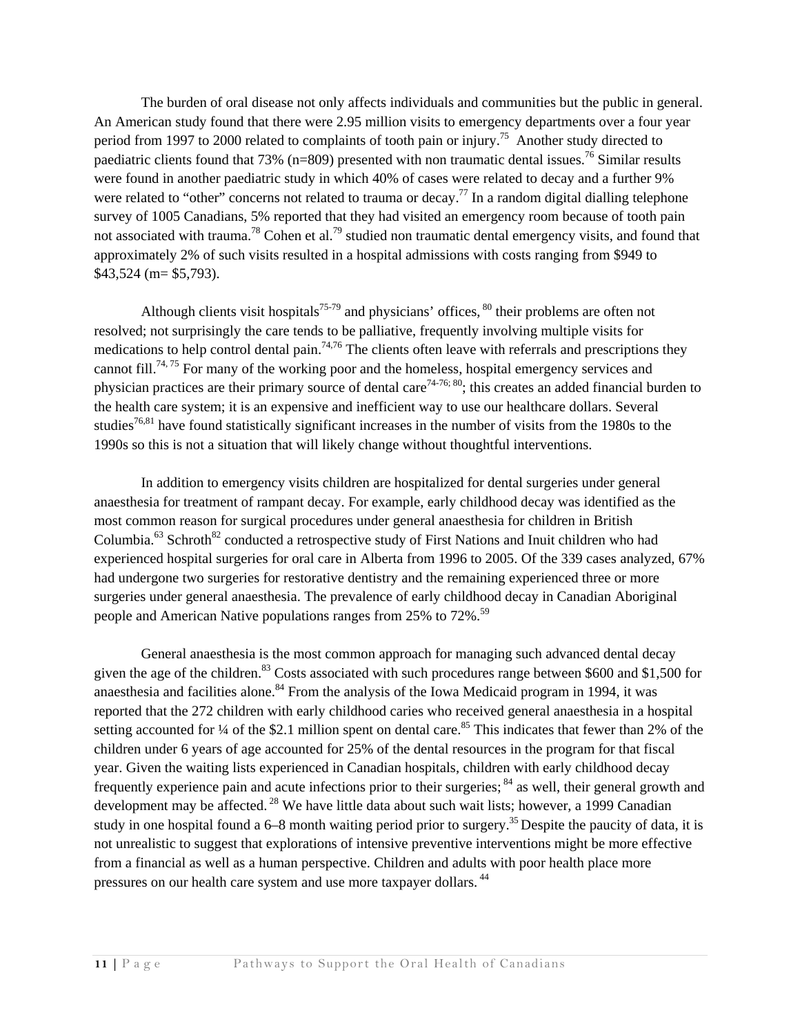The burden of oral disease not only affects individuals and communities but the public in general. An American study found that there were 2.95 million visits to emergency departments over a four year period from 1997 to 2000 related to complaints of tooth pain or injury.[75] Another study directed to paediatric clients found that 73% (n=809) presented with non traumatic dental issues.[76] Similar results were found in another paediatric study in which 40% of cases were related to decay and a further 9% were related to "other" concerns not related to trauma or decay.[77] In a random digital dialling telephone survey of 1005 Canadians, 5% reported that they had visited an emergency room because of tooth pain not associated with trauma.[78] Cohen et al.[79] studied non traumatic dental emergency visits, and found that approximately 2% of such visits resulted in a hospital admissions with costs ranging from $949 to $43,524 (m= $5,793).

Although clients visit hospitals[75-79] and physicians' offices,[80] their problems are often not resolved; not surprisingly the care tends to be palliative, frequently involving multiple visits for medications to help control dental pain.[74,76] The clients often leave with referrals and prescriptions they cannot fill.[74, 75] For many of the working poor and the homeless, hospital emergency services and physician practices are their primary source of dental care[74-76; 80]; this creates an added financial burden to the health care system; it is an expensive and inefficient way to use our healthcare dollars. Several studies[76,81] have found statistically significant increases in the number of visits from the 1980s to the 1990s so this is not a situation that will likely change without thoughtful interventions.

In addition to emergency visits children are hospitalized for dental surgeries under general anaesthesia for treatment of rampant decay. For example, early childhood decay was identified as the most common reason for surgical procedures under general anaesthesia for children in British Columbia.[63] Schroth[82] conducted a retrospective study of First Nations and Inuit children who had experienced hospital surgeries for oral care in Alberta from 1996 to 2005. Of the 339 cases analyzed, 67% had undergone two surgeries for restorative dentistry and the remaining experienced three or more surgeries under general anaesthesia. The prevalence of early childhood decay in Canadian Aboriginal people and American Native populations ranges from 25% to 72%.[59]

General anaesthesia is the most common approach for managing such advanced dental decay given the age of the children.[83] Costs associated with such procedures range between $600 and $1,500 for anaesthesia and facilities alone.[84] From the analysis of the Iowa Medicaid program in 1994, it was reported that the 272 children with early childhood caries who received general anaesthesia in a hospital setting accounted for ¼ of the $2.1 million spent on dental care.[85] This indicates that fewer than 2% of the children under 6 years of age accounted for 25% of the dental resources in the program for that fiscal year. Given the waiting lists experienced in Canadian hospitals, children with early childhood decay frequently experience pain and acute infections prior to their surgeries;[84] as well, their general growth and development may be affected.[28] We have little data about such wait lists; however, a 1999 Canadian study in one hospital found a 6–8 month waiting period prior to surgery.[35] Despite the paucity of data, it is not unrealistic to suggest that explorations of intensive preventive interventions might be more effective from a financial as well as a human perspective. Children and adults with poor health place more pressures on our health care system and use more taxpayer dollars.[44]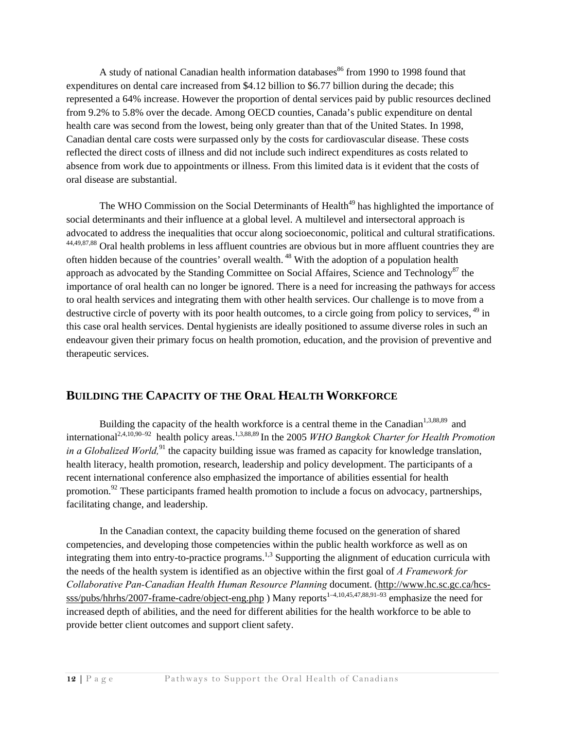A study of national Canadian health information databases[86] from 1990 to 1998 found that expenditures on dental care increased from $4.12 billion to $6.77 billion during the decade; this represented a 64% increase. However the proportion of dental services paid by public resources declined from 9.2% to 5.8% over the decade. Among OECD counties, Canada's public expenditure on dental health care was second from the lowest, being only greater than that of the United States. In 1998, Canadian dental care costs were surpassed only by the costs for cardiovascular disease. These costs reflected the direct costs of illness and did not include such indirect expenditures as costs related to absence from work due to appointments or illness. From this limited data is it evident that the costs of oral disease are substantial.

The WHO Commission on the Social Determinants of Health[49] has highlighted the importance of social determinants and their influence at a global level. A multilevel and intersectoral approach is advocated to address the inequalities that occur along socioeconomic, political and cultural stratifications.[44,49,87,88] Oral health problems in less affluent countries are obvious but in more affluent countries they are often hidden because of the countries' overall wealth.[48] With the adoption of a population health approach as advocated by the Standing Committee on Social Affaires, Science and Technology[87] the importance of oral health can no longer be ignored. There is a need for increasing the pathways for access to oral health services and integrating them with other health services. Our challenge is to move from a destructive circle of poverty with its poor health outcomes, to a circle going from policy to services,[49] in this case oral health services. Dental hygienists are ideally positioned to assume diverse roles in such an endeavour given their primary focus on health promotion, education, and the provision of preventive and therapeutic services.

## BUILDING THE CAPACITY OF THE ORAL HEALTH WORKFORCE

Building the capacity of the health workforce is a central theme in the Canadian[1,3,88,89] and international[2,4,10,90–92] health policy areas.[1,3,88,89] In the 2005 *WHO Bangkok Charter for Health Promotion in a Globalized World,*[91] the capacity building issue was framed as capacity for knowledge translation, health literacy, health promotion, research, leadership and policy development. The participants of a recent international conference also emphasized the importance of abilities essential for health promotion.[92] These participants framed health promotion to include a focus on advocacy, partnerships, facilitating change, and leadership.

In the Canadian context, the capacity building theme focused on the generation of shared competencies, and developing those competencies within the public health workforce as well as on integrating them into entry-to-practice programs.[1,3] Supporting the alignment of education curricula with the needs of the health system is identified as an objective within the first goal of *A Framework for Collaborative Pan-Canadian Health Human Resource Planning* document. (http://www.hc.sc.gc.ca/hcs-sss/pubs/hhrhs/2007-frame-cadre/object-eng.php ) Many reports[1–4,10,45,47,88,91–93] emphasize the need for increased depth of abilities, and the need for different abilities for the health workforce to be able to provide better client outcomes and support client safety.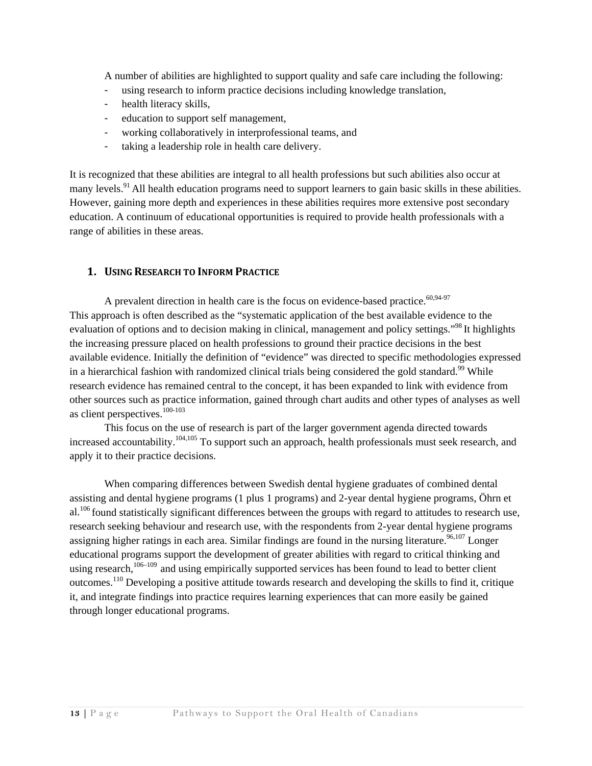A number of abilities are highlighted to support quality and safe care including the following:

- using research to inform practice decisions including knowledge translation,
- health literacy skills,
- education to support self management,
- working collaboratively in interprofessional teams, and
- taking a leadership role in health care delivery.

It is recognized that these abilities are integral to all health professions but such abilities also occur at many levels.[91] All health education programs need to support learners to gain basic skills in these abilities. However, gaining more depth and experiences in these abilities requires more extensive post secondary education. A continuum of educational opportunities is required to provide health professionals with a range of abilities in these areas.

## 1. Using Research to Inform Practice

A prevalent direction in health care is the focus on evidence-based practice.[60,94-97] This approach is often described as the "systematic application of the best available evidence to the evaluation of options and to decision making in clinical, management and policy settings."[98] It highlights the increasing pressure placed on health professions to ground their practice decisions in the best available evidence. Initially the definition of "evidence" was directed to specific methodologies expressed in a hierarchical fashion with randomized clinical trials being considered the gold standard.[99] While research evidence has remained central to the concept, it has been expanded to link with evidence from other sources such as practice information, gained through chart audits and other types of analyses as well as client perspectives.[100-103]

This focus on the use of research is part of the larger government agenda directed towards increased accountability.[104,105] To support such an approach, health professionals must seek research, and apply it to their practice decisions.

When comparing differences between Swedish dental hygiene graduates of combined dental assisting and dental hygiene programs (1 plus 1 programs) and 2-year dental hygiene programs, Öhrn et al.[106] found statistically significant differences between the groups with regard to attitudes to research use, research seeking behaviour and research use, with the respondents from 2-year dental hygiene programs assigning higher ratings in each area. Similar findings are found in the nursing literature.[96,107] Longer educational programs support the development of greater abilities with regard to critical thinking and using research,[106–109] and using empirically supported services has been found to lead to better client outcomes.[110] Developing a positive attitude towards research and developing the skills to find it, critique it, and integrate findings into practice requires learning experiences that can more easily be gained through longer educational programs.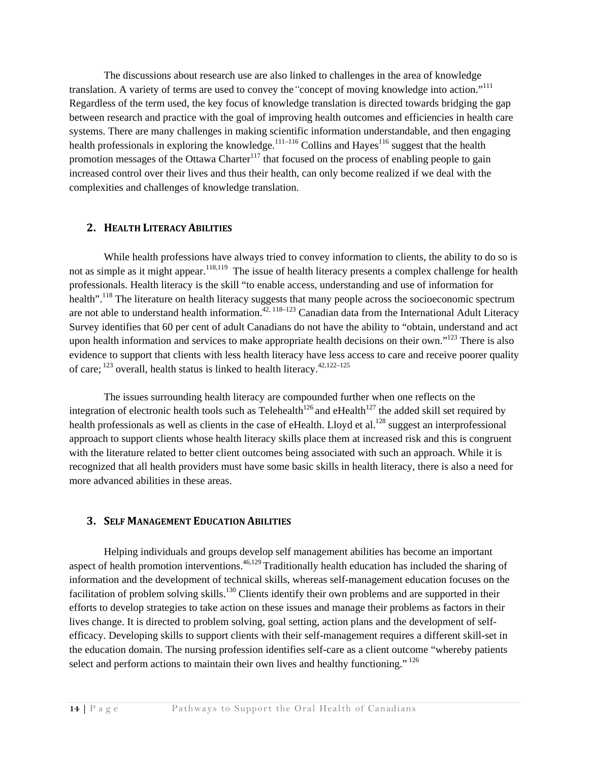The discussions about research use are also linked to challenges in the area of knowledge translation. A variety of terms are used to convey the "concept of moving knowledge into action."[111] Regardless of the term used, the key focus of knowledge translation is directed towards bridging the gap between research and practice with the goal of improving health outcomes and efficiencies in health care systems. There are many challenges in making scientific information understandable, and then engaging health professionals in exploring the knowledge.[111–116] Collins and Hayes[116] suggest that the health promotion messages of the Ottawa Charter[117] that focused on the process of enabling people to gain increased control over their lives and thus their health, can only become realized if we deal with the complexities and challenges of knowledge translation.

## 2. Health Literacy Abilities

While health professions have always tried to convey information to clients, the ability to do so is not as simple as it might appear.[118,119] The issue of health literacy presents a complex challenge for health professionals. Health literacy is the skill "to enable access, understanding and use of information for health".[118] The literature on health literacy suggests that many people across the socioeconomic spectrum are not able to understand health information.[42, 118–123] Canadian data from the International Adult Literacy Survey identifies that 60 per cent of adult Canadians do not have the ability to "obtain, understand and act upon health information and services to make appropriate health decisions on their own."[123] There is also evidence to support that clients with less health literacy have less access to care and receive poorer quality of care; [123] overall, health status is linked to health literacy.[42,122–125]

The issues surrounding health literacy are compounded further when one reflects on the integration of electronic health tools such as Telehealth[126] and eHealth[127] the added skill set required by health professionals as well as clients in the case of eHealth. Lloyd et al.[128] suggest an interprofessional approach to support clients whose health literacy skills place them at increased risk and this is congruent with the literature related to better client outcomes being associated with such an approach. While it is recognized that all health providers must have some basic skills in health literacy, there is also a need for more advanced abilities in these areas.

## 3. Self Management Education Abilities

Helping individuals and groups develop self management abilities has become an important aspect of health promotion interventions.[46,129] Traditionally health education has included the sharing of information and the development of technical skills, whereas self-management education focuses on the facilitation of problem solving skills.[130] Clients identify their own problems and are supported in their efforts to develop strategies to take action on these issues and manage their problems as factors in their lives change. It is directed to problem solving, goal setting, action plans and the development of self-efficacy. Developing skills to support clients with their self-management requires a different skill-set in the education domain. The nursing profession identifies self-care as a client outcome "whereby patients select and perform actions to maintain their own lives and healthy functioning." [126]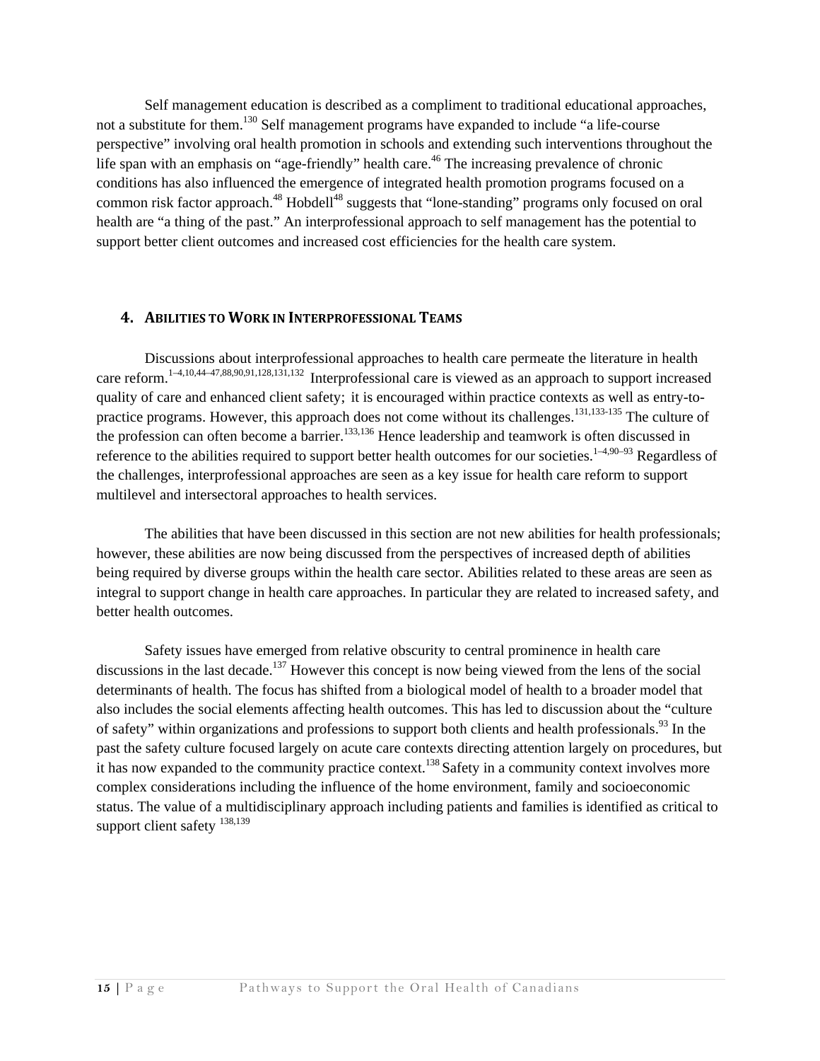Self management education is described as a compliment to traditional educational approaches, not a substitute for them.[130] Self management programs have expanded to include "a life-course perspective" involving oral health promotion in schools and extending such interventions throughout the life span with an emphasis on "age-friendly" health care.[46] The increasing prevalence of chronic conditions has also influenced the emergence of integrated health promotion programs focused on a common risk factor approach.[48] Hobdell[48] suggests that "lone-standing" programs only focused on oral health are "a thing of the past." An interprofessional approach to self management has the potential to support better client outcomes and increased cost efficiencies for the health care system.

## 4. Abilities to Work in Interprofessional Teams

Discussions about interprofessional approaches to health care permeate the literature in health care reform.[1–4,10,44–47,88,90,91,128,131,132] Interprofessional care is viewed as an approach to support increased quality of care and enhanced client safety; it is encouraged within practice contexts as well as entry-to-practice programs. However, this approach does not come without its challenges.[131,133-135] The culture of the profession can often become a barrier.[133,136] Hence leadership and teamwork is often discussed in reference to the abilities required to support better health outcomes for our societies.[1–4,90–93] Regardless of the challenges, interprofessional approaches are seen as a key issue for health care reform to support multilevel and intersectoral approaches to health services.

The abilities that have been discussed in this section are not new abilities for health professionals; however, these abilities are now being discussed from the perspectives of increased depth of abilities being required by diverse groups within the health care sector. Abilities related to these areas are seen as integral to support change in health care approaches. In particular they are related to increased safety, and better health outcomes.

Safety issues have emerged from relative obscurity to central prominence in health care discussions in the last decade.[137] However this concept is now being viewed from the lens of the social determinants of health. The focus has shifted from a biological model of health to a broader model that also includes the social elements affecting health outcomes. This has led to discussion about the "culture of safety" within organizations and professions to support both clients and health professionals.[93] In the past the safety culture focused largely on acute care contexts directing attention largely on procedures, but it has now expanded to the community practice context.[138] Safety in a community context involves more complex considerations including the influence of the home environment, family and socioeconomic status. The value of a multidisciplinary approach including patients and families is identified as critical to support client safety [138,139]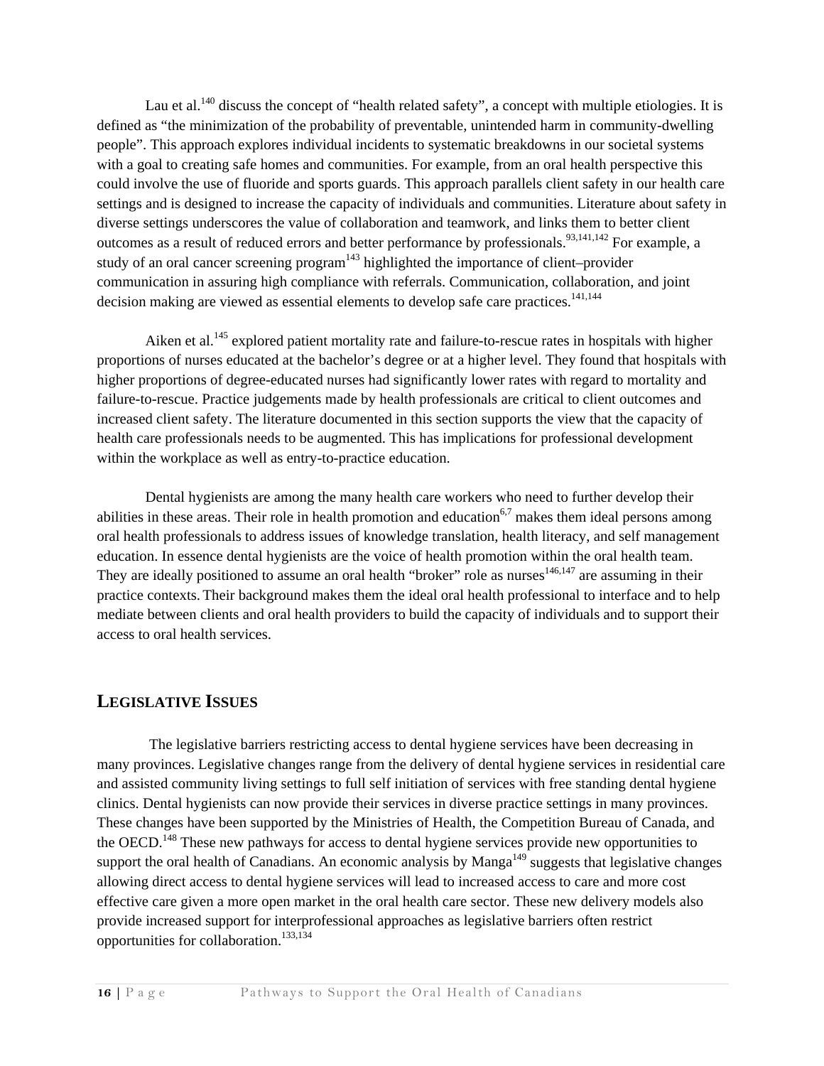Lau et al.[140] discuss the concept of "health related safety", a concept with multiple etiologies. It is defined as "the minimization of the probability of preventable, unintended harm in community-dwelling people". This approach explores individual incidents to systematic breakdowns in our societal systems with a goal to creating safe homes and communities. For example, from an oral health perspective this could involve the use of fluoride and sports guards. This approach parallels client safety in our health care settings and is designed to increase the capacity of individuals and communities. Literature about safety in diverse settings underscores the value of collaboration and teamwork, and links them to better client outcomes as a result of reduced errors and better performance by professionals.[93,141,142] For example, a study of an oral cancer screening program[143] highlighted the importance of client–provider communication in assuring high compliance with referrals. Communication, collaboration, and joint decision making are viewed as essential elements to develop safe care practices.[141,144]

Aiken et al.[145] explored patient mortality rate and failure-to-rescue rates in hospitals with higher proportions of nurses educated at the bachelor's degree or at a higher level. They found that hospitals with higher proportions of degree-educated nurses had significantly lower rates with regard to mortality and failure-to-rescue. Practice judgements made by health professionals are critical to client outcomes and increased client safety. The literature documented in this section supports the view that the capacity of health care professionals needs to be augmented. This has implications for professional development within the workplace as well as entry-to-practice education.

Dental hygienists are among the many health care workers who need to further develop their abilities in these areas. Their role in health promotion and education[6,7] makes them ideal persons among oral health professionals to address issues of knowledge translation, health literacy, and self management education. In essence dental hygienists are the voice of health promotion within the oral health team. They are ideally positioned to assume an oral health "broker" role as nurses[146,147] are assuming in their practice contexts. Their background makes them the ideal oral health professional to interface and to help mediate between clients and oral health providers to build the capacity of individuals and to support their access to oral health services.

## LEGISLATIVE ISSUES

The legislative barriers restricting access to dental hygiene services have been decreasing in many provinces. Legislative changes range from the delivery of dental hygiene services in residential care and assisted community living settings to full self initiation of services with free standing dental hygiene clinics. Dental hygienists can now provide their services in diverse practice settings in many provinces. These changes have been supported by the Ministries of Health, the Competition Bureau of Canada, and the OECD.[148] These new pathways for access to dental hygiene services provide new opportunities to support the oral health of Canadians. An economic analysis by Manga[149] suggests that legislative changes allowing direct access to dental hygiene services will lead to increased access to care and more cost effective care given a more open market in the oral health care sector. These new delivery models also provide increased support for interprofessional approaches as legislative barriers often restrict opportunities for collaboration.[133,134]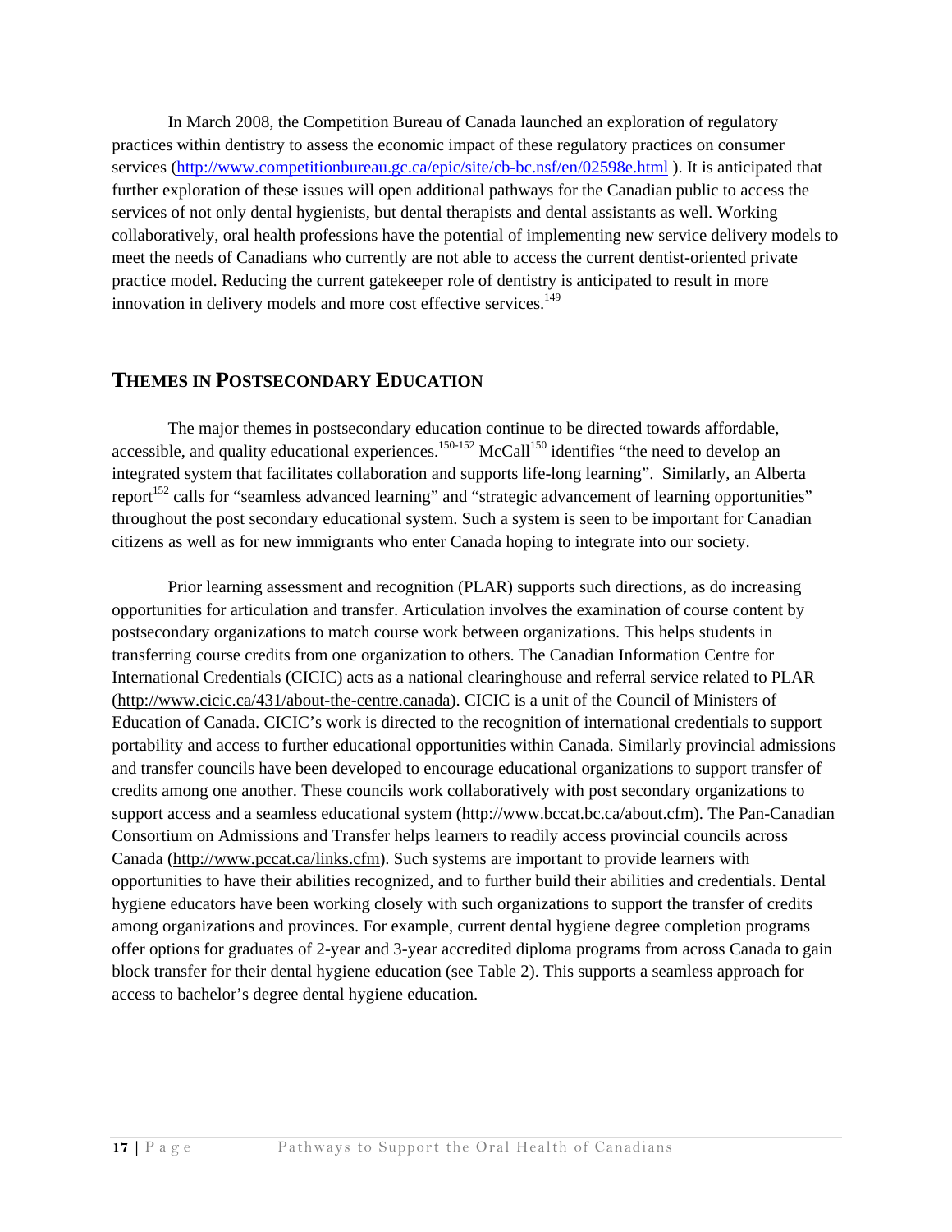In March 2008, the Competition Bureau of Canada launched an exploration of regulatory practices within dentistry to assess the economic impact of these regulatory practices on consumer services (http://www.competitionbureau.gc.ca/epic/site/cb-bc.nsf/en/02598e.html ). It is anticipated that further exploration of these issues will open additional pathways for the Canadian public to access the services of not only dental hygienists, but dental therapists and dental assistants as well. Working collaboratively, oral health professions have the potential of implementing new service delivery models to meet the needs of Canadians who currently are not able to access the current dentist-oriented private practice model. Reducing the current gatekeeper role of dentistry is anticipated to result in more innovation in delivery models and more cost effective services.[149]

## THEMES IN POSTSECONDARY EDUCATION

The major themes in postsecondary education continue to be directed towards affordable, accessible, and quality educational experiences.[150-152] McCall[150] identifies "the need to develop an integrated system that facilitates collaboration and supports life-long learning". Similarly, an Alberta report[152] calls for "seamless advanced learning" and "strategic advancement of learning opportunities" throughout the post secondary educational system. Such a system is seen to be important for Canadian citizens as well as for new immigrants who enter Canada hoping to integrate into our society.

Prior learning assessment and recognition (PLAR) supports such directions, as do increasing opportunities for articulation and transfer. Articulation involves the examination of course content by postsecondary organizations to match course work between organizations. This helps students in transferring course credits from one organization to others. The Canadian Information Centre for International Credentials (CICIC) acts as a national clearinghouse and referral service related to PLAR (http://www.cicic.ca/431/about-the-centre.canada). CICIC is a unit of the Council of Ministers of Education of Canada. CICIC's work is directed to the recognition of international credentials to support portability and access to further educational opportunities within Canada. Similarly provincial admissions and transfer councils have been developed to encourage educational organizations to support transfer of credits among one another. These councils work collaboratively with post secondary organizations to support access and a seamless educational system (http://www.bccat.bc.ca/about.cfm). The Pan-Canadian Consortium on Admissions and Transfer helps learners to readily access provincial councils across Canada (http://www.pccat.ca/links.cfm). Such systems are important to provide learners with opportunities to have their abilities recognized, and to further build their abilities and credentials. Dental hygiene educators have been working closely with such organizations to support the transfer of credits among organizations and provinces. For example, current dental hygiene degree completion programs offer options for graduates of 2-year and 3-year accredited diploma programs from across Canada to gain block transfer for their dental hygiene education (see Table 2). This supports a seamless approach for access to bachelor's degree dental hygiene education.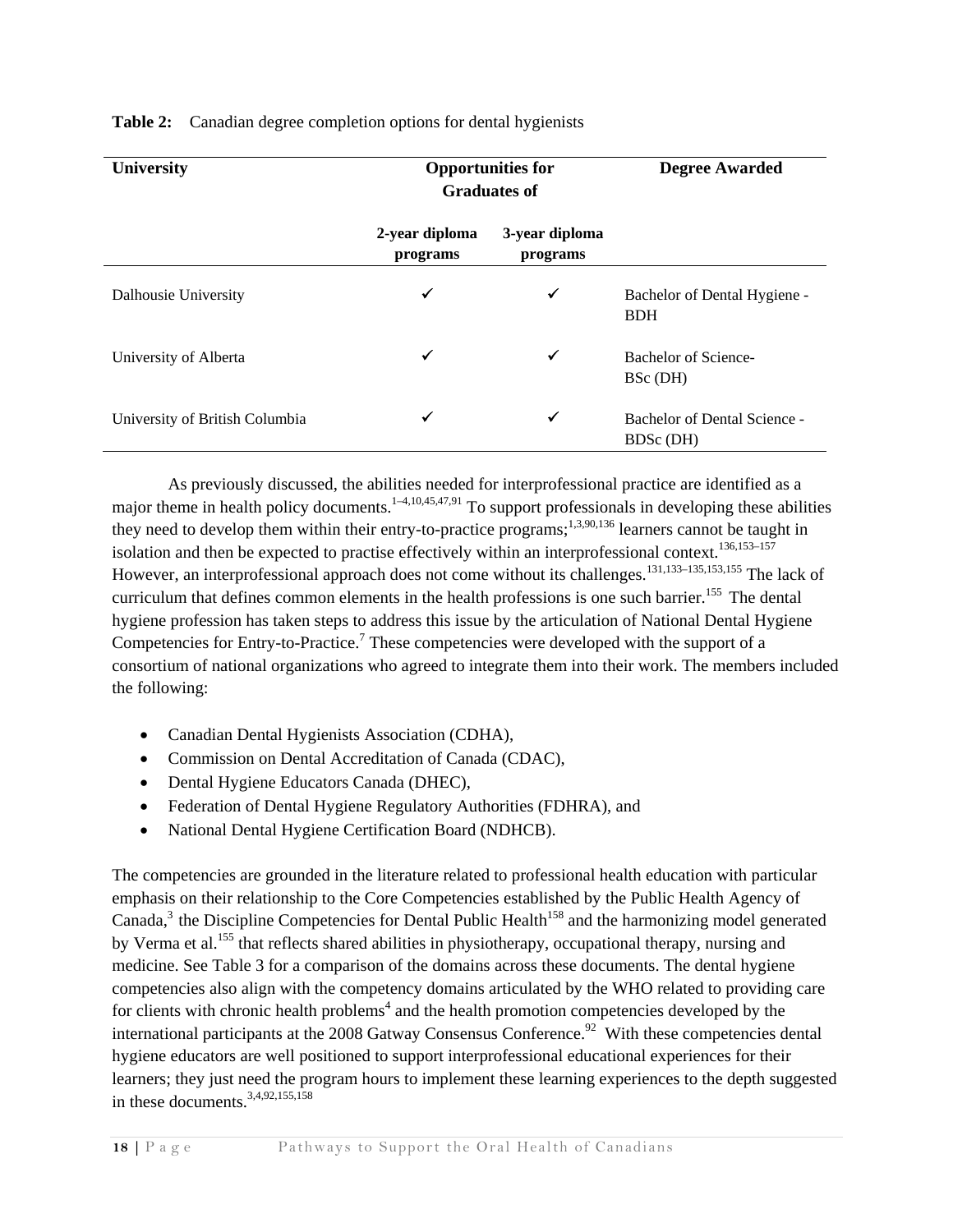**Table 2:** Canadian degree completion options for dental hygienists

| University | Opportunities for Graduates of | | Degree Awarded |
|---|---|---|---|
| | 2-year diploma programs | 3-year diploma programs | |
| Dalhousie University | ✓ | ✓ | Bachelor of Dental Hygiene - BDH |
| University of Alberta | ✓ | ✓ | Bachelor of Science- BSc (DH) |
| University of British Columbia | ✓ | ✓ | Bachelor of Dental Science - BDSc (DH) |

As previously discussed, the abilities needed for interprofessional practice are identified as a major theme in health policy documents.[1–4,10,45,47,91] To support professionals in developing these abilities they need to develop them within their entry-to-practice programs;[1,3,90,136] learners cannot be taught in isolation and then be expected to practise effectively within an interprofessional context.[136,153–157] However, an interprofessional approach does not come without its challenges.[131,133–135,153,155] The lack of curriculum that defines common elements in the health professions is one such barrier.[155] The dental hygiene profession has taken steps to address this issue by the articulation of National Dental Hygiene Competencies for Entry-to-Practice.[7] These competencies were developed with the support of a consortium of national organizations who agreed to integrate them into their work. The members included the following:

- Canadian Dental Hygienists Association (CDHA),
- Commission on Dental Accreditation of Canada (CDAC),
- Dental Hygiene Educators Canada (DHEC),
- Federation of Dental Hygiene Regulatory Authorities (FDHRA), and
- National Dental Hygiene Certification Board (NDHCB).

The competencies are grounded in the literature related to professional health education with particular emphasis on their relationship to the Core Competencies established by the Public Health Agency of Canada,[3] the Discipline Competencies for Dental Public Health[158] and the harmonizing model generated by Verma et al.[155] that reflects shared abilities in physiotherapy, occupational therapy, nursing and medicine. See Table 3 for a comparison of the domains across these documents. The dental hygiene competencies also align with the competency domains articulated by the WHO related to providing care for clients with chronic health problems[4] and the health promotion competencies developed by the international participants at the 2008 Gatway Consensus Conference.[92] With these competencies dental hygiene educators are well positioned to support interprofessional educational experiences for their learners; they just need the program hours to implement these learning experiences to the depth suggested in these documents.[3,4,92,155,158]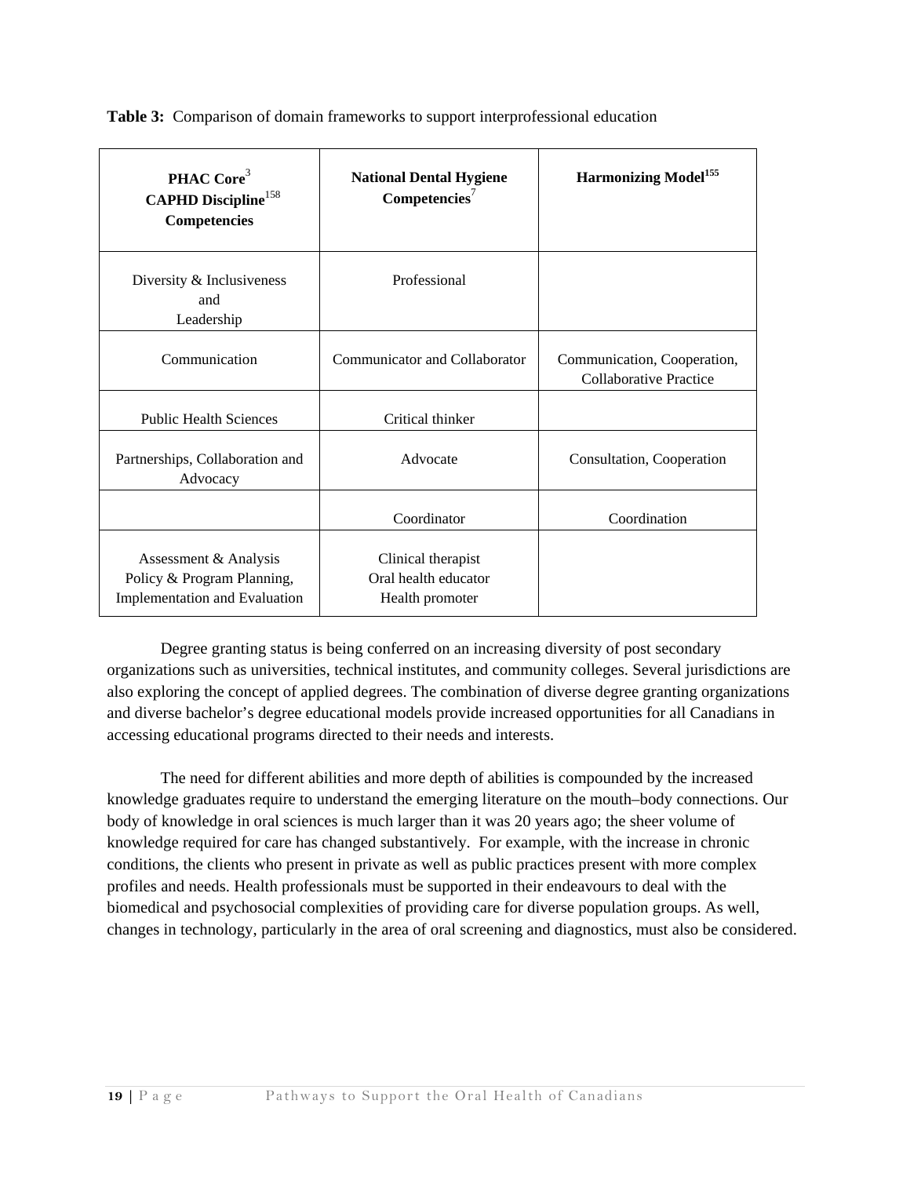**Table 3:** Comparison of domain frameworks to support interprofessional education

| PHAC Core[3] CAPHD Discipline[158] Competencies | National Dental Hygiene Competencies[7] | Harmonizing Model[155] |
|---|---|---|
| Diversity & Inclusiveness and Leadership | Professional | |
| Communication | Communicator and Collaborator | Communication, Cooperation, Collaborative Practice |
| Public Health Sciences | Critical thinker | |
| Partnerships, Collaboration and Advocacy | Advocate | Consultation, Cooperation |
| | Coordinator | Coordination |
| Assessment & Analysis Policy & Program Planning, Implementation and Evaluation | Clinical therapist Oral health educator Health promoter | |

Degree granting status is being conferred on an increasing diversity of post secondary organizations such as universities, technical institutes, and community colleges. Several jurisdictions are also exploring the concept of applied degrees. The combination of diverse degree granting organizations and diverse bachelor's degree educational models provide increased opportunities for all Canadians in accessing educational programs directed to their needs and interests.

The need for different abilities and more depth of abilities is compounded by the increased knowledge graduates require to understand the emerging literature on the mouth–body connections. Our body of knowledge in oral sciences is much larger than it was 20 years ago; the sheer volume of knowledge required for care has changed substantively. For example, with the increase in chronic conditions, the clients who present in private as well as public practices present with more complex profiles and needs. Health professionals must be supported in their endeavours to deal with the biomedical and psychosocial complexities of providing care for diverse population groups. As well, changes in technology, particularly in the area of oral screening and diagnostics, must also be considered.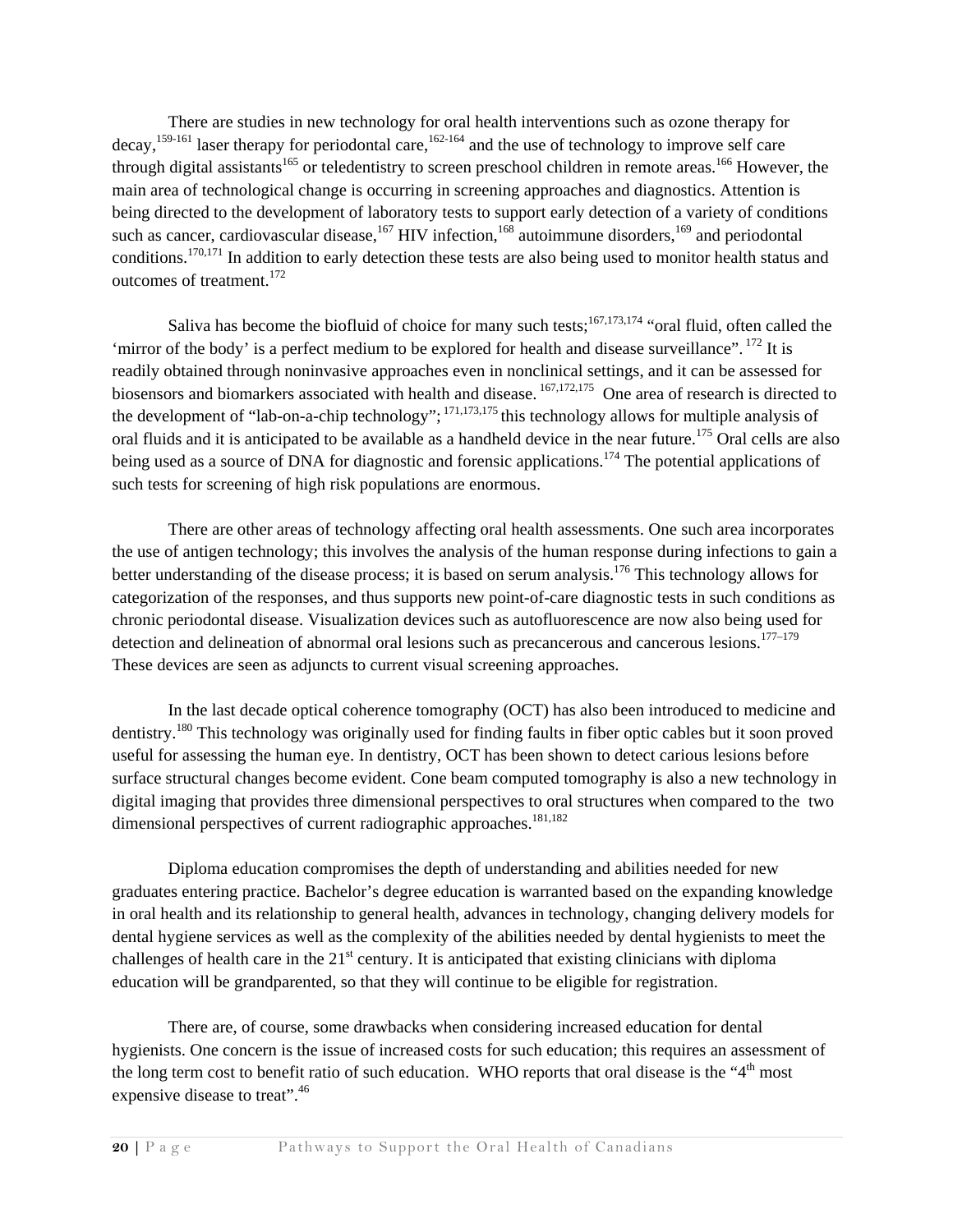There are studies in new technology for oral health interventions such as ozone therapy for decay,[159-161] laser therapy for periodontal care,[162-164] and the use of technology to improve self care through digital assistants[165] or teledentistry to screen preschool children in remote areas.[166] However, the main area of technological change is occurring in screening approaches and diagnostics. Attention is being directed to the development of laboratory tests to support early detection of a variety of conditions such as cancer, cardiovascular disease,[167] HIV infection,[168] autoimmune disorders,[169] and periodontal conditions.[170,171] In addition to early detection these tests are also being used to monitor health status and outcomes of treatment.[172]

Saliva has become the biofluid of choice for many such tests;[167,173,174] "oral fluid, often called the 'mirror of the body' is a perfect medium to be explored for health and disease surveillance". [172] It is readily obtained through noninvasive approaches even in nonclinical settings, and it can be assessed for biosensors and biomarkers associated with health and disease. [167,172,175] One area of research is directed to the development of "lab-on-a-chip technology"; [171,173,175] this technology allows for multiple analysis of oral fluids and it is anticipated to be available as a handheld device in the near future.[175] Oral cells are also being used as a source of DNA for diagnostic and forensic applications.[174] The potential applications of such tests for screening of high risk populations are enormous.

There are other areas of technology affecting oral health assessments. One such area incorporates the use of antigen technology; this involves the analysis of the human response during infections to gain a better understanding of the disease process; it is based on serum analysis.[176] This technology allows for categorization of the responses, and thus supports new point-of-care diagnostic tests in such conditions as chronic periodontal disease. Visualization devices such as autofluorescence are now also being used for detection and delineation of abnormal oral lesions such as precancerous and cancerous lesions.[177–179] These devices are seen as adjuncts to current visual screening approaches.

In the last decade optical coherence tomography (OCT) has also been introduced to medicine and dentistry.[180] This technology was originally used for finding faults in fiber optic cables but it soon proved useful for assessing the human eye. In dentistry, OCT has been shown to detect carious lesions before surface structural changes become evident. Cone beam computed tomography is also a new technology in digital imaging that provides three dimensional perspectives to oral structures when compared to the two dimensional perspectives of current radiographic approaches.[181,182]

Diploma education compromises the depth of understanding and abilities needed for new graduates entering practice. Bachelor's degree education is warranted based on the expanding knowledge in oral health and its relationship to general health, advances in technology, changing delivery models for dental hygiene services as well as the complexity of the abilities needed by dental hygienists to meet the challenges of health care in the 21st century. It is anticipated that existing clinicians with diploma education will be grandparented, so that they will continue to be eligible for registration.

There are, of course, some drawbacks when considering increased education for dental hygienists. One concern is the issue of increased costs for such education; this requires an assessment of the long term cost to benefit ratio of such education. WHO reports that oral disease is the "4th most expensive disease to treat".[46]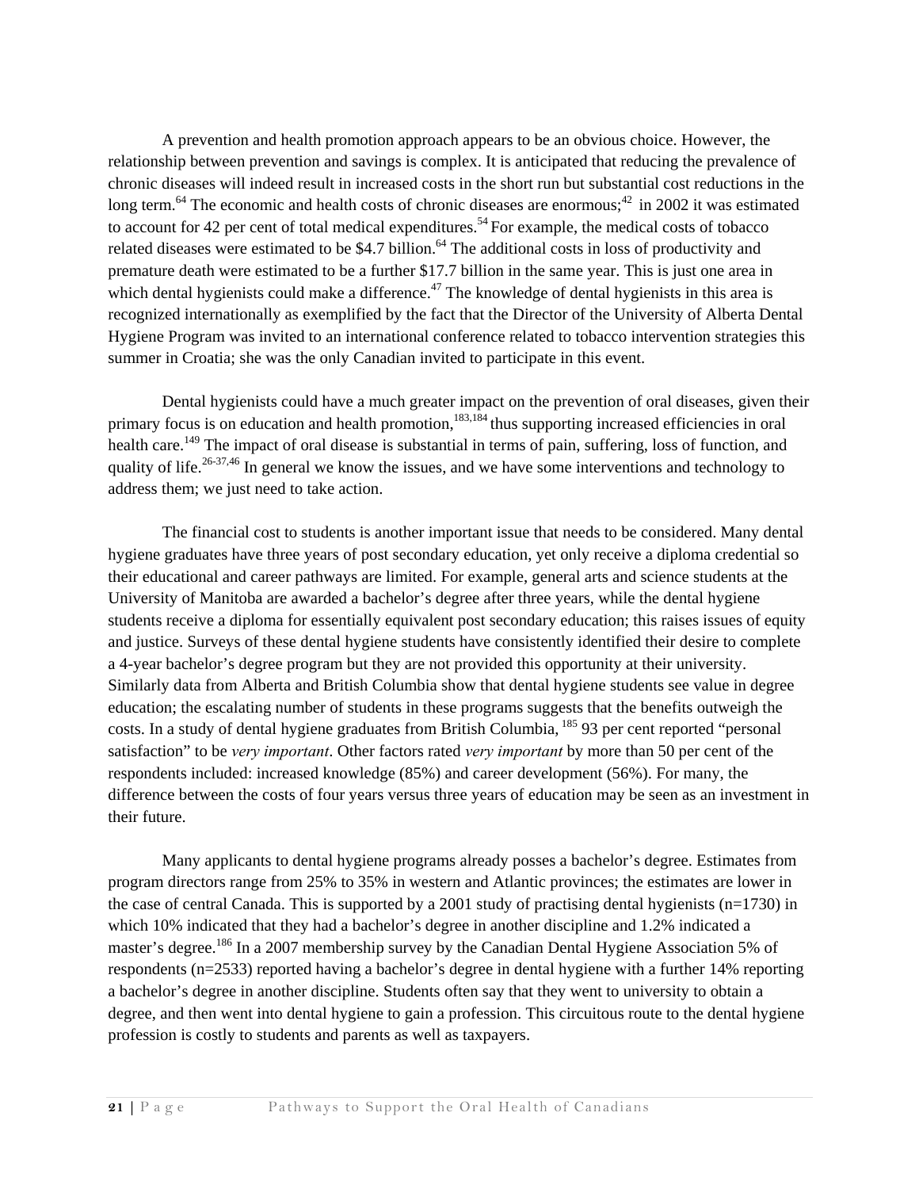A prevention and health promotion approach appears to be an obvious choice. However, the relationship between prevention and savings is complex. It is anticipated that reducing the prevalence of chronic diseases will indeed result in increased costs in the short run but substantial cost reductions in the long term.[64] The economic and health costs of chronic diseases are enormous;[42] in 2002 it was estimated to account for 42 per cent of total medical expenditures.[54] For example, the medical costs of tobacco related diseases were estimated to be $4.7 billion.[64] The additional costs in loss of productivity and premature death were estimated to be a further $17.7 billion in the same year. This is just one area in which dental hygienists could make a difference.[47] The knowledge of dental hygienists in this area is recognized internationally as exemplified by the fact that the Director of the University of Alberta Dental Hygiene Program was invited to an international conference related to tobacco intervention strategies this summer in Croatia; she was the only Canadian invited to participate in this event.

Dental hygienists could have a much greater impact on the prevention of oral diseases, given their primary focus is on education and health promotion,[183,184] thus supporting increased efficiencies in oral health care.[149] The impact of oral disease is substantial in terms of pain, suffering, loss of function, and quality of life.[26-37,46] In general we know the issues, and we have some interventions and technology to address them; we just need to take action.

The financial cost to students is another important issue that needs to be considered. Many dental hygiene graduates have three years of post secondary education, yet only receive a diploma credential so their educational and career pathways are limited. For example, general arts and science students at the University of Manitoba are awarded a bachelor's degree after three years, while the dental hygiene students receive a diploma for essentially equivalent post secondary education; this raises issues of equity and justice. Surveys of these dental hygiene students have consistently identified their desire to complete a 4-year bachelor's degree program but they are not provided this opportunity at their university. Similarly data from Alberta and British Columbia show that dental hygiene students see value in degree education; the escalating number of students in these programs suggests that the benefits outweigh the costs. In a study of dental hygiene graduates from British Columbia, [185] 93 per cent reported "personal satisfaction" to be *very important*. Other factors rated *very important* by more than 50 per cent of the respondents included: increased knowledge (85%) and career development (56%). For many, the difference between the costs of four years versus three years of education may be seen as an investment in their future.

Many applicants to dental hygiene programs already posses a bachelor's degree. Estimates from program directors range from 25% to 35% in western and Atlantic provinces; the estimates are lower in the case of central Canada. This is supported by a 2001 study of practising dental hygienists (n=1730) in which 10% indicated that they had a bachelor's degree in another discipline and 1.2% indicated a master's degree.[186] In a 2007 membership survey by the Canadian Dental Hygiene Association 5% of respondents (n=2533) reported having a bachelor's degree in dental hygiene with a further 14% reporting a bachelor's degree in another discipline. Students often say that they went to university to obtain a degree, and then went into dental hygiene to gain a profession. This circuitous route to the dental hygiene profession is costly to students and parents as well as taxpayers.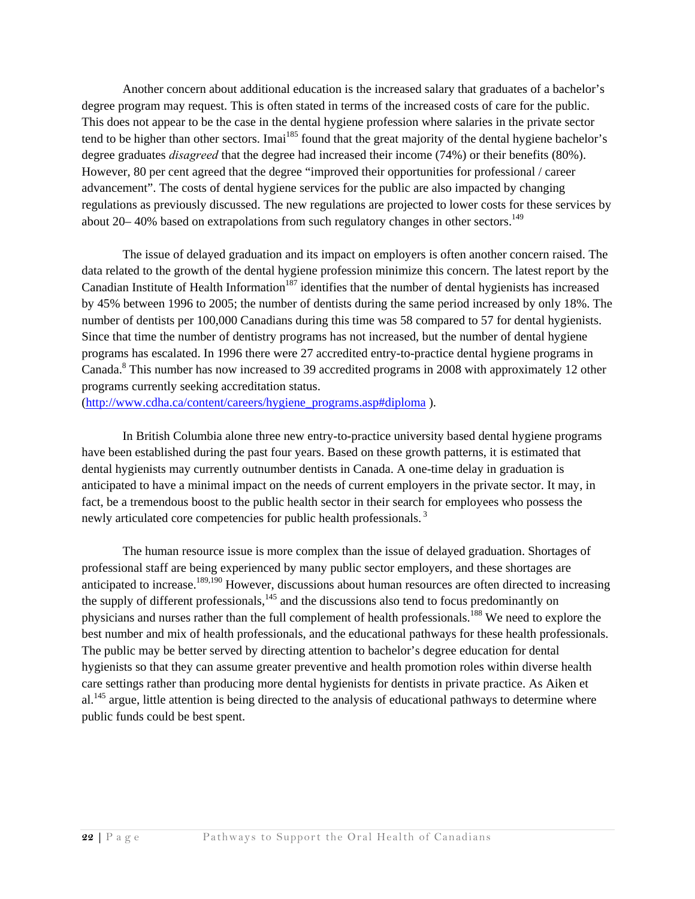Another concern about additional education is the increased salary that graduates of a bachelor's degree program may request. This is often stated in terms of the increased costs of care for the public. This does not appear to be the case in the dental hygiene profession where salaries in the private sector tend to be higher than other sectors. Imai[185] found that the great majority of the dental hygiene bachelor's degree graduates *disagreed* that the degree had increased their income (74%) or their benefits (80%). However, 80 per cent agreed that the degree "improved their opportunities for professional / career advancement". The costs of dental hygiene services for the public are also impacted by changing regulations as previously discussed. The new regulations are projected to lower costs for these services by about 20– 40% based on extrapolations from such regulatory changes in other sectors.[149]

The issue of delayed graduation and its impact on employers is often another concern raised. The data related to the growth of the dental hygiene profession minimize this concern. The latest report by the Canadian Institute of Health Information[187] identifies that the number of dental hygienists has increased by 45% between 1996 to 2005; the number of dentists during the same period increased by only 18%. The number of dentists per 100,000 Canadians during this time was 58 compared to 57 for dental hygienists. Since that time the number of dentistry programs has not increased, but the number of dental hygiene programs has escalated. In 1996 there were 27 accredited entry-to-practice dental hygiene programs in Canada.[8] This number has now increased to 39 accredited programs in 2008 with approximately 12 other programs currently seeking accreditation status. (http://www.cdha.ca/content/careers/hygiene_programs.asp#diploma ).

In British Columbia alone three new entry-to-practice university based dental hygiene programs have been established during the past four years. Based on these growth patterns, it is estimated that dental hygienists may currently outnumber dentists in Canada. A one-time delay in graduation is anticipated to have a minimal impact on the needs of current employers in the private sector. It may, in fact, be a tremendous boost to the public health sector in their search for employees who possess the newly articulated core competencies for public health professionals.[3]

The human resource issue is more complex than the issue of delayed graduation. Shortages of professional staff are being experienced by many public sector employers, and these shortages are anticipated to increase.[189,190] However, discussions about human resources are often directed to increasing the supply of different professionals,[145] and the discussions also tend to focus predominantly on physicians and nurses rather than the full complement of health professionals.[188] We need to explore the best number and mix of health professionals, and the educational pathways for these health professionals. The public may be better served by directing attention to bachelor's degree education for dental hygienists so that they can assume greater preventive and health promotion roles within diverse health care settings rather than producing more dental hygienists for dentists in private practice. As Aiken et al.[145] argue, little attention is being directed to the analysis of educational pathways to determine where public funds could be best spent.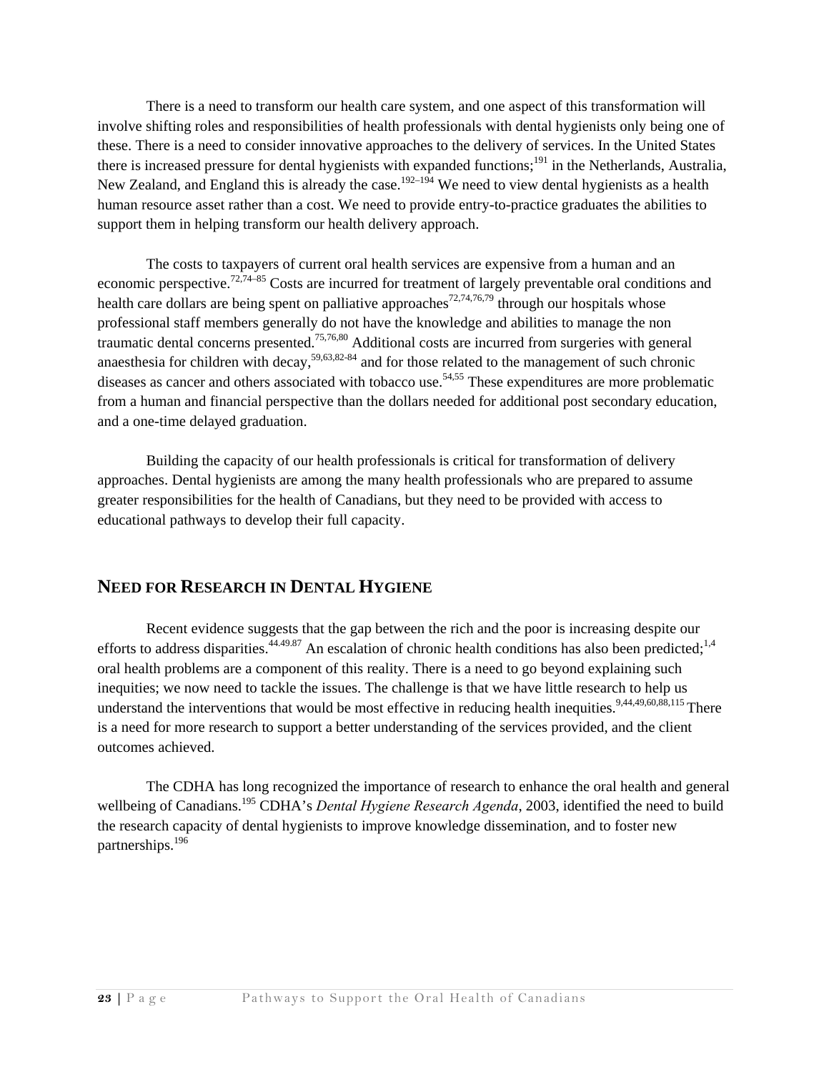There is a need to transform our health care system, and one aspect of this transformation will involve shifting roles and responsibilities of health professionals with dental hygienists only being one of these. There is a need to consider innovative approaches to the delivery of services. In the United States there is increased pressure for dental hygienists with expanded functions;[191] in the Netherlands, Australia, New Zealand, and England this is already the case.[192–194] We need to view dental hygienists as a health human resource asset rather than a cost. We need to provide entry-to-practice graduates the abilities to support them in helping transform our health delivery approach.

The costs to taxpayers of current oral health services are expensive from a human and an economic perspective.[72,74–85] Costs are incurred for treatment of largely preventable oral conditions and health care dollars are being spent on palliative approaches[72,74,76,79] through our hospitals whose professional staff members generally do not have the knowledge and abilities to manage the non traumatic dental concerns presented.[75,76,80] Additional costs are incurred from surgeries with general anaesthesia for children with decay,[59,63,82-84] and for those related to the management of such chronic diseases as cancer and others associated with tobacco use.[54,55] These expenditures are more problematic from a human and financial perspective than the dollars needed for additional post secondary education, and a one-time delayed graduation.

Building the capacity of our health professionals is critical for transformation of delivery approaches. Dental hygienists are among the many health professionals who are prepared to assume greater responsibilities for the health of Canadians, but they need to be provided with access to educational pathways to develop their full capacity.

## NEED FOR RESEARCH IN DENTAL HYGIENE

Recent evidence suggests that the gap between the rich and the poor is increasing despite our efforts to address disparities.[44.49.87] An escalation of chronic health conditions has also been predicted;[1,4] oral health problems are a component of this reality. There is a need to go beyond explaining such inequities; we now need to tackle the issues. The challenge is that we have little research to help us understand the interventions that would be most effective in reducing health inequities.[9,44,49,60,88,115] There is a need for more research to support a better understanding of the services provided, and the client outcomes achieved.

The CDHA has long recognized the importance of research to enhance the oral health and general wellbeing of Canadians.[195] CDHA's *Dental Hygiene Research Agenda*, 2003, identified the need to build the research capacity of dental hygienists to improve knowledge dissemination, and to foster new partnerships.[196]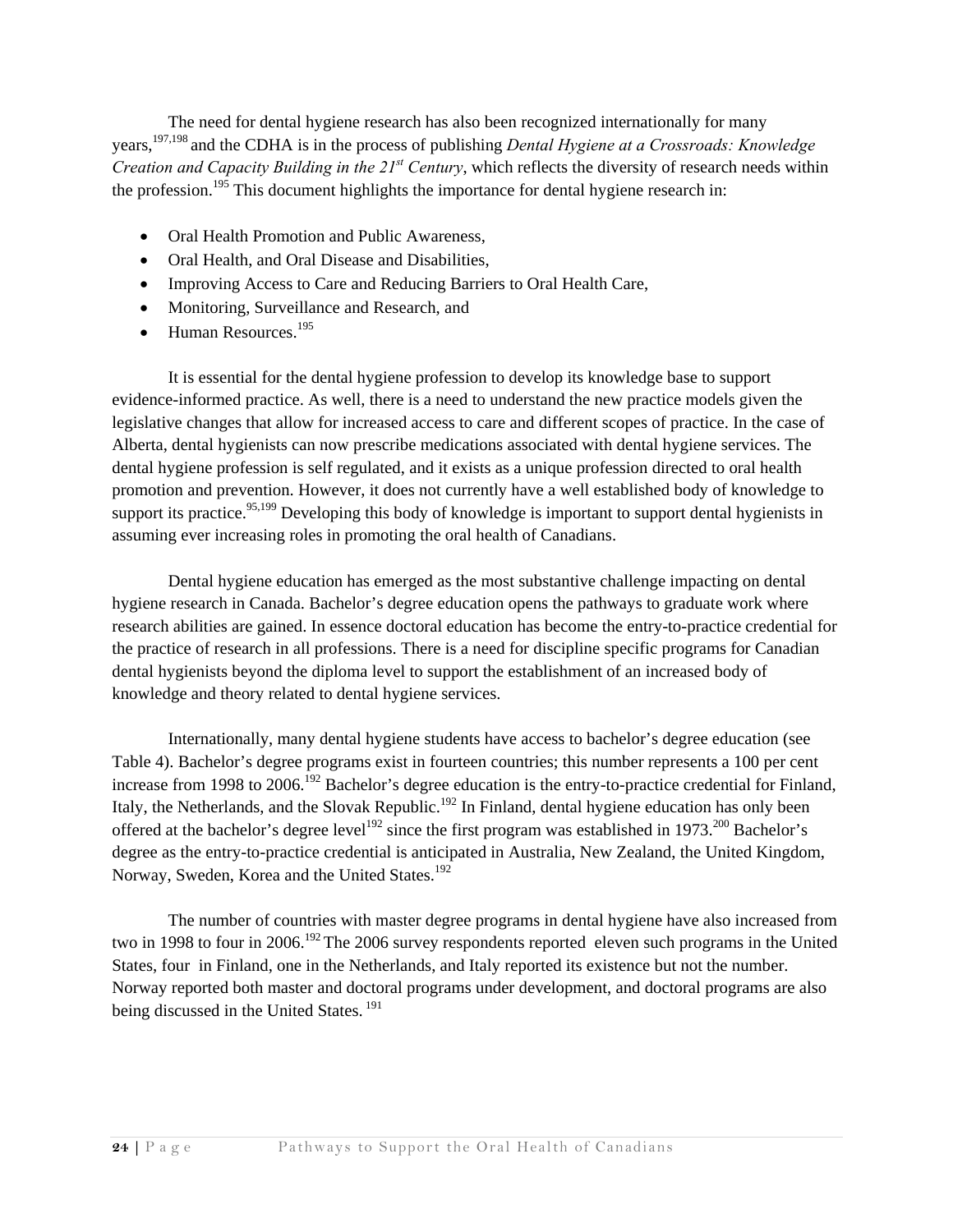The need for dental hygiene research has also been recognized internationally for many years,[197,198] and the CDHA is in the process of publishing *Dental Hygiene at a Crossroads: Knowledge Creation and Capacity Building in the 21st Century*, which reflects the diversity of research needs within the profession.[195] This document highlights the importance for dental hygiene research in:

- Oral Health Promotion and Public Awareness,
- Oral Health, and Oral Disease and Disabilities,
- Improving Access to Care and Reducing Barriers to Oral Health Care,
- Monitoring, Surveillance and Research, and
- Human Resources.[195]

It is essential for the dental hygiene profession to develop its knowledge base to support evidence-informed practice. As well, there is a need to understand the new practice models given the legislative changes that allow for increased access to care and different scopes of practice. In the case of Alberta, dental hygienists can now prescribe medications associated with dental hygiene services. The dental hygiene profession is self regulated, and it exists as a unique profession directed to oral health promotion and prevention. However, it does not currently have a well established body of knowledge to support its practice.[95,199] Developing this body of knowledge is important to support dental hygienists in assuming ever increasing roles in promoting the oral health of Canadians.

Dental hygiene education has emerged as the most substantive challenge impacting on dental hygiene research in Canada. Bachelor's degree education opens the pathways to graduate work where research abilities are gained. In essence doctoral education has become the entry-to-practice credential for the practice of research in all professions. There is a need for discipline specific programs for Canadian dental hygienists beyond the diploma level to support the establishment of an increased body of knowledge and theory related to dental hygiene services.

Internationally, many dental hygiene students have access to bachelor's degree education (see Table 4). Bachelor's degree programs exist in fourteen countries; this number represents a 100 per cent increase from 1998 to 2006.[192] Bachelor's degree education is the entry-to-practice credential for Finland, Italy, the Netherlands, and the Slovak Republic.[192] In Finland, dental hygiene education has only been offered at the bachelor's degree level[192] since the first program was established in 1973.[200] Bachelor's degree as the entry-to-practice credential is anticipated in Australia, New Zealand, the United Kingdom, Norway, Sweden, Korea and the United States.[192]

The number of countries with master degree programs in dental hygiene have also increased from two in 1998 to four in 2006.[192] The 2006 survey respondents reported eleven such programs in the United States, four in Finland, one in the Netherlands, and Italy reported its existence but not the number. Norway reported both master and doctoral programs under development, and doctoral programs are also being discussed in the United States.[191]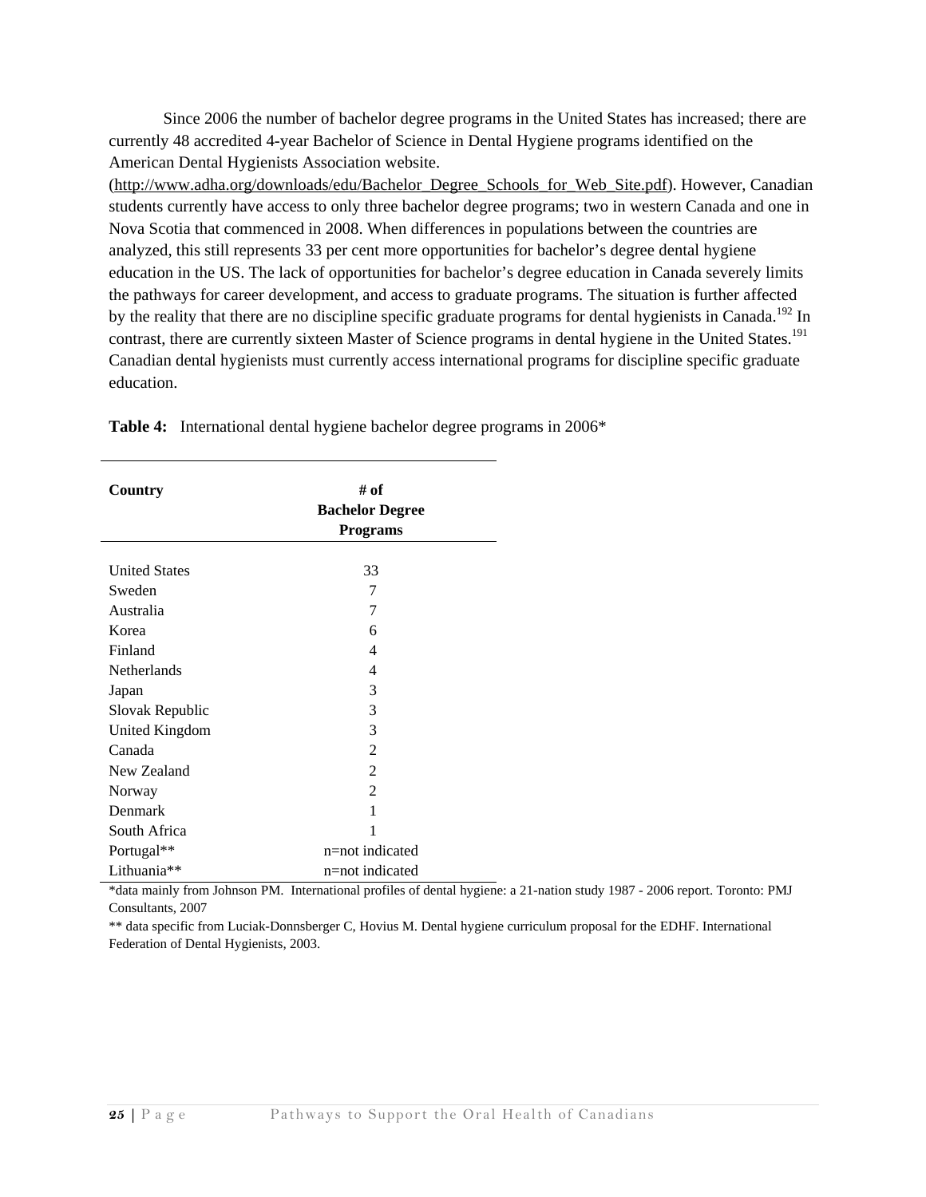Since 2006 the number of bachelor degree programs in the United States has increased; there are currently 48 accredited 4-year Bachelor of Science in Dental Hygiene programs identified on the American Dental Hygienists Association website. (http://www.adha.org/downloads/edu/Bachelor_Degree_Schools_for_Web_Site.pdf). However, Canadian students currently have access to only three bachelor degree programs; two in western Canada and one in Nova Scotia that commenced in 2008. When differences in populations between the countries are analyzed, this still represents 33 per cent more opportunities for bachelor's degree dental hygiene education in the US. The lack of opportunities for bachelor's degree education in Canada severely limits the pathways for career development, and access to graduate programs. The situation is further affected by the reality that there are no discipline specific graduate programs for dental hygienists in Canada.[192] In contrast, there are currently sixteen Master of Science programs in dental hygiene in the United States.[191] Canadian dental hygienists must currently access international programs for discipline specific graduate education.

**Table 4:** International dental hygiene bachelor degree programs in 2006*

| Country | # of Bachelor Degree Programs |
|---|---|
| United States | 33 |
| Sweden | 7 |
| Australia | 7 |
| Korea | 6 |
| Finland | 4 |
| Netherlands | 4 |
| Japan | 3 |
| Slovak Republic | 3 |
| United Kingdom | 3 |
| Canada | 2 |
| New Zealand | 2 |
| Norway | 2 |
| Denmark | 1 |
| South Africa | 1 |
| Portugal** | n=not indicated |
| Lithuania** | n=not indicated |

*data mainly from Johnson PM. International profiles of dental hygiene: a 21-nation study 1987 - 2006 report. Toronto: PMJ Consultants, 2007

** data specific from Luciak-Donnsberger C, Hovius M. Dental hygiene curriculum proposal for the EDHF. International Federation of Dental Hygienists, 2003.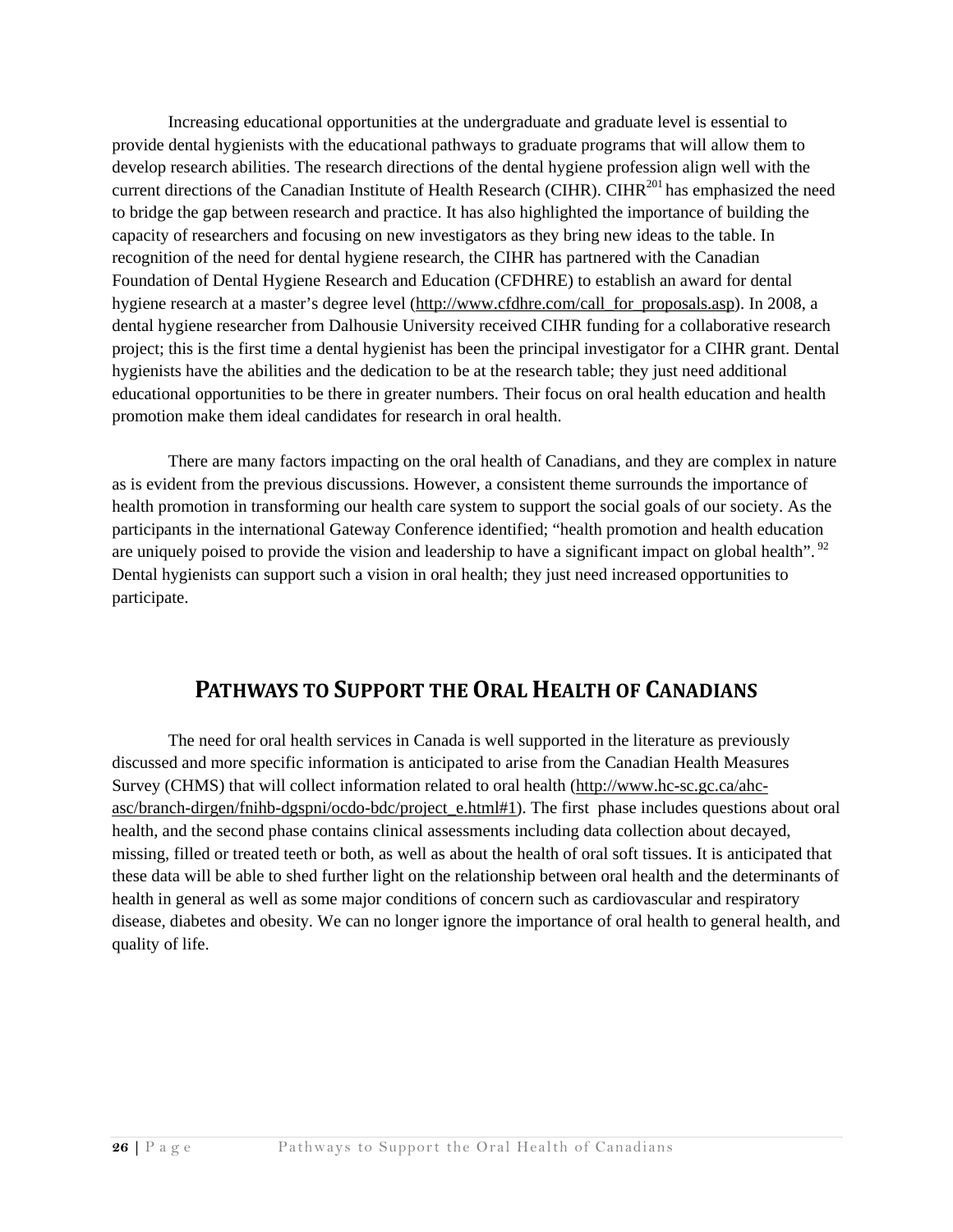Increasing educational opportunities at the undergraduate and graduate level is essential to provide dental hygienists with the educational pathways to graduate programs that will allow them to develop research abilities. The research directions of the dental hygiene profession align well with the current directions of the Canadian Institute of Health Research (CIHR). CIHR[201] has emphasized the need to bridge the gap between research and practice. It has also highlighted the importance of building the capacity of researchers and focusing on new investigators as they bring new ideas to the table. In recognition of the need for dental hygiene research, the CIHR has partnered with the Canadian Foundation of Dental Hygiene Research and Education (CFDHRE) to establish an award for dental hygiene research at a master's degree level (http://www.cfdhre.com/call_for_proposals.asp). In 2008, a dental hygiene researcher from Dalhousie University received CIHR funding for a collaborative research project; this is the first time a dental hygienist has been the principal investigator for a CIHR grant. Dental hygienists have the abilities and the dedication to be at the research table; they just need additional educational opportunities to be there in greater numbers. Their focus on oral health education and health promotion make them ideal candidates for research in oral health.

There are many factors impacting on the oral health of Canadians, and they are complex in nature as is evident from the previous discussions. However, a consistent theme surrounds the importance of health promotion in transforming our health care system to support the social goals of our society. As the participants in the international Gateway Conference identified; "health promotion and health education are uniquely poised to provide the vision and leadership to have a significant impact on global health". [92] Dental hygienists can support such a vision in oral health; they just need increased opportunities to participate.

# PATHWAYS TO SUPPORT THE ORAL HEALTH OF CANADIANS

The need for oral health services in Canada is well supported in the literature as previously discussed and more specific information is anticipated to arise from the Canadian Health Measures Survey (CHMS) that will collect information related to oral health (http://www.hc-sc.gc.ca/ahc-asc/branch-dirgen/fnihb-dgspni/ocdo-bdc/project_e.html#1). The first phase includes questions about oral health, and the second phase contains clinical assessments including data collection about decayed, missing, filled or treated teeth or both, as well as about the health of oral soft tissues. It is anticipated that these data will be able to shed further light on the relationship between oral health and the determinants of health in general as well as some major conditions of concern such as cardiovascular and respiratory disease, diabetes and obesity. We can no longer ignore the importance of oral health to general health, and quality of life.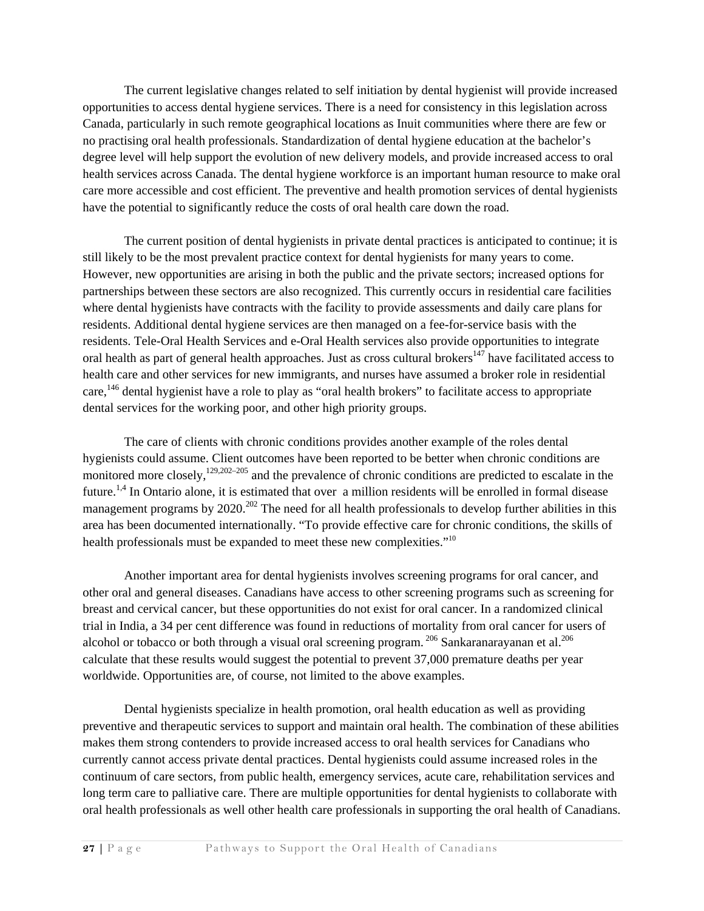The current legislative changes related to self initiation by dental hygienist will provide increased opportunities to access dental hygiene services. There is a need for consistency in this legislation across Canada, particularly in such remote geographical locations as Inuit communities where there are few or no practising oral health professionals. Standardization of dental hygiene education at the bachelor's degree level will help support the evolution of new delivery models, and provide increased access to oral health services across Canada. The dental hygiene workforce is an important human resource to make oral care more accessible and cost efficient. The preventive and health promotion services of dental hygienists have the potential to significantly reduce the costs of oral health care down the road.

The current position of dental hygienists in private dental practices is anticipated to continue; it is still likely to be the most prevalent practice context for dental hygienists for many years to come. However, new opportunities are arising in both the public and the private sectors; increased options for partnerships between these sectors are also recognized. This currently occurs in residential care facilities where dental hygienists have contracts with the facility to provide assessments and daily care plans for residents. Additional dental hygiene services are then managed on a fee-for-service basis with the residents. Tele-Oral Health Services and e-Oral Health services also provide opportunities to integrate oral health as part of general health approaches. Just as cross cultural brokers[147] have facilitated access to health care and other services for new immigrants, and nurses have assumed a broker role in residential care,[146] dental hygienist have a role to play as "oral health brokers" to facilitate access to appropriate dental services for the working poor, and other high priority groups.

The care of clients with chronic conditions provides another example of the roles dental hygienists could assume. Client outcomes have been reported to be better when chronic conditions are monitored more closely,[129,202–205] and the prevalence of chronic conditions are predicted to escalate in the future.[1,4] In Ontario alone, it is estimated that over a million residents will be enrolled in formal disease management programs by 2020.[202] The need for all health professionals to develop further abilities in this area has been documented internationally. "To provide effective care for chronic conditions, the skills of health professionals must be expanded to meet these new complexities."[10]

Another important area for dental hygienists involves screening programs for oral cancer, and other oral and general diseases. Canadians have access to other screening programs such as screening for breast and cervical cancer, but these opportunities do not exist for oral cancer. In a randomized clinical trial in India, a 34 per cent difference was found in reductions of mortality from oral cancer for users of alcohol or tobacco or both through a visual oral screening program.[206] Sankaranarayanan et al.[206] calculate that these results would suggest the potential to prevent 37,000 premature deaths per year worldwide. Opportunities are, of course, not limited to the above examples.

Dental hygienists specialize in health promotion, oral health education as well as providing preventive and therapeutic services to support and maintain oral health. The combination of these abilities makes them strong contenders to provide increased access to oral health services for Canadians who currently cannot access private dental practices. Dental hygienists could assume increased roles in the continuum of care sectors, from public health, emergency services, acute care, rehabilitation services and long term care to palliative care. There are multiple opportunities for dental hygienists to collaborate with oral health professionals as well other health care professionals in supporting the oral health of Canadians.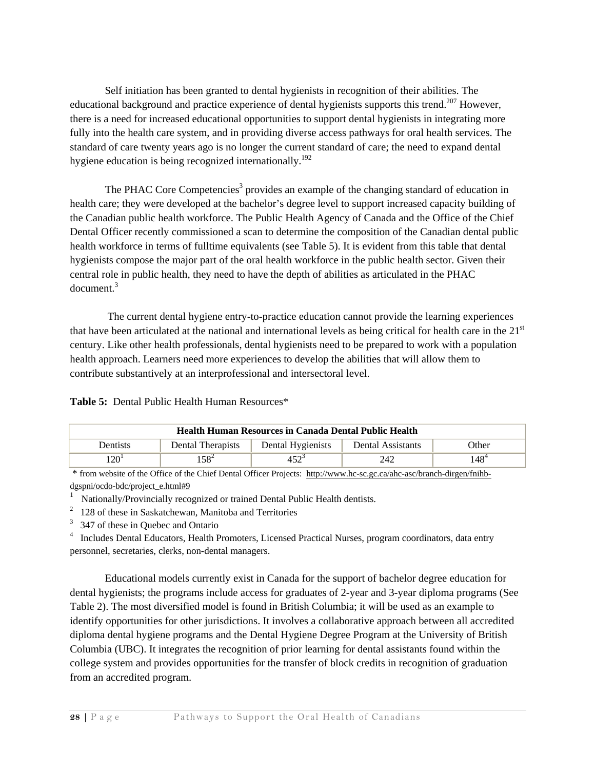Self initiation has been granted to dental hygienists in recognition of their abilities. The educational background and practice experience of dental hygienists supports this trend.[207] However, there is a need for increased educational opportunities to support dental hygienists in integrating more fully into the health care system, and in providing diverse access pathways for oral health services. The standard of care twenty years ago is no longer the current standard of care; the need to expand dental hygiene education is being recognized internationally.[192]

The PHAC Core Competencies[3] provides an example of the changing standard of education in health care; they were developed at the bachelor's degree level to support increased capacity building of the Canadian public health workforce. The Public Health Agency of Canada and the Office of the Chief Dental Officer recently commissioned a scan to determine the composition of the Canadian dental public health workforce in terms of fulltime equivalents (see Table 5). It is evident from this table that dental hygienists compose the major part of the oral health workforce in the public health sector. Given their central role in public health, they need to have the depth of abilities as articulated in the PHAC document.[3]

The current dental hygiene entry-to-practice education cannot provide the learning experiences that have been articulated at the national and international levels as being critical for health care in the 21st century. Like other health professionals, dental hygienists need to be prepared to work with a population health approach. Learners need more experiences to develop the abilities that will allow them to contribute substantively at an interprofessional and intersectoral level.

**Table 5:** Dental Public Health Human Resources*

| Health Human Resources in Canada Dental Public Health | | | | |
|---|---|---|---|---|
| Dentists | Dental Therapists | Dental Hygienists | Dental Assistants | Other |
| 120[1] | 158[2] | 452[3] | 242 | 148[4] |

\* from website of the Office of the Chief Dental Officer Projects: http://www.hc-sc.gc.ca/ahc-asc/branch-dirgen/fnihb-dgspni/ocdo-bdc/project_e.html#9

1 Nationally/Provincially recognized or trained Dental Public Health dentists.

2 128 of these in Saskatchewan, Manitoba and Territories

3 347 of these in Quebec and Ontario

4 Includes Dental Educators, Health Promoters, Licensed Practical Nurses, program coordinators, data entry personnel, secretaries, clerks, non-dental managers.

Educational models currently exist in Canada for the support of bachelor degree education for dental hygienists; the programs include access for graduates of 2-year and 3-year diploma programs (See Table 2). The most diversified model is found in British Columbia; it will be used as an example to identify opportunities for other jurisdictions. It involves a collaborative approach between all accredited diploma dental hygiene programs and the Dental Hygiene Degree Program at the University of British Columbia (UBC). It integrates the recognition of prior learning for dental assistants found within the college system and provides opportunities for the transfer of block credits in recognition of graduation from an accredited program.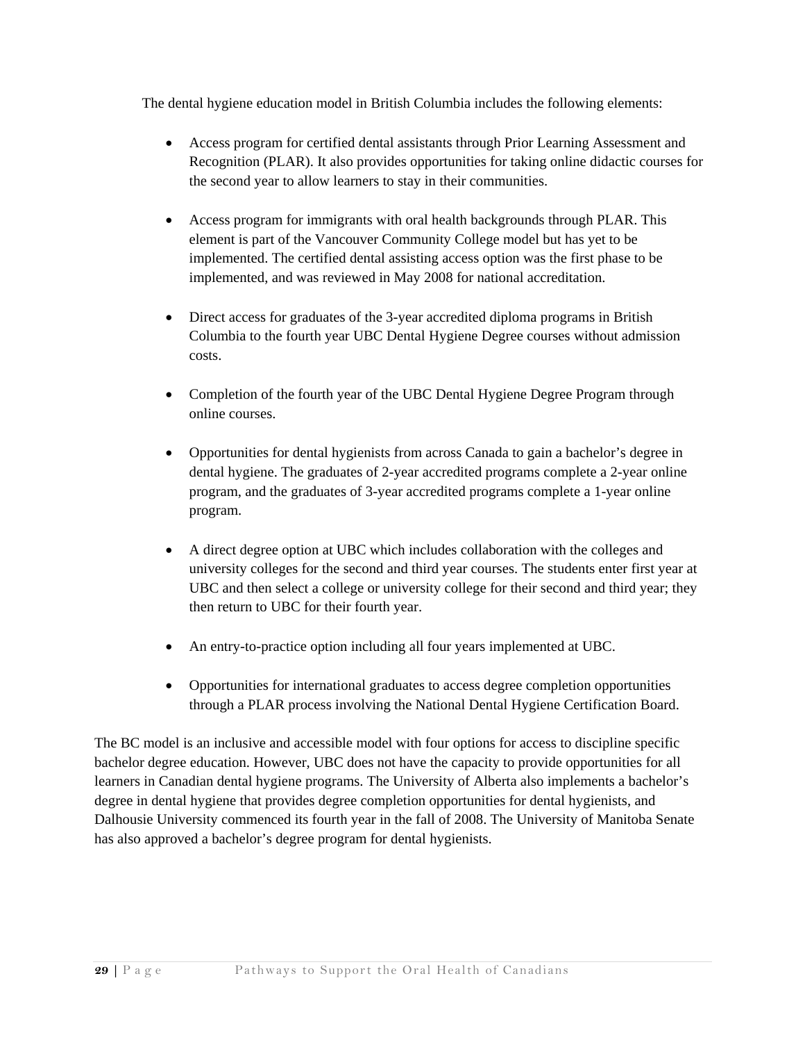The dental hygiene education model in British Columbia includes the following elements:

- Access program for certified dental assistants through Prior Learning Assessment and Recognition (PLAR). It also provides opportunities for taking online didactic courses for the second year to allow learners to stay in their communities.

- Access program for immigrants with oral health backgrounds through PLAR. This element is part of the Vancouver Community College model but has yet to be implemented. The certified dental assisting access option was the first phase to be implemented, and was reviewed in May 2008 for national accreditation.

- Direct access for graduates of the 3-year accredited diploma programs in British Columbia to the fourth year UBC Dental Hygiene Degree courses without admission costs.

- Completion of the fourth year of the UBC Dental Hygiene Degree Program through online courses.

- Opportunities for dental hygienists from across Canada to gain a bachelor's degree in dental hygiene. The graduates of 2-year accredited programs complete a 2-year online program, and the graduates of 3-year accredited programs complete a 1-year online program.

- A direct degree option at UBC which includes collaboration with the colleges and university colleges for the second and third year courses. The students enter first year at UBC and then select a college or university college for their second and third year; they then return to UBC for their fourth year.

- An entry-to-practice option including all four years implemented at UBC.

- Opportunities for international graduates to access degree completion opportunities through a PLAR process involving the National Dental Hygiene Certification Board.

The BC model is an inclusive and accessible model with four options for access to discipline specific bachelor degree education. However, UBC does not have the capacity to provide opportunities for all learners in Canadian dental hygiene programs. The University of Alberta also implements a bachelor's degree in dental hygiene that provides degree completion opportunities for dental hygienists, and Dalhousie University commenced its fourth year in the fall of 2008. The University of Manitoba Senate has also approved a bachelor's degree program for dental hygienists.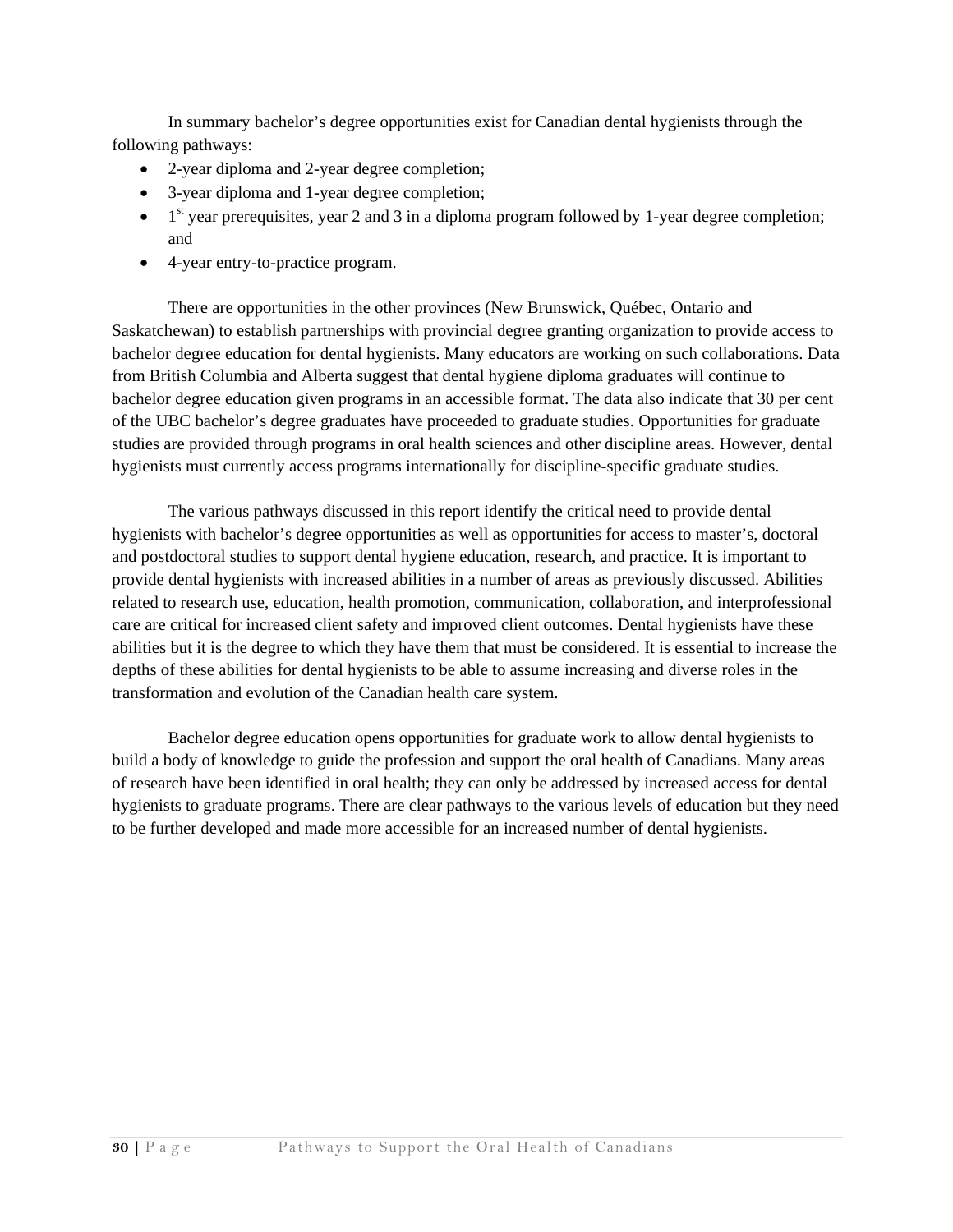In summary bachelor's degree opportunities exist for Canadian dental hygienists through the following pathways:

- 2-year diploma and 2-year degree completion;
- 3-year diploma and 1-year degree completion;
- 1st year prerequisites, year 2 and 3 in a diploma program followed by 1-year degree completion; and
- 4-year entry-to-practice program.

There are opportunities in the other provinces (New Brunswick, Québec, Ontario and Saskatchewan) to establish partnerships with provincial degree granting organization to provide access to bachelor degree education for dental hygienists. Many educators are working on such collaborations. Data from British Columbia and Alberta suggest that dental hygiene diploma graduates will continue to bachelor degree education given programs in an accessible format. The data also indicate that 30 per cent of the UBC bachelor's degree graduates have proceeded to graduate studies. Opportunities for graduate studies are provided through programs in oral health sciences and other discipline areas. However, dental hygienists must currently access programs internationally for discipline-specific graduate studies.

The various pathways discussed in this report identify the critical need to provide dental hygienists with bachelor's degree opportunities as well as opportunities for access to master's, doctoral and postdoctoral studies to support dental hygiene education, research, and practice. It is important to provide dental hygienists with increased abilities in a number of areas as previously discussed. Abilities related to research use, education, health promotion, communication, collaboration, and interprofessional care are critical for increased client safety and improved client outcomes. Dental hygienists have these abilities but it is the degree to which they have them that must be considered. It is essential to increase the depths of these abilities for dental hygienists to be able to assume increasing and diverse roles in the transformation and evolution of the Canadian health care system.

Bachelor degree education opens opportunities for graduate work to allow dental hygienists to build a body of knowledge to guide the profession and support the oral health of Canadians. Many areas of research have been identified in oral health; they can only be addressed by increased access for dental hygienists to graduate programs. There are clear pathways to the various levels of education but they need to be further developed and made more accessible for an increased number of dental hygienists.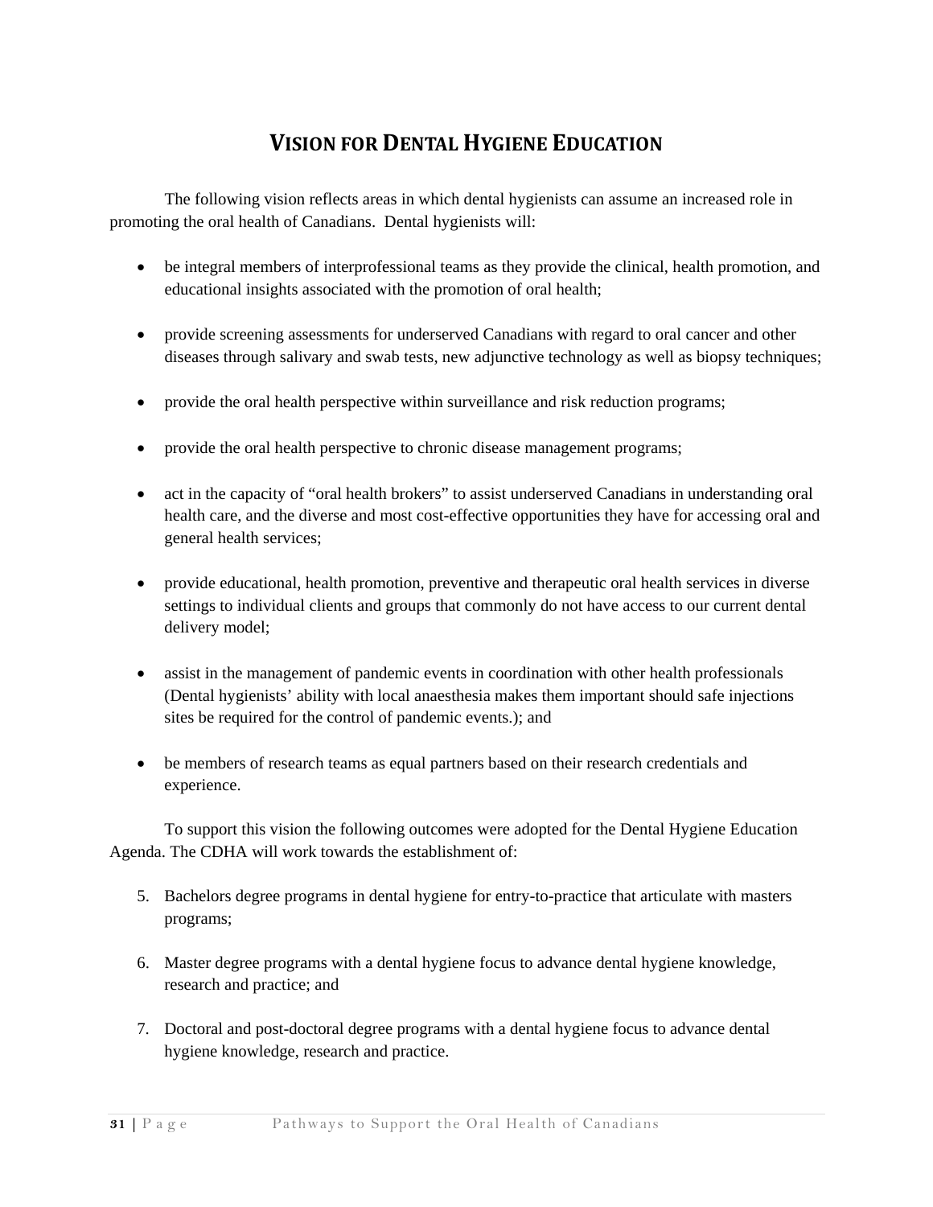# VISION FOR DENTAL HYGIENE EDUCATION

The following vision reflects areas in which dental hygienists can assume an increased role in promoting the oral health of Canadians. Dental hygienists will:

- be integral members of interprofessional teams as they provide the clinical, health promotion, and educational insights associated with the promotion of oral health;
- provide screening assessments for underserved Canadians with regard to oral cancer and other diseases through salivary and swab tests, new adjunctive technology as well as biopsy techniques;
- provide the oral health perspective within surveillance and risk reduction programs;
- provide the oral health perspective to chronic disease management programs;
- act in the capacity of "oral health brokers" to assist underserved Canadians in understanding oral health care, and the diverse and most cost-effective opportunities they have for accessing oral and general health services;
- provide educational, health promotion, preventive and therapeutic oral health services in diverse settings to individual clients and groups that commonly do not have access to our current dental delivery model;
- assist in the management of pandemic events in coordination with other health professionals (Dental hygienists' ability with local anaesthesia makes them important should safe injections sites be required for the control of pandemic events.); and
- be members of research teams as equal partners based on their research credentials and experience.

To support this vision the following outcomes were adopted for the Dental Hygiene Education Agenda. The CDHA will work towards the establishment of:

5. Bachelors degree programs in dental hygiene for entry-to-practice that articulate with masters programs;
6. Master degree programs with a dental hygiene focus to advance dental hygiene knowledge, research and practice; and
7. Doctoral and post-doctoral degree programs with a dental hygiene focus to advance dental hygiene knowledge, research and practice.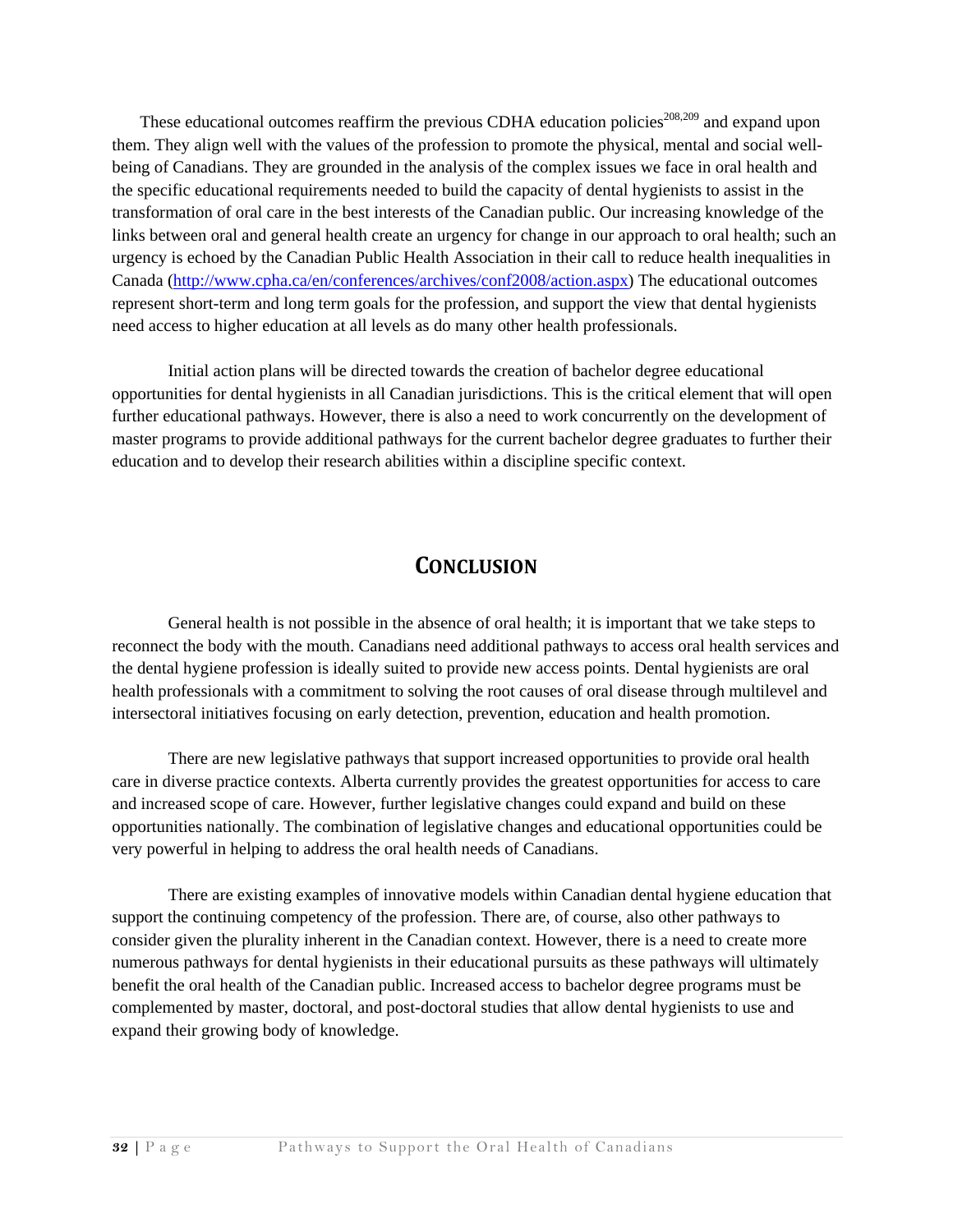These educational outcomes reaffirm the previous CDHA education policies[208,209] and expand upon them. They align well with the values of the profession to promote the physical, mental and social well-being of Canadians. They are grounded in the analysis of the complex issues we face in oral health and the specific educational requirements needed to build the capacity of dental hygienists to assist in the transformation of oral care in the best interests of the Canadian public. Our increasing knowledge of the links between oral and general health create an urgency for change in our approach to oral health; such an urgency is echoed by the Canadian Public Health Association in their call to reduce health inequalities in Canada (http://www.cpha.ca/en/conferences/archives/conf2008/action.aspx) The educational outcomes represent short-term and long term goals for the profession, and support the view that dental hygienists need access to higher education at all levels as do many other health professionals.

Initial action plans will be directed towards the creation of bachelor degree educational opportunities for dental hygienists in all Canadian jurisdictions. This is the critical element that will open further educational pathways. However, there is also a need to work concurrently on the development of master programs to provide additional pathways for the current bachelor degree graduates to further their education and to develop their research abilities within a discipline specific context.

# Conclusion

General health is not possible in the absence of oral health; it is important that we take steps to reconnect the body with the mouth. Canadians need additional pathways to access oral health services and the dental hygiene profession is ideally suited to provide new access points. Dental hygienists are oral health professionals with a commitment to solving the root causes of oral disease through multilevel and intersectoral initiatives focusing on early detection, prevention, education and health promotion.

There are new legislative pathways that support increased opportunities to provide oral health care in diverse practice contexts. Alberta currently provides the greatest opportunities for access to care and increased scope of care. However, further legislative changes could expand and build on these opportunities nationally. The combination of legislative changes and educational opportunities could be very powerful in helping to address the oral health needs of Canadians.

There are existing examples of innovative models within Canadian dental hygiene education that support the continuing competency of the profession. There are, of course, also other pathways to consider given the plurality inherent in the Canadian context. However, there is a need to create more numerous pathways for dental hygienists in their educational pursuits as these pathways will ultimately benefit the oral health of the Canadian public. Increased access to bachelor degree programs must be complemented by master, doctoral, and post-doctoral studies that allow dental hygienists to use and expand their growing body of knowledge.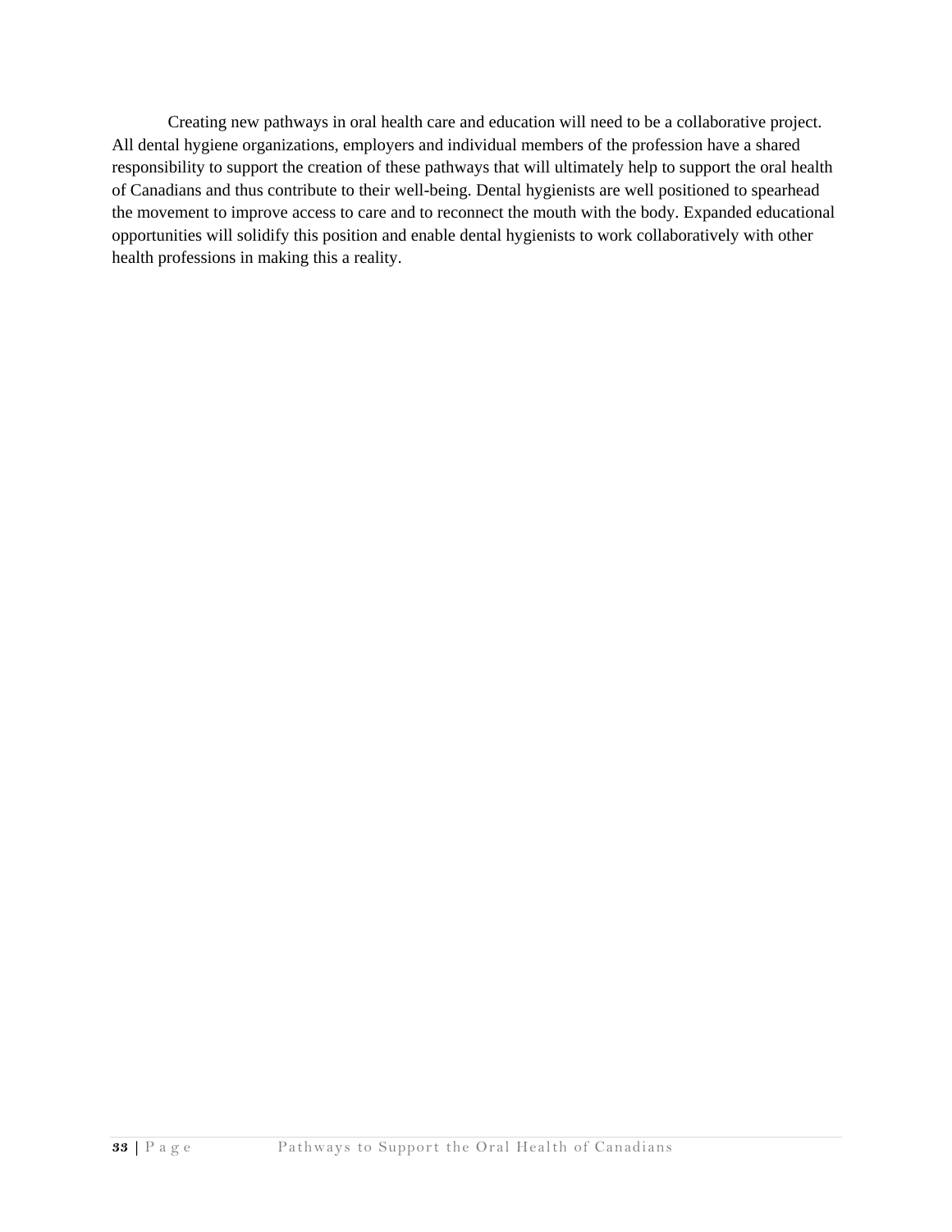Creating new pathways in oral health care and education will need to be a collaborative project. All dental hygiene organizations, employers and individual members of the profession have a shared responsibility to support the creation of these pathways that will ultimately help to support the oral health of Canadians and thus contribute to their well-being. Dental hygienists are well positioned to spearhead the movement to improve access to care and to reconnect the mouth with the body. Expanded educational opportunities will solidify this position and enable dental hygienists to work collaboratively with other health professions in making this a reality.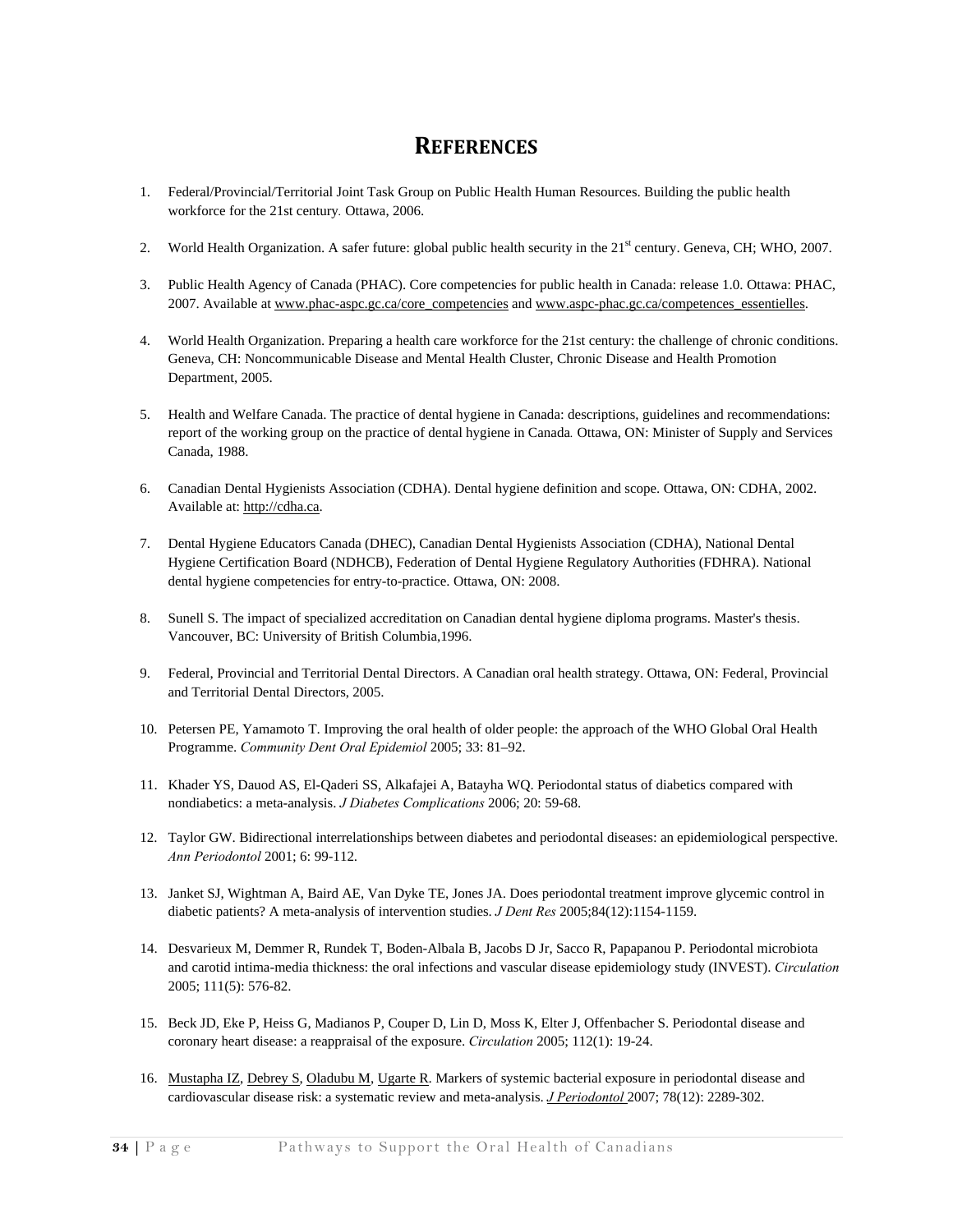# References

1. Federal/Provincial/Territorial Joint Task Group on Public Health Human Resources. Building the public health workforce for the 21st century. Ottawa, 2006.

2. World Health Organization. A safer future: global public health security in the 21st century. Geneva, CH; WHO, 2007.

3. Public Health Agency of Canada (PHAC). Core competencies for public health in Canada: release 1.0. Ottawa: PHAC, 2007. Available at www.phac-aspc.gc.ca/core_competencies and www.aspc-phac.gc.ca/competences_essentielles.

4. World Health Organization. Preparing a health care workforce for the 21st century: the challenge of chronic conditions. Geneva, CH: Noncommunicable Disease and Mental Health Cluster, Chronic Disease and Health Promotion Department, 2005.

5. Health and Welfare Canada. The practice of dental hygiene in Canada: descriptions, guidelines and recommendations: report of the working group on the practice of dental hygiene in Canada. Ottawa, ON: Minister of Supply and Services Canada, 1988.

6. Canadian Dental Hygienists Association (CDHA). Dental hygiene definition and scope. Ottawa, ON: CDHA, 2002. Available at: http://cdha.ca.

7. Dental Hygiene Educators Canada (DHEC), Canadian Dental Hygienists Association (CDHA), National Dental Hygiene Certification Board (NDHCB), Federation of Dental Hygiene Regulatory Authorities (FDHRA). National dental hygiene competencies for entry-to-practice. Ottawa, ON: 2008.

8. Sunell S. The impact of specialized accreditation on Canadian dental hygiene diploma programs. Master's thesis. Vancouver, BC: University of British Columbia,1996.

9. Federal, Provincial and Territorial Dental Directors. A Canadian oral health strategy. Ottawa, ON: Federal, Provincial and Territorial Dental Directors, 2005.

10. Petersen PE, Yamamoto T. Improving the oral health of older people: the approach of the WHO Global Oral Health Programme. *Community Dent Oral Epidemiol* 2005; 33: 81–92.

11. Khader YS, Dauod AS, El-Qaderi SS, Alkafajei A, Batayha WQ. Periodontal status of diabetics compared with nondiabetics: a meta-analysis. *J Diabetes Complications* 2006; 20: 59-68.

12. Taylor GW. Bidirectional interrelationships between diabetes and periodontal diseases: an epidemiological perspective. *Ann Periodontol* 2001; 6: 99-112.

13. Janket SJ, Wightman A, Baird AE, Van Dyke TE, Jones JA. Does periodontal treatment improve glycemic control in diabetic patients? A meta-analysis of intervention studies. *J Dent Res* 2005;84(12):1154-1159.

14. Desvarieux M, Demmer R, Rundek T, Boden-Albala B, Jacobs D Jr, Sacco R, Papapanou P. Periodontal microbiota and carotid intima-media thickness: the oral infections and vascular disease epidemiology study (INVEST). *Circulation* 2005; 111(5): 576-82.

15. Beck JD, Eke P, Heiss G, Madianos P, Couper D, Lin D, Moss K, Elter J, Offenbacher S. Periodontal disease and coronary heart disease: a reappraisal of the exposure. *Circulation* 2005; 112(1): 19-24.

16. Mustapha IZ, Debrey S, Oladubu M, Ugarte R. Markers of systemic bacterial exposure in periodontal disease and cardiovascular disease risk: a systematic review and meta-analysis. *J Periodontol* 2007; 78(12): 2289-302.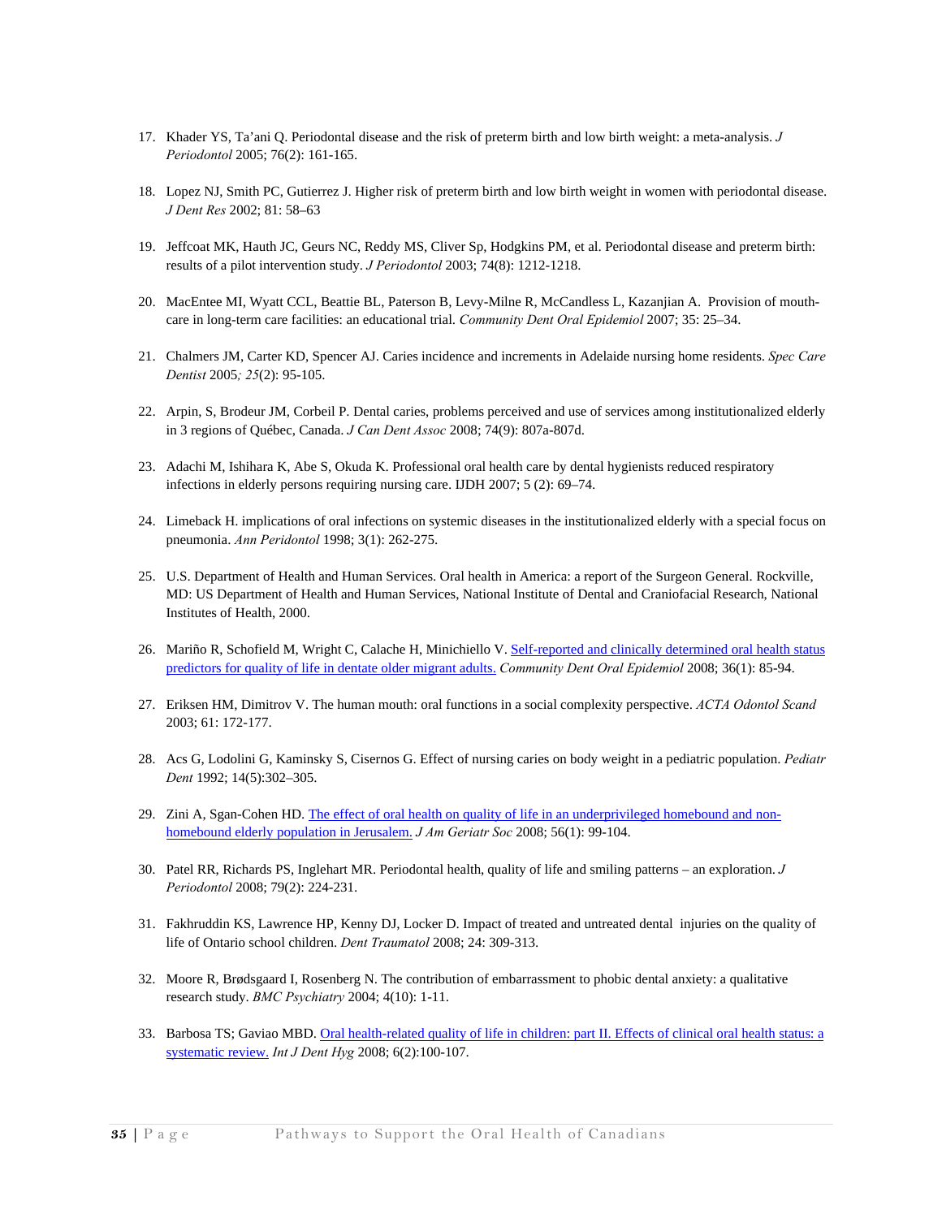17. Khader YS, Ta'ani Q. Periodontal disease and the risk of preterm birth and low birth weight: a meta-analysis. *J Periodontol* 2005; 76(2): 161-165.

18. Lopez NJ, Smith PC, Gutierrez J. Higher risk of preterm birth and low birth weight in women with periodontal disease. *J Dent Res* 2002; 81: 58–63

19. Jeffcoat MK, Hauth JC, Geurs NC, Reddy MS, Cliver Sp, Hodgkins PM, et al. Periodontal disease and preterm birth: results of a pilot intervention study. *J Periodontol* 2003; 74(8): 1212-1218.

20. MacEntee MI, Wyatt CCL, Beattie BL, Paterson B, Levy-Milne R, McCandless L, Kazanjian A. Provision of mouth-care in long-term care facilities: an educational trial. *Community Dent Oral Epidemiol* 2007; 35: 25–34.

21. Chalmers JM, Carter KD, Spencer AJ. Caries incidence and increments in Adelaide nursing home residents. *Spec Care Dentist* 2005*; 25*(2): 95-105.

22. Arpin, S, Brodeur JM, Corbeil P. Dental caries, problems perceived and use of services among institutionalized elderly in 3 regions of Québec, Canada. *J Can Dent Assoc* 2008; 74(9): 807a-807d.

23. Adachi M, Ishihara K, Abe S, Okuda K. Professional oral health care by dental hygienists reduced respiratory infections in elderly persons requiring nursing care. IJDH 2007; 5 (2): 69–74.

24. Limeback H. implications of oral infections on systemic diseases in the institutionalized elderly with a special focus on pneumonia. *Ann Peridontol* 1998; 3(1): 262-275.

25. U.S. Department of Health and Human Services. Oral health in America: a report of the Surgeon General. Rockville, MD: US Department of Health and Human Services, National Institute of Dental and Craniofacial Research, National Institutes of Health, 2000.

26. Mariño R, Schofield M, Wright C, Calache H, Minichiello V. Self-reported and clinically determined oral health status predictors for quality of life in dentate older migrant adults. *Community Dent Oral Epidemiol* 2008; 36(1): 85-94.

27. Eriksen HM, Dimitrov V. The human mouth: oral functions in a social complexity perspective. *ACTA Odontol Scand* 2003; 61: 172-177.

28. Acs G, Lodolini G, Kaminsky S, Cisernos G. Effect of nursing caries on body weight in a pediatric population. *Pediatr Dent* 1992; 14(5):302–305.

29. Zini A, Sgan-Cohen HD. The effect of oral health on quality of life in an underprivileged homebound and non-homebound elderly population in Jerusalem. *J Am Geriatr Soc* 2008; 56(1): 99-104.

30. Patel RR, Richards PS, Inglehart MR. Periodontal health, quality of life and smiling patterns – an exploration. *J Periodontol* 2008; 79(2): 224-231.

31. Fakhruddin KS, Lawrence HP, Kenny DJ, Locker D. Impact of treated and untreated dental injuries on the quality of life of Ontario school children. *Dent Traumatol* 2008; 24: 309-313.

32. Moore R, Brødsgaard I, Rosenberg N. The contribution of embarrassment to phobic dental anxiety: a qualitative research study. *BMC Psychiatry* 2004; 4(10): 1-11.

33. Barbosa TS; Gaviao MBD. Oral health-related quality of life in children: part II. Effects of clinical oral health status: a systematic review. *Int J Dent Hyg* 2008; 6(2):100-107.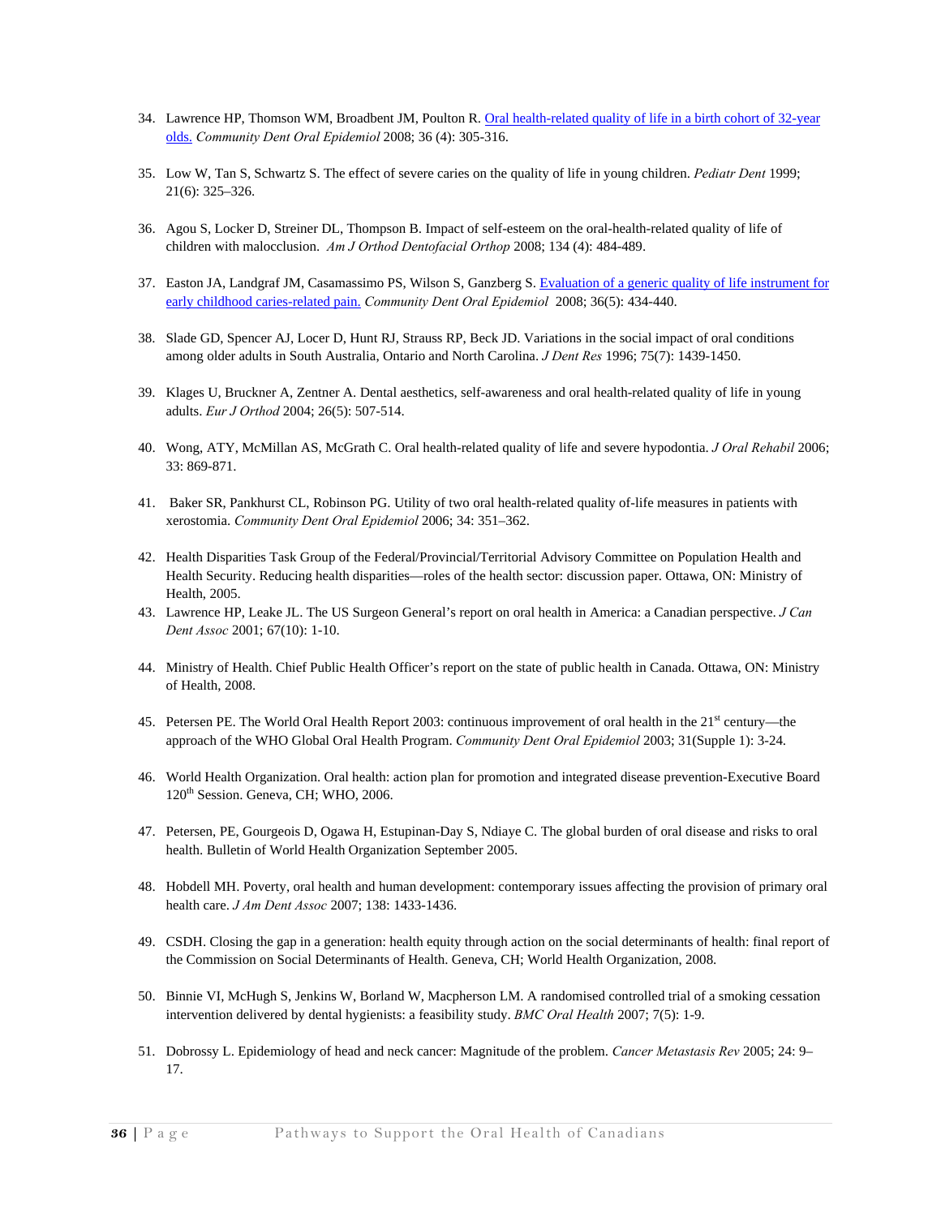34. Lawrence HP, Thomson WM, Broadbent JM, Poulton R. Oral health-related quality of life in a birth cohort of 32-year olds. *Community Dent Oral Epidemiol* 2008; 36 (4): 305-316.

35. Low W, Tan S, Schwartz S. The effect of severe caries on the quality of life in young children. *Pediatr Dent* 1999; 21(6): 325–326.

36. Agou S, Locker D, Streiner DL, Thompson B. Impact of self-esteem on the oral-health-related quality of life of children with malocclusion. *Am J Orthod Dentofacial Orthop* 2008; 134 (4): 484-489.

37. Easton JA, Landgraf JM, Casamassimo PS, Wilson S, Ganzberg S. Evaluation of a generic quality of life instrument for early childhood caries-related pain. *Community Dent Oral Epidemiol* 2008; 36(5): 434-440.

38. Slade GD, Spencer AJ, Locer D, Hunt RJ, Strauss RP, Beck JD. Variations in the social impact of oral conditions among older adults in South Australia, Ontario and North Carolina. *J Dent Res* 1996; 75(7): 1439-1450.

39. Klages U, Bruckner A, Zentner A. Dental aesthetics, self-awareness and oral health-related quality of life in young adults. *Eur J Orthod* 2004; 26(5): 507-514.

40. Wong, ATY, McMillan AS, McGrath C. Oral health-related quality of life and severe hypodontia. *J Oral Rehabil* 2006; 33: 869-871.

41. Baker SR, Pankhurst CL, Robinson PG. Utility of two oral health-related quality of-life measures in patients with xerostomia. *Community Dent Oral Epidemiol* 2006; 34: 351–362.

42. Health Disparities Task Group of the Federal/Provincial/Territorial Advisory Committee on Population Health and Health Security. Reducing health disparities—roles of the health sector: discussion paper. Ottawa, ON: Ministry of Health, 2005.

43. Lawrence HP, Leake JL. The US Surgeon General's report on oral health in America: a Canadian perspective. *J Can Dent Assoc* 2001; 67(10): 1-10.

44. Ministry of Health. Chief Public Health Officer's report on the state of public health in Canada. Ottawa, ON: Ministry of Health, 2008.

45. Petersen PE. The World Oral Health Report 2003: continuous improvement of oral health in the 21st century—the approach of the WHO Global Oral Health Program. *Community Dent Oral Epidemiol* 2003; 31(Supple 1): 3-24.

46. World Health Organization. Oral health: action plan for promotion and integrated disease prevention-Executive Board 120th Session. Geneva, CH; WHO, 2006.

47. Petersen, PE, Gourgeois D, Ogawa H, Estupinan-Day S, Ndiaye C. The global burden of oral disease and risks to oral health. Bulletin of World Health Organization September 2005.

48. Hobdell MH. Poverty, oral health and human development: contemporary issues affecting the provision of primary oral health care. *J Am Dent Assoc* 2007; 138: 1433-1436.

49. CSDH. Closing the gap in a generation: health equity through action on the social determinants of health: final report of the Commission on Social Determinants of Health. Geneva, CH; World Health Organization, 2008.

50. Binnie VI, McHugh S, Jenkins W, Borland W, Macpherson LM. A randomised controlled trial of a smoking cessation intervention delivered by dental hygienists: a feasibility study. *BMC Oral Health* 2007; 7(5): 1-9.

51. Dobrossy L. Epidemiology of head and neck cancer: Magnitude of the problem. *Cancer Metastasis Rev* 2005; 24: 9–17.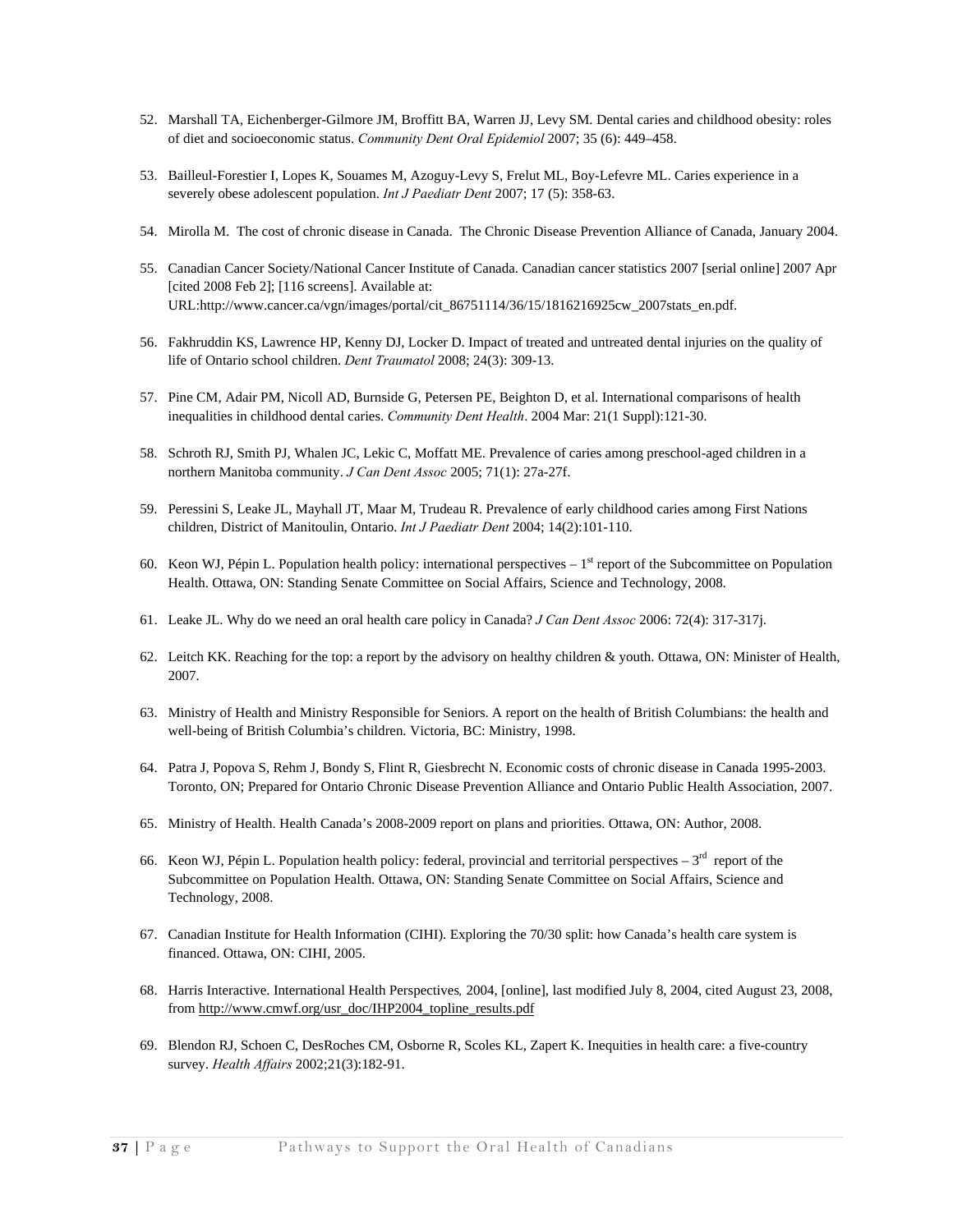52. Marshall TA, Eichenberger-Gilmore JM, Broffitt BA, Warren JJ, Levy SM. Dental caries and childhood obesity: roles of diet and socioeconomic status. *Community Dent Oral Epidemiol* 2007; 35 (6): 449–458.

53. Bailleul-Forestier I, Lopes K, Souames M, Azoguy-Levy S, Frelut ML, Boy-Lefevre ML. Caries experience in a severely obese adolescent population. *Int J Paediatr Dent* 2007; 17 (5): 358-63.

54. Mirolla M. The cost of chronic disease in Canada. The Chronic Disease Prevention Alliance of Canada, January 2004.

55. Canadian Cancer Society/National Cancer Institute of Canada. Canadian cancer statistics 2007 [serial online] 2007 Apr [cited 2008 Feb 2]; [116 screens]. Available at: URL:http://www.cancer.ca/vgn/images/portal/cit_86751114/36/15/1816216925cw_2007stats_en.pdf.

56. Fakhruddin KS, Lawrence HP, Kenny DJ, Locker D. Impact of treated and untreated dental injuries on the quality of life of Ontario school children. *Dent Traumatol* 2008; 24(3): 309-13.

57. Pine CM, Adair PM, Nicoll AD, Burnside G, Petersen PE, Beighton D, et al. International comparisons of health inequalities in childhood dental caries. *Community Dent Health*. 2004 Mar: 21(1 Suppl):121-30.

58. Schroth RJ, Smith PJ, Whalen JC, Lekic C, Moffatt ME. Prevalence of caries among preschool-aged children in a northern Manitoba community. *J Can Dent Assoc* 2005; 71(1): 27a-27f.

59. Peressini S, Leake JL, Mayhall JT, Maar M, Trudeau R. Prevalence of early childhood caries among First Nations children, District of Manitoulin, Ontario. *Int J Paediatr Dent* 2004; 14(2):101-110.

60. Keon WJ, Pépin L. Population health policy: international perspectives – 1st report of the Subcommittee on Population Health. Ottawa, ON: Standing Senate Committee on Social Affairs, Science and Technology, 2008.

61. Leake JL. Why do we need an oral health care policy in Canada? *J Can Dent Assoc* 2006: 72(4): 317-317j.

62. Leitch KK. Reaching for the top: a report by the advisory on healthy children & youth. Ottawa, ON: Minister of Health, 2007.

63. Ministry of Health and Ministry Responsible for Seniors. A report on the health of British Columbians: the health and well-being of British Columbia's children. Victoria, BC: Ministry, 1998.

64. Patra J, Popova S, Rehm J, Bondy S, Flint R, Giesbrecht N. Economic costs of chronic disease in Canada 1995-2003. Toronto, ON; Prepared for Ontario Chronic Disease Prevention Alliance and Ontario Public Health Association, 2007.

65. Ministry of Health. Health Canada's 2008-2009 report on plans and priorities. Ottawa, ON: Author, 2008.

66. Keon WJ, Pépin L. Population health policy: federal, provincial and territorial perspectives – 3rd report of the Subcommittee on Population Health. Ottawa, ON: Standing Senate Committee on Social Affairs, Science and Technology, 2008.

67. Canadian Institute for Health Information (CIHI). Exploring the 70/30 split: how Canada's health care system is financed. Ottawa, ON: CIHI, 2005.

68. Harris Interactive. International Health Perspectives, 2004, [online], last modified July 8, 2004, cited August 23, 2008, from http://www.cmwf.org/usr_doc/IHP2004_topline_results.pdf

69. Blendon RJ, Schoen C, DesRoches CM, Osborne R, Scoles KL, Zapert K. Inequities in health care: a five-country survey. *Health Affairs* 2002;21(3):182-91.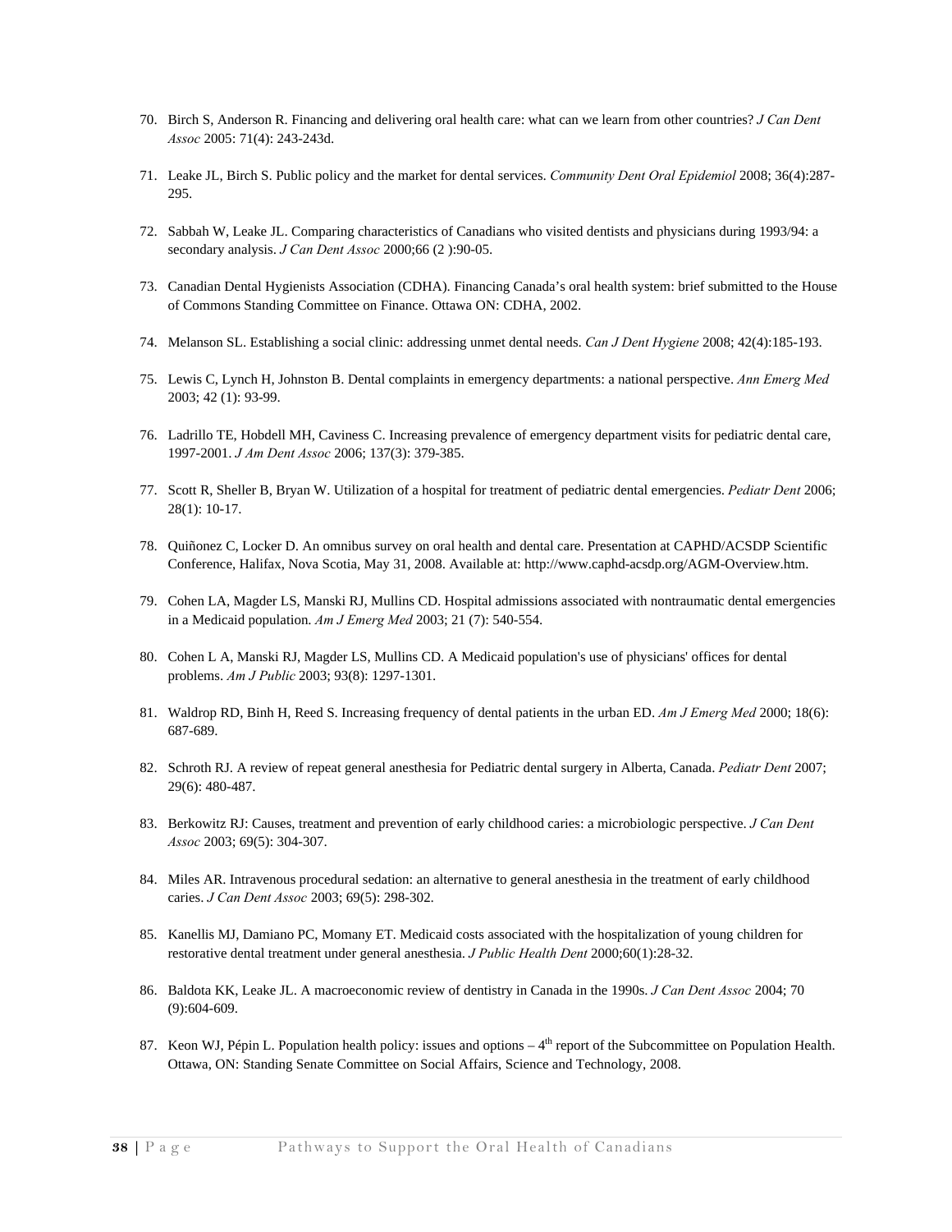70. Birch S, Anderson R. Financing and delivering oral health care: what can we learn from other countries? *J Can Dent Assoc* 2005: 71(4): 243-243d.

71. Leake JL, Birch S. Public policy and the market for dental services. *Community Dent Oral Epidemiol* 2008; 36(4):287-295.

72. Sabbah W, Leake JL. Comparing characteristics of Canadians who visited dentists and physicians during 1993/94: a secondary analysis. *J Can Dent Assoc* 2000;66 (2 ):90-05.

73. Canadian Dental Hygienists Association (CDHA). Financing Canada's oral health system: brief submitted to the House of Commons Standing Committee on Finance. Ottawa ON: CDHA, 2002.

74. Melanson SL. Establishing a social clinic: addressing unmet dental needs. *Can J Dent Hygiene* 2008; 42(4):185-193.

75. Lewis C, Lynch H, Johnston B. Dental complaints in emergency departments: a national perspective. *Ann Emerg Med* 2003; 42 (1): 93-99.

76. Ladrillo TE, Hobdell MH, Caviness C. Increasing prevalence of emergency department visits for pediatric dental care, 1997-2001. *J Am Dent Assoc* 2006; 137(3): 379-385.

77. Scott R, Sheller B, Bryan W. Utilization of a hospital for treatment of pediatric dental emergencies. *Pediatr Dent* 2006; 28(1): 10-17.

78. Quiñonez C, Locker D. An omnibus survey on oral health and dental care. Presentation at CAPHD/ACSDP Scientific Conference, Halifax, Nova Scotia, May 31, 2008. Available at: http://www.caphd-acsdp.org/AGM-Overview.htm.

79. Cohen LA, Magder LS, Manski RJ, Mullins CD. Hospital admissions associated with nontraumatic dental emergencies in a Medicaid population. *Am J Emerg Med* 2003; 21 (7): 540-554.

80. Cohen L A, Manski RJ, Magder LS, Mullins CD. A Medicaid population's use of physicians' offices for dental problems. *Am J Public* 2003; 93(8): 1297-1301.

81. Waldrop RD, Binh H, Reed S. Increasing frequency of dental patients in the urban ED. *Am J Emerg Med* 2000; 18(6): 687-689.

82. Schroth RJ. A review of repeat general anesthesia for Pediatric dental surgery in Alberta, Canada. *Pediatr Dent* 2007; 29(6): 480-487.

83. Berkowitz RJ: Causes, treatment and prevention of early childhood caries: a microbiologic perspective. *J Can Dent Assoc* 2003; 69(5): 304-307.

84. Miles AR. Intravenous procedural sedation: an alternative to general anesthesia in the treatment of early childhood caries. *J Can Dent Assoc* 2003; 69(5): 298-302.

85. Kanellis MJ, Damiano PC, Momany ET. Medicaid costs associated with the hospitalization of young children for restorative dental treatment under general anesthesia. *J Public Health Dent* 2000;60(1):28-32.

86. Baldota KK, Leake JL. A macroeconomic review of dentistry in Canada in the 1990s. *J Can Dent Assoc* 2004; 70 (9):604-609.

87. Keon WJ, Pépin L. Population health policy: issues and options – 4th report of the Subcommittee on Population Health. Ottawa, ON: Standing Senate Committee on Social Affairs, Science and Technology, 2008.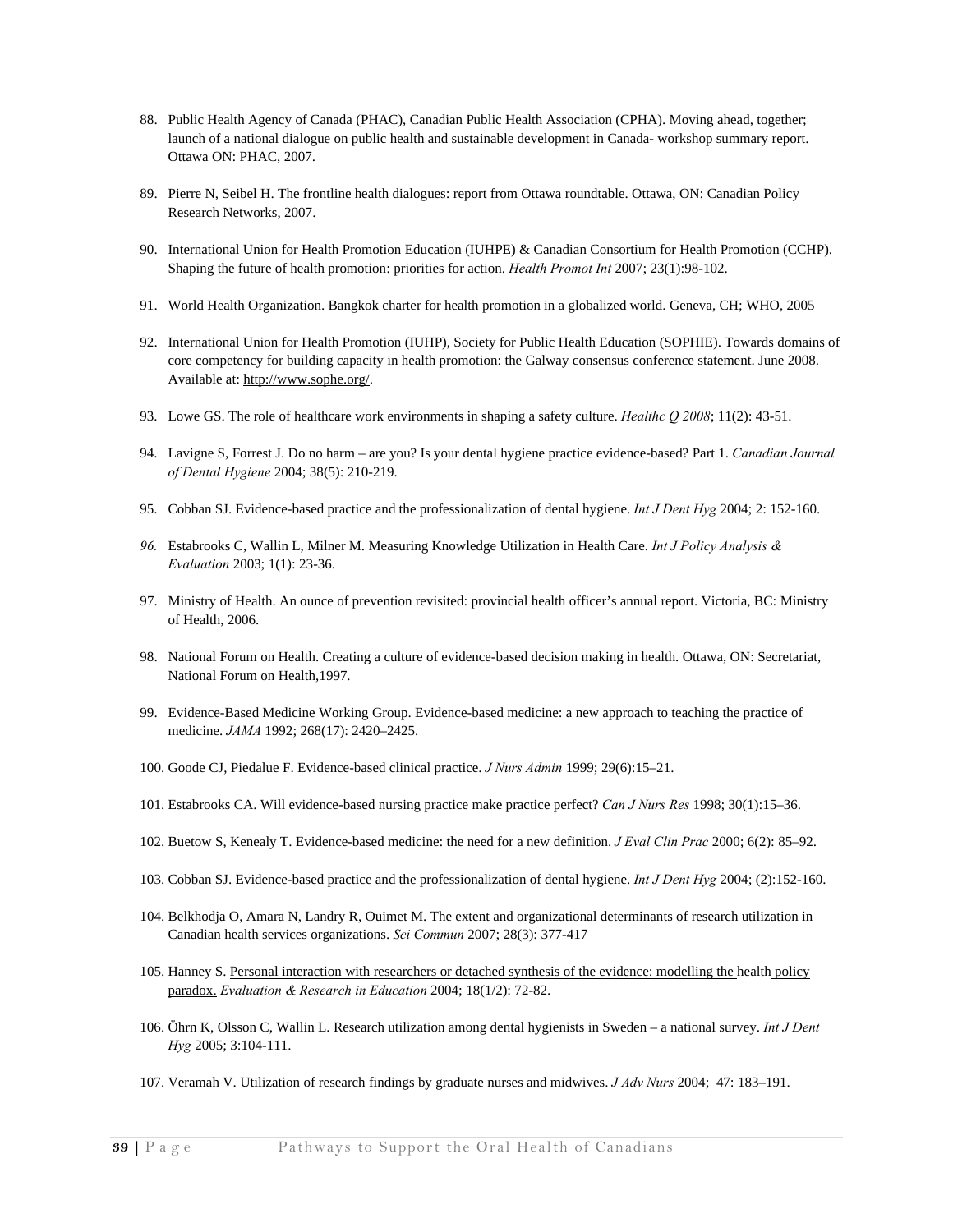88. Public Health Agency of Canada (PHAC), Canadian Public Health Association (CPHA). Moving ahead, together; launch of a national dialogue on public health and sustainable development in Canada- workshop summary report. Ottawa ON: PHAC, 2007.

89. Pierre N, Seibel H. The frontline health dialogues: report from Ottawa roundtable. Ottawa, ON: Canadian Policy Research Networks, 2007.

90. International Union for Health Promotion Education (IUHPE) & Canadian Consortium for Health Promotion (CCHP). Shaping the future of health promotion: priorities for action. *Health Promot Int* 2007; 23(1):98-102.

91. World Health Organization. Bangkok charter for health promotion in a globalized world. Geneva, CH; WHO, 2005

92. International Union for Health Promotion (IUHP), Society for Public Health Education (SOPHIE). Towards domains of core competency for building capacity in health promotion: the Galway consensus conference statement. June 2008. Available at: http://www.sophe.org/.

93. Lowe GS. The role of healthcare work environments in shaping a safety culture. *Healthc Q 2008*; 11(2): 43-51.

94. Lavigne S, Forrest J. Do no harm – are you? Is your dental hygiene practice evidence-based? Part 1. *Canadian Journal of Dental Hygiene* 2004; 38(5): 210-219.

95. Cobban SJ. Evidence-based practice and the professionalization of dental hygiene. *Int J Dent Hyg* 2004; 2: 152-160.

96. Estabrooks C, Wallin L, Milner M. Measuring Knowledge Utilization in Health Care. *Int J Policy Analysis & Evaluation* 2003; 1(1): 23-36.

97. Ministry of Health. An ounce of prevention revisited: provincial health officer's annual report. Victoria, BC: Ministry of Health, 2006.

98. National Forum on Health. Creating a culture of evidence-based decision making in health. Ottawa, ON: Secretariat, National Forum on Health,1997.

99. Evidence-Based Medicine Working Group. Evidence-based medicine: a new approach to teaching the practice of medicine. *JAMA* 1992; 268(17): 2420–2425.

100. Goode CJ, Piedalue F. Evidence-based clinical practice. *J Nurs Admin* 1999; 29(6):15–21.

101. Estabrooks CA. Will evidence-based nursing practice make practice perfect? *Can J Nurs Res* 1998; 30(1):15–36.

102. Buetow S, Kenealy T. Evidence-based medicine: the need for a new definition. *J Eval Clin Prac* 2000; 6(2): 85–92.

103. Cobban SJ. Evidence-based practice and the professionalization of dental hygiene. *Int J Dent Hyg* 2004; (2):152-160.

104. Belkhodja O, Amara N, Landry R, Ouimet M. The extent and organizational determinants of research utilization in Canadian health services organizations. *Sci Commun* 2007; 28(3): 377-417

105. Hanney S. Personal interaction with researchers or detached synthesis of the evidence: modelling the health policy paradox. *Evaluation & Research in Education* 2004; 18(1/2): 72-82.

106. Öhrn K, Olsson C, Wallin L. Research utilization among dental hygienists in Sweden – a national survey. *Int J Dent Hyg* 2005; 3:104-111.

107. Veramah V. Utilization of research findings by graduate nurses and midwives. *J Adv Nurs* 2004; 47: 183–191.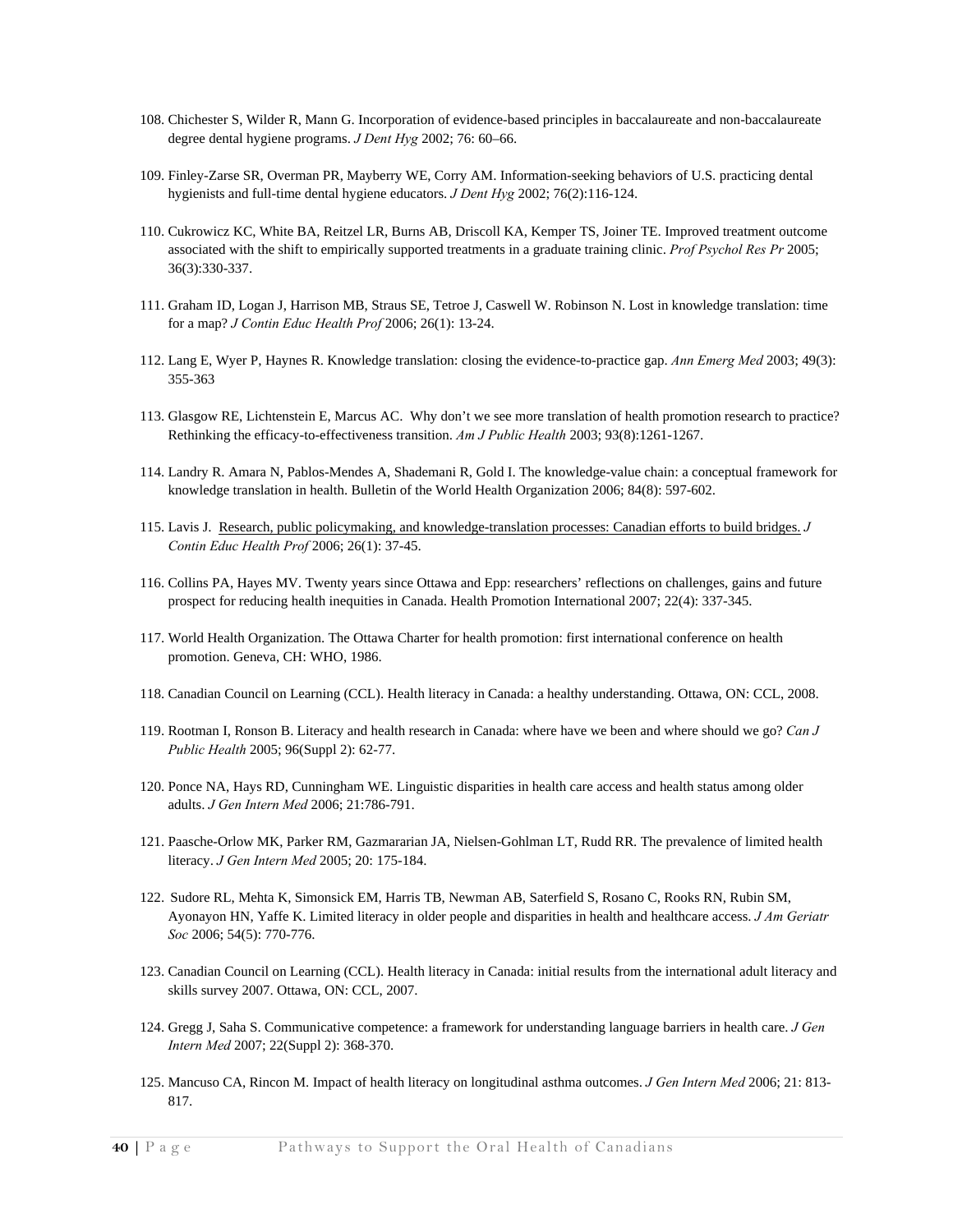108. Chichester S, Wilder R, Mann G. Incorporation of evidence-based principles in baccalaureate and non-baccalaureate degree dental hygiene programs. *J Dent Hyg* 2002; 76: 60–66.

109. Finley-Zarse SR, Overman PR, Mayberry WE, Corry AM. Information-seeking behaviors of U.S. practicing dental hygienists and full-time dental hygiene educators. *J Dent Hyg* 2002; 76(2):116-124.

110. Cukrowicz KC, White BA, Reitzel LR, Burns AB, Driscoll KA, Kemper TS, Joiner TE. Improved treatment outcome associated with the shift to empirically supported treatments in a graduate training clinic. *Prof Psychol Res Pr* 2005; 36(3):330-337.

111. Graham ID, Logan J, Harrison MB, Straus SE, Tetroe J, Caswell W. Robinson N. Lost in knowledge translation: time for a map? *J Contin Educ Health Prof* 2006; 26(1): 13-24.

112. Lang E, Wyer P, Haynes R. Knowledge translation: closing the evidence-to-practice gap. *Ann Emerg Med* 2003; 49(3): 355-363

113. Glasgow RE, Lichtenstein E, Marcus AC. Why don't we see more translation of health promotion research to practice? Rethinking the efficacy-to-effectiveness transition. *Am J Public Health* 2003; 93(8):1261-1267.

114. Landry R. Amara N, Pablos-Mendes A, Shademani R, Gold I. The knowledge-value chain: a conceptual framework for knowledge translation in health. Bulletin of the World Health Organization 2006; 84(8): 597-602.

115. Lavis J. Research, public policymaking, and knowledge-translation processes: Canadian efforts to build bridges. *J Contin Educ Health Prof* 2006; 26(1): 37-45.

116. Collins PA, Hayes MV. Twenty years since Ottawa and Epp: researchers' reflections on challenges, gains and future prospect for reducing health inequities in Canada. Health Promotion International 2007; 22(4): 337-345.

117. World Health Organization. The Ottawa Charter for health promotion: first international conference on health promotion. Geneva, CH: WHO, 1986.

118. Canadian Council on Learning (CCL). Health literacy in Canada: a healthy understanding. Ottawa, ON: CCL, 2008.

119. Rootman I, Ronson B. Literacy and health research in Canada: where have we been and where should we go? *Can J Public Health* 2005; 96(Suppl 2): 62-77.

120. Ponce NA, Hays RD, Cunningham WE. Linguistic disparities in health care access and health status among older adults. *J Gen Intern Med* 2006; 21:786-791.

121. Paasche-Orlow MK, Parker RM, Gazmararian JA, Nielsen-Gohlman LT, Rudd RR. The prevalence of limited health literacy. *J Gen Intern Med* 2005; 20: 175-184.

122. Sudore RL, Mehta K, Simonsick EM, Harris TB, Newman AB, Saterfield S, Rosano C, Rooks RN, Rubin SM, Ayonayon HN, Yaffe K. Limited literacy in older people and disparities in health and healthcare access. *J Am Geriatr Soc* 2006; 54(5): 770-776.

123. Canadian Council on Learning (CCL). Health literacy in Canada: initial results from the international adult literacy and skills survey 2007. Ottawa, ON: CCL, 2007.

124. Gregg J, Saha S. Communicative competence: a framework for understanding language barriers in health care. *J Gen Intern Med* 2007; 22(Suppl 2): 368-370.

125. Mancuso CA, Rincon M. Impact of health literacy on longitudinal asthma outcomes. *J Gen Intern Med* 2006; 21: 813-817.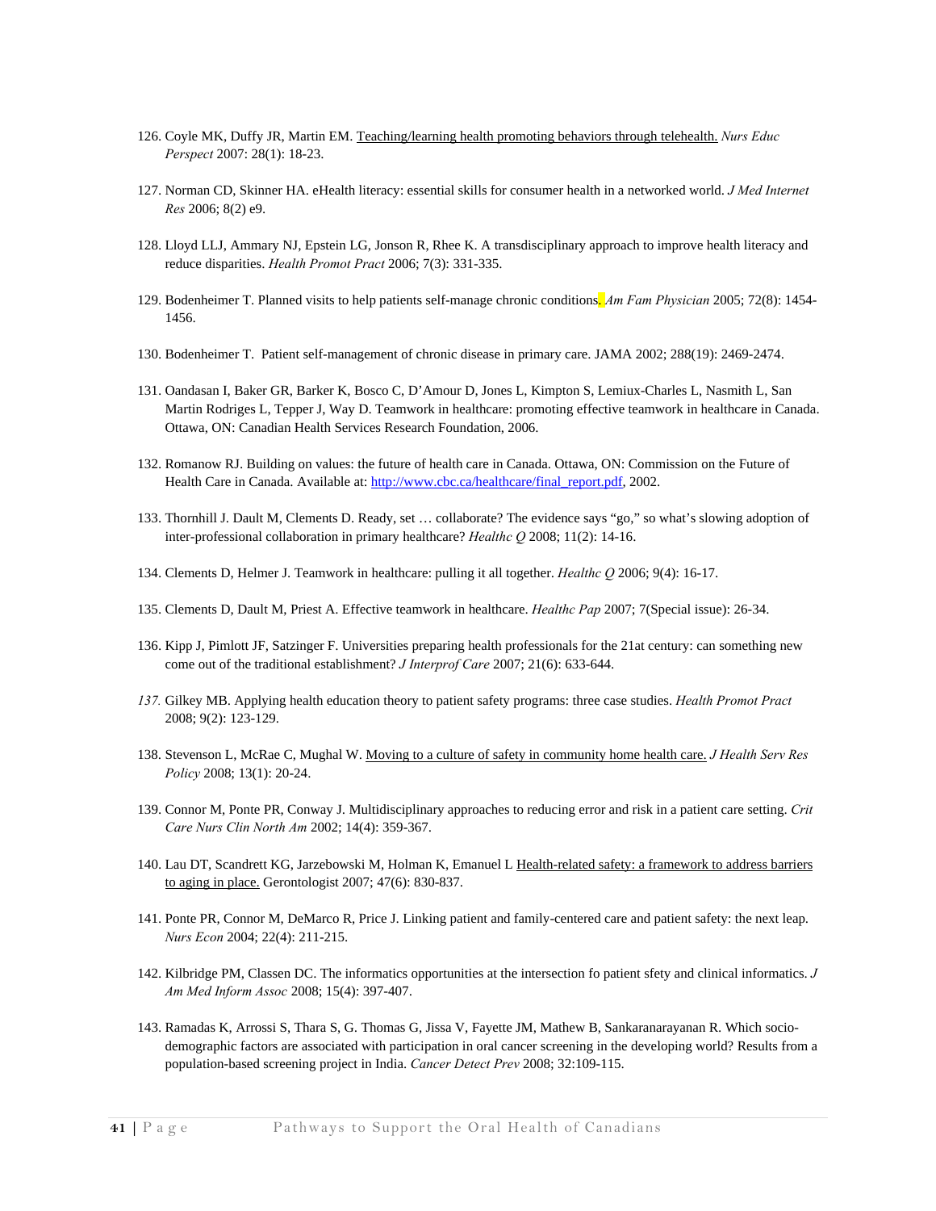126. Coyle MK, Duffy JR, Martin EM. Teaching/learning health promoting behaviors through telehealth. *Nurs Educ Perspect* 2007: 28(1): 18-23.

127. Norman CD, Skinner HA. eHealth literacy: essential skills for consumer health in a networked world. *J Med Internet Res* 2006; 8(2) e9.

128. Lloyd LLJ, Ammary NJ, Epstein LG, Jonson R, Rhee K. A transdisciplinary approach to improve health literacy and reduce disparities. *Health Promot Pract* 2006; 7(3): 331-335.

129. Bodenheimer T. Planned visits to help patients self-manage chronic conditions. *Am Fam Physician* 2005; 72(8): 1454-1456.

130. Bodenheimer T. Patient self-management of chronic disease in primary care. JAMA 2002; 288(19): 2469-2474.

131. Oandasan I, Baker GR, Barker K, Bosco C, D'Amour D, Jones L, Kimpton S, Lemiux-Charles L, Nasmith L, San Martin Rodriges L, Tepper J, Way D. Teamwork in healthcare: promoting effective teamwork in healthcare in Canada. Ottawa, ON: Canadian Health Services Research Foundation, 2006.

132. Romanow RJ. Building on values: the future of health care in Canada. Ottawa, ON: Commission on the Future of Health Care in Canada. Available at: http://www.cbc.ca/healthcare/final_report.pdf, 2002.

133. Thornhill J. Dault M, Clements D. Ready, set … collaborate? The evidence says "go," so what's slowing adoption of inter-professional collaboration in primary healthcare? *Healthc Q* 2008; 11(2): 14-16.

134. Clements D, Helmer J. Teamwork in healthcare: pulling it all together. *Healthc Q* 2006; 9(4): 16-17.

135. Clements D, Dault M, Priest A. Effective teamwork in healthcare. *Healthc Pap* 2007; 7(Special issue): 26-34.

136. Kipp J, Pimlott JF, Satzinger F. Universities preparing health professionals for the 21at century: can something new come out of the traditional establishment? *J Interprof Care* 2007; 21(6): 633-644.

137. Gilkey MB. Applying health education theory to patient safety programs: three case studies. *Health Promot Pract* 2008; 9(2): 123-129.

138. Stevenson L, McRae C, Mughal W. Moving to a culture of safety in community home health care. *J Health Serv Res Policy* 2008; 13(1): 20-24.

139. Connor M, Ponte PR, Conway J. Multidisciplinary approaches to reducing error and risk in a patient care setting. *Crit Care Nurs Clin North Am* 2002; 14(4): 359-367.

140. Lau DT, Scandrett KG, Jarzebowski M, Holman K, Emanuel L Health-related safety: a framework to address barriers to aging in place. Gerontologist 2007; 47(6): 830-837.

141. Ponte PR, Connor M, DeMarco R, Price J. Linking patient and family-centered care and patient safety: the next leap. *Nurs Econ* 2004; 22(4): 211-215.

142. Kilbridge PM, Classen DC. The informatics opportunities at the intersection fo patient sfety and clinical informatics. *J Am Med Inform Assoc* 2008; 15(4): 397-407.

143. Ramadas K, Arrossi S, Thara S, G. Thomas G, Jissa V, Fayette JM, Mathew B, Sankaranarayanan R. Which socio-demographic factors are associated with participation in oral cancer screening in the developing world? Results from a population-based screening project in India. *Cancer Detect Prev* 2008; 32:109-115.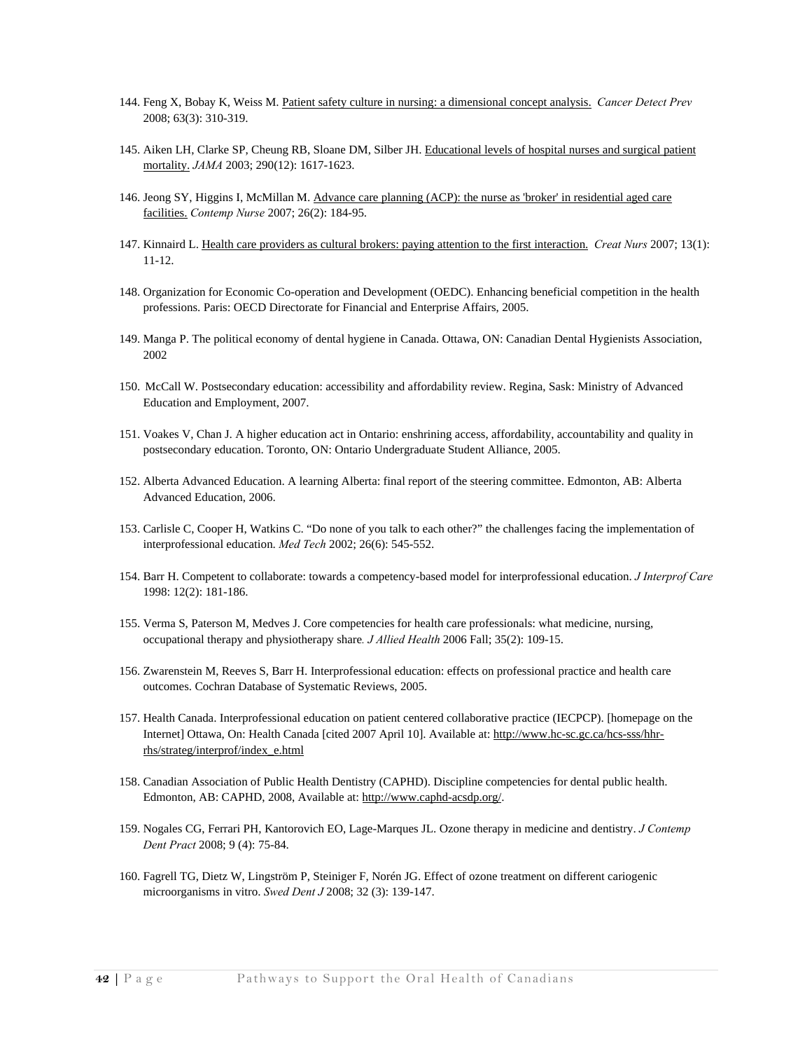144. Feng X, Bobay K, Weiss M. Patient safety culture in nursing: a dimensional concept analysis. *Cancer Detect Prev* 2008; 63(3): 310-319.

145. Aiken LH, Clarke SP, Cheung RB, Sloane DM, Silber JH. Educational levels of hospital nurses and surgical patient mortality. *JAMA* 2003; 290(12): 1617-1623.

146. Jeong SY, Higgins I, McMillan M. Advance care planning (ACP): the nurse as 'broker' in residential aged care facilities. *Contemp Nurse* 2007; 26(2): 184-95.

147. Kinnaird L. Health care providers as cultural brokers: paying attention to the first interaction. *Creat Nurs* 2007; 13(1): 11-12.

148. Organization for Economic Co-operation and Development (OEDC). Enhancing beneficial competition in the health professions. Paris: OECD Directorate for Financial and Enterprise Affairs, 2005.

149. Manga P. The political economy of dental hygiene in Canada. Ottawa, ON: Canadian Dental Hygienists Association, 2002

150. McCall W. Postsecondary education: accessibility and affordability review. Regina, Sask: Ministry of Advanced Education and Employment, 2007.

151. Voakes V, Chan J. A higher education act in Ontario: enshrining access, affordability, accountability and quality in postsecondary education. Toronto, ON: Ontario Undergraduate Student Alliance, 2005.

152. Alberta Advanced Education. A learning Alberta: final report of the steering committee. Edmonton, AB: Alberta Advanced Education, 2006.

153. Carlisle C, Cooper H, Watkins C. "Do none of you talk to each other?" the challenges facing the implementation of interprofessional education. *Med Tech* 2002; 26(6): 545-552.

154. Barr H. Competent to collaborate: towards a competency-based model for interprofessional education. *J Interprof Care* 1998: 12(2): 181-186.

155. Verma S, Paterson M, Medves J. Core competencies for health care professionals: what medicine, nursing, occupational therapy and physiotherapy share. *J Allied Health* 2006 Fall; 35(2): 109-15.

156. Zwarenstein M, Reeves S, Barr H. Interprofessional education: effects on professional practice and health care outcomes. Cochran Database of Systematic Reviews, 2005.

157. Health Canada. Interprofessional education on patient centered collaborative practice (IECPCP). [homepage on the Internet] Ottawa, On: Health Canada [cited 2007 April 10]. Available at: http://www.hc-sc.gc.ca/hcs-sss/hhr-rhs/strateg/interprof/index_e.html

158. Canadian Association of Public Health Dentistry (CAPHD). Discipline competencies for dental public health. Edmonton, AB: CAPHD, 2008, Available at: http://www.caphd-acsdp.org/.

159. Nogales CG, Ferrari PH, Kantorovich EO, Lage-Marques JL. Ozone therapy in medicine and dentistry. *J Contemp Dent Pract* 2008; 9 (4): 75-84.

160. Fagrell TG, Dietz W, Lingström P, Steiniger F, Norén JG. Effect of ozone treatment on different cariogenic microorganisms in vitro. *Swed Dent J* 2008; 32 (3): 139-147.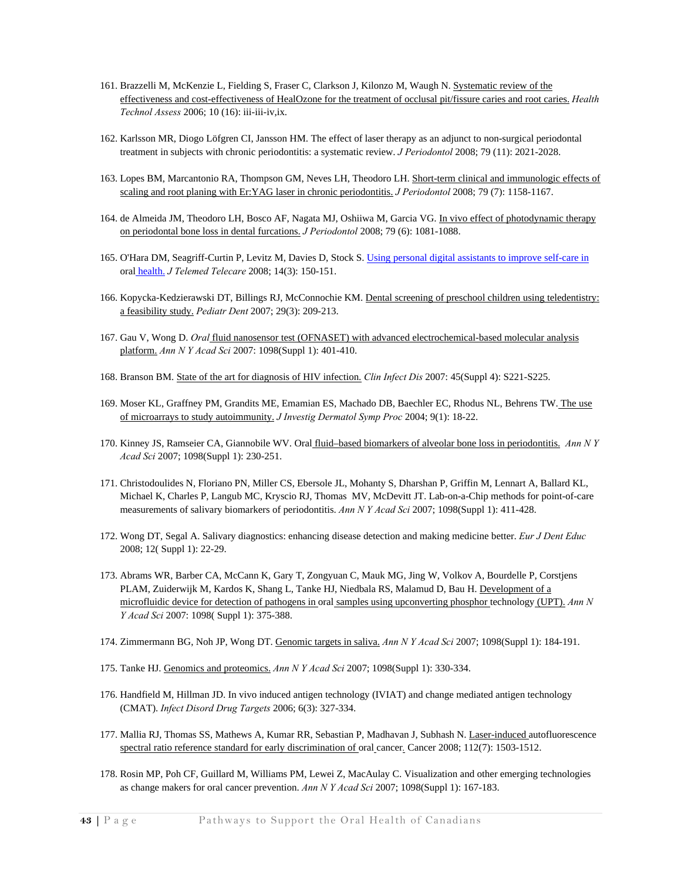161. Brazzelli M, McKenzie L, Fielding S, Fraser C, Clarkson J, Kilonzo M, Waugh N. Systematic review of the effectiveness and cost-effectiveness of HealOzone for the treatment of occlusal pit/fissure caries and root caries. *Health Technol Assess* 2006; 10 (16): iii-iii-iv,ix.

162. Karlsson MR, Diogo Löfgren CI, Jansson HM. The effect of laser therapy as an adjunct to non-surgical periodontal treatment in subjects with chronic periodontitis: a systematic review. *J Periodontol* 2008; 79 (11): 2021-2028.

163. Lopes BM, Marcantonio RA, Thompson GM, Neves LH, Theodoro LH. Short-term clinical and immunologic effects of scaling and root planing with Er:YAG laser in chronic periodontitis. *J Periodontol* 2008; 79 (7): 1158-1167.

164. de Almeida JM, Theodoro LH, Bosco AF, Nagata MJ, Oshiiwa M, Garcia VG. In vivo effect of photodynamic therapy on periodontal bone loss in dental furcations. *J Periodontol* 2008; 79 (6): 1081-1088.

165. O'Hara DM, Seagriff-Curtin P, Levitz M, Davies D, Stock S. Using personal digital assistants to improve self-care in oral health. *J Telemed Telecare* 2008; 14(3): 150-151.

166. Kopycka-Kedzierawski DT, Billings RJ, McConnochie KM. Dental screening of preschool children using teledentistry: a feasibility study. *Pediatr Dent* 2007; 29(3): 209-213.

167. Gau V, Wong D. *Oral* fluid nanosensor test (OFNASET) with advanced electrochemical-based molecular analysis platform. *Ann N Y Acad Sci* 2007: 1098(Suppl 1): 401-410.

168. Branson BM. State of the art for diagnosis of HIV infection. *Clin Infect Dis* 2007: 45(Suppl 4): S221-S225.

169. Moser KL, Graffney PM, Grandits ME, Emamian ES, Machado DB, Baechler EC, Rhodus NL, Behrens TW. The use of microarrays to study autoimmunity. *J Investig Dermatol Symp Proc* 2004; 9(1): 18-22.

170. Kinney JS, Ramseier CA, Giannobile WV. Oral fluid–based biomarkers of alveolar bone loss in periodontitis. *Ann N Y Acad Sci* 2007; 1098(Suppl 1): 230-251.

171. Christodoulides N, Floriano PN, Miller CS, Ebersole JL, Mohanty S, Dharshan P, Griffin M, Lennart A, Ballard KL, Michael K, Charles P, Langub MC, Kryscio RJ, Thomas MV, McDevitt JT. Lab-on-a-Chip methods for point-of-care measurements of salivary biomarkers of periodontitis. *Ann N Y Acad Sci* 2007; 1098(Suppl 1): 411-428.

172. Wong DT, Segal A. Salivary diagnostics: enhancing disease detection and making medicine better. *Eur J Dent Educ* 2008; 12( Suppl 1): 22-29.

173. Abrams WR, Barber CA, McCann K, Gary T, Zongyuan C, Mauk MG, Jing W, Volkov A, Bourdelle P, Corstjens PLAM, Zuiderwijk M, Kardos K, Shang L, Tanke HJ, Niedbala RS, Malamud D, Bau H. Development of a microfluidic device for detection of pathogens in oral samples using upconverting phosphor technology (UPT). *Ann N Y Acad Sci* 2007: 1098( Suppl 1): 375-388.

174. Zimmermann BG, Noh JP, Wong DT. Genomic targets in saliva. *Ann N Y Acad Sci* 2007; 1098(Suppl 1): 184-191.

175. Tanke HJ. Genomics and proteomics. *Ann N Y Acad Sci* 2007; 1098(Suppl 1): 330-334.

176. Handfield M, Hillman JD. In vivo induced antigen technology (IVIAT) and change mediated antigen technology (CMAT). *Infect Disord Drug Targets* 2006; 6(3): 327-334.

177. Mallia RJ, Thomas SS, Mathews A, Kumar RR, Sebastian P, Madhavan J, Subhash N. Laser-induced autofluorescence spectral ratio reference standard for early discrimination of oral cancer. Cancer 2008; 112(7): 1503-1512.

178. Rosin MP, Poh CF, Guillard M, Williams PM, Lewei Z, MacAulay C. Visualization and other emerging technologies as change makers for oral cancer prevention. *Ann N Y Acad Sci* 2007; 1098(Suppl 1): 167-183.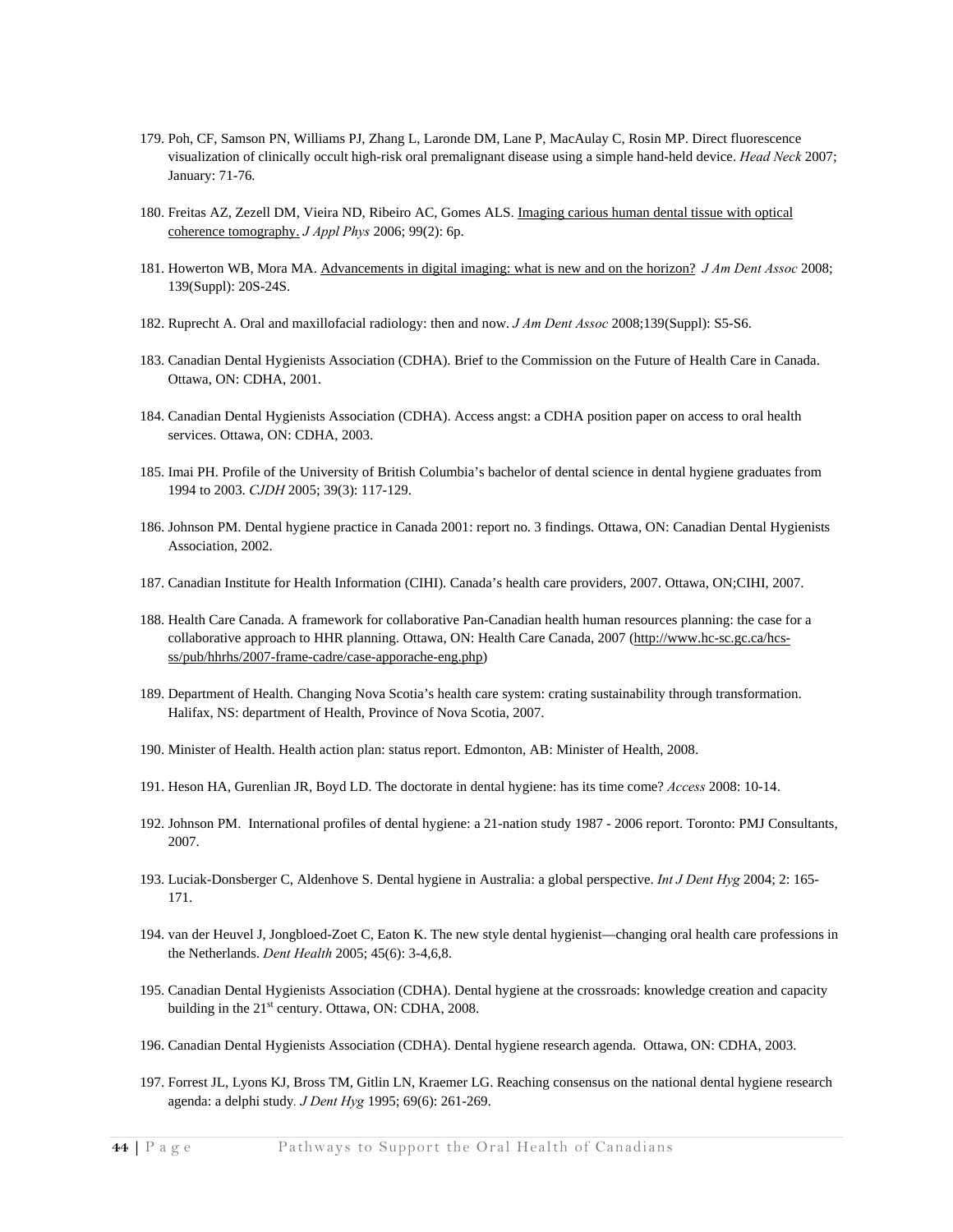179. Poh, CF, Samson PN, Williams PJ, Zhang L, Laronde DM, Lane P, MacAulay C, Rosin MP. Direct fluorescence visualization of clinically occult high-risk oral premalignant disease using a simple hand-held device. *Head Neck* 2007; January: 71-76.

180. Freitas AZ, Zezell DM, Vieira ND, Ribeiro AC, Gomes ALS. Imaging carious human dental tissue with optical coherence tomography. *J Appl Phys* 2006; 99(2): 6p.

181. Howerton WB, Mora MA. Advancements in digital imaging: what is new and on the horizon? *J Am Dent Assoc* 2008; 139(Suppl): 20S-24S.

182. Ruprecht A. Oral and maxillofacial radiology: then and now. *J Am Dent Assoc* 2008;139(Suppl): S5-S6.

183. Canadian Dental Hygienists Association (CDHA). Brief to the Commission on the Future of Health Care in Canada. Ottawa, ON: CDHA, 2001.

184. Canadian Dental Hygienists Association (CDHA). Access angst: a CDHA position paper on access to oral health services. Ottawa, ON: CDHA, 2003.

185. Imai PH. Profile of the University of British Columbia's bachelor of dental science in dental hygiene graduates from 1994 to 2003. *CJDH* 2005; 39(3): 117-129.

186. Johnson PM. Dental hygiene practice in Canada 2001: report no. 3 findings. Ottawa, ON: Canadian Dental Hygienists Association, 2002.

187. Canadian Institute for Health Information (CIHI). Canada's health care providers, 2007. Ottawa, ON;CIHI, 2007.

188. Health Care Canada. A framework for collaborative Pan-Canadian health human resources planning: the case for a collaborative approach to HHR planning. Ottawa, ON: Health Care Canada, 2007 (http://www.hc-sc.gc.ca/hcs-ss/pub/hhrhs/2007-frame-cadre/case-apporache-eng.php)

189. Department of Health. Changing Nova Scotia's health care system: crating sustainability through transformation. Halifax, NS: department of Health, Province of Nova Scotia, 2007.

190. Minister of Health. Health action plan: status report. Edmonton, AB: Minister of Health, 2008.

191. Heson HA, Gurenlian JR, Boyd LD. The doctorate in dental hygiene: has its time come? *Access* 2008: 10-14.

192. Johnson PM. International profiles of dental hygiene: a 21-nation study 1987 - 2006 report. Toronto: PMJ Consultants, 2007.

193. Luciak-Donsberger C, Aldenhove S. Dental hygiene in Australia: a global perspective. *Int J Dent Hyg* 2004; 2: 165-171.

194. van der Heuvel J, Jongbloed-Zoet C, Eaton K. The new style dental hygienist—changing oral health care professions in the Netherlands. *Dent Health* 2005; 45(6): 3-4,6,8.

195. Canadian Dental Hygienists Association (CDHA). Dental hygiene at the crossroads: knowledge creation and capacity building in the 21st century. Ottawa, ON: CDHA, 2008.

196. Canadian Dental Hygienists Association (CDHA). Dental hygiene research agenda. Ottawa, ON: CDHA, 2003.

197. Forrest JL, Lyons KJ, Bross TM, Gitlin LN, Kraemer LG. Reaching consensus on the national dental hygiene research agenda: a delphi study. *J Dent Hyg* 1995; 69(6): 261-269.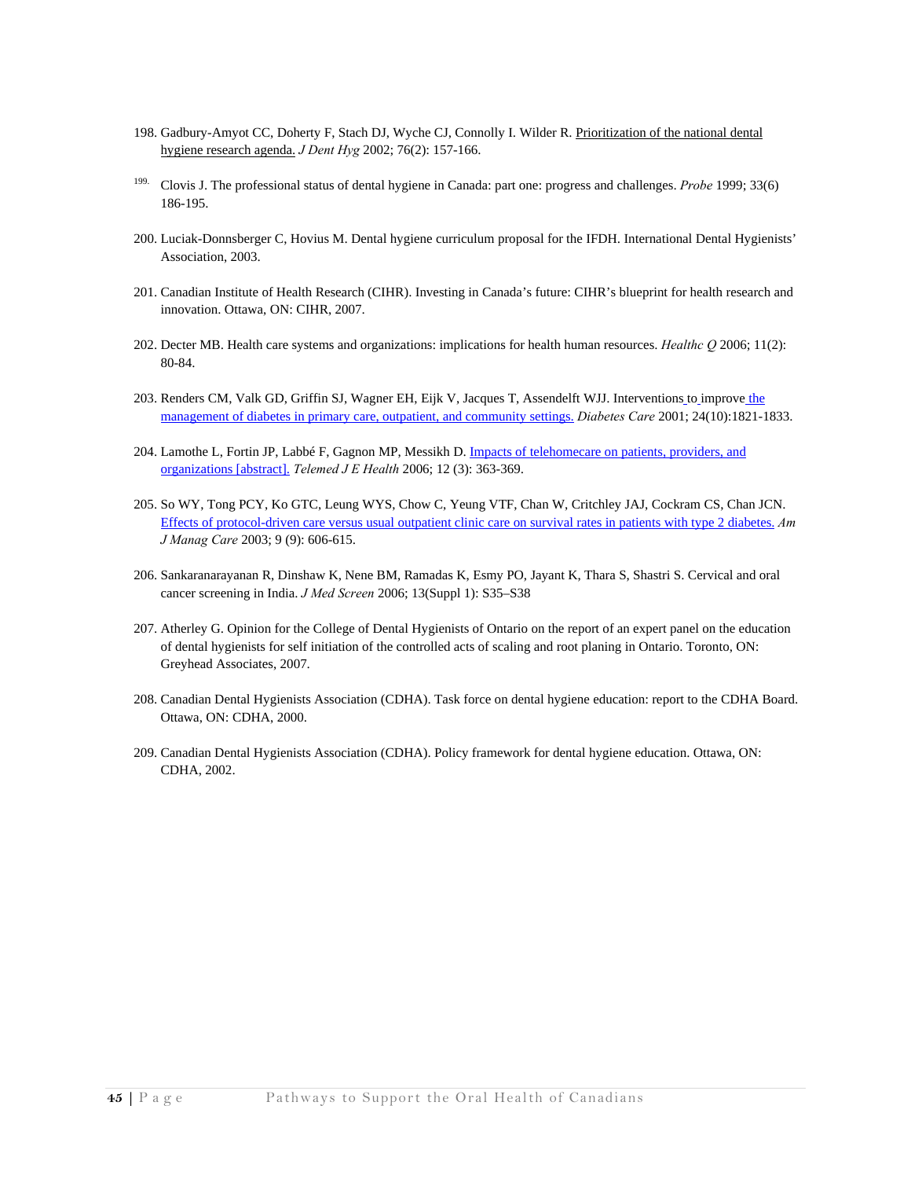198. Gadbury-Amyot CC, Doherty F, Stach DJ, Wyche CJ, Connolly I. Wilder R. Prioritization of the national dental hygiene research agenda. *J Dent Hyg* 2002; 76(2): 157-166.

199. Clovis J. The professional status of dental hygiene in Canada: part one: progress and challenges. *Probe* 1999; 33(6) 186-195.

200. Luciak-Donnsberger C, Hovius M. Dental hygiene curriculum proposal for the IFDH. International Dental Hygienists' Association, 2003.

201. Canadian Institute of Health Research (CIHR). Investing in Canada's future: CIHR's blueprint for health research and innovation. Ottawa, ON: CIHR, 2007.

202. Decter MB. Health care systems and organizations: implications for health human resources. *Healthc Q* 2006; 11(2): 80-84.

203. Renders CM, Valk GD, Griffin SJ, Wagner EH, Eijk V, Jacques T, Assendelft WJJ. Interventions to improve the management of diabetes in primary care, outpatient, and community settings. *Diabetes Care* 2001; 24(10):1821-1833.

204. Lamothe L, Fortin JP, Labbé F, Gagnon MP, Messikh D. Impacts of telehomecare on patients, providers, and organizations [abstract]. *Telemed J E Health* 2006; 12 (3): 363-369.

205. So WY, Tong PCY, Ko GTC, Leung WYS, Chow C, Yeung VTF, Chan W, Critchley JAJ, Cockram CS, Chan JCN. Effects of protocol-driven care versus usual outpatient clinic care on survival rates in patients with type 2 diabetes. *Am J Manag Care* 2003; 9 (9): 606-615.

206. Sankaranarayanan R, Dinshaw K, Nene BM, Ramadas K, Esmy PO, Jayant K, Thara S, Shastri S. Cervical and oral cancer screening in India. *J Med Screen* 2006; 13(Suppl 1): S35–S38

207. Atherley G. Opinion for the College of Dental Hygienists of Ontario on the report of an expert panel on the education of dental hygienists for self initiation of the controlled acts of scaling and root planing in Ontario. Toronto, ON: Greyhead Associates, 2007.

208. Canadian Dental Hygienists Association (CDHA). Task force on dental hygiene education: report to the CDHA Board. Ottawa, ON: CDHA, 2000.

209. Canadian Dental Hygienists Association (CDHA). Policy framework for dental hygiene education. Ottawa, ON: CDHA, 2002.